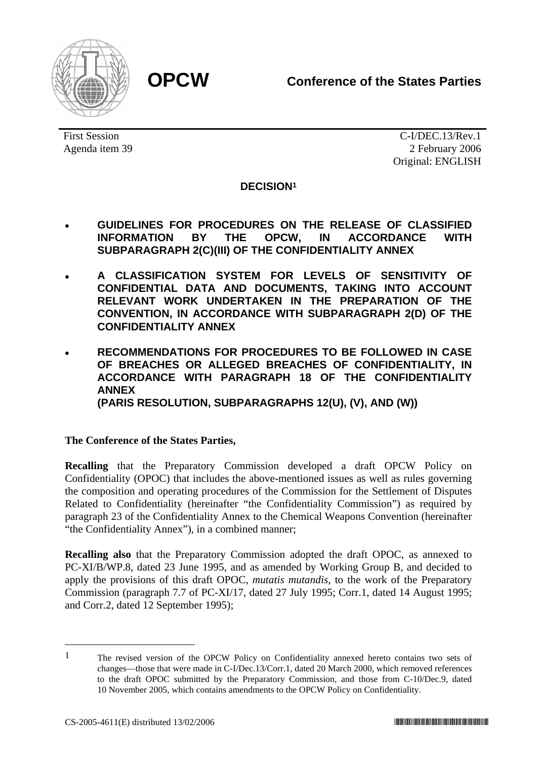**OPCW** **Conference of the States Parties**

First Session
Agenda item 39

C-I/DEC.13/Rev.1
2 February 2006
Original: ENGLISH

## DECISION[1]

- **GUIDELINES FOR PROCEDURES ON THE RELEASE OF CLASSIFIED INFORMATION BY THE OPCW, IN ACCORDANCE WITH SUBPARAGRAPH 2(C)(III) OF THE CONFIDENTIALITY ANNEX**
- **A CLASSIFICATION SYSTEM FOR LEVELS OF SENSITIVITY OF CONFIDENTIAL DATA AND DOCUMENTS, TAKING INTO ACCOUNT RELEVANT WORK UNDERTAKEN IN THE PREPARATION OF THE CONVENTION, IN ACCORDANCE WITH SUBPARAGRAPH 2(D) OF THE CONFIDENTIALITY ANNEX**
- **RECOMMENDATIONS FOR PROCEDURES TO BE FOLLOWED IN CASE OF BREACHES OR ALLEGED BREACHES OF CONFIDENTIALITY, IN ACCORDANCE WITH PARAGRAPH 18 OF THE CONFIDENTIALITY ANNEX**
**(PARIS RESOLUTION, SUBPARAGRAPHS 12(U), (V), AND (W))**

**The Conference of the States Parties,**

**Recalling** that the Preparatory Commission developed a draft OPCW Policy on Confidentiality (OPOC) that includes the above-mentioned issues as well as rules governing the composition and operating procedures of the Commission for the Settlement of Disputes Related to Confidentiality (hereinafter "the Confidentiality Commission") as required by paragraph 23 of the Confidentiality Annex to the Chemical Weapons Convention (hereinafter "the Confidentiality Annex"), in a combined manner;

**Recalling also** that the Preparatory Commission adopted the draft OPOC, as annexed to PC-XI/B/WP.8, dated 23 June 1995, and as amended by Working Group B, and decided to apply the provisions of this draft OPOC, *mutatis mutandis*, to the work of the Preparatory Commission (paragraph 7.7 of PC-XI/17, dated 27 July 1995; Corr.1, dated 14 August 1995; and Corr.2, dated 12 September 1995);

[1] The revised version of the OPCW Policy on Confidentiality annexed hereto contains two sets of changes—those that were made in C-I/Dec.13/Corr.1, dated 20 March 2000, which removed references to the draft OPOC submitted by the Preparatory Commission, and those from C-10/Dec.9, dated 10 November 2005, which contains amendments to the OPCW Policy on Confidentiality.

CS-2005-4611(E) distributed 13/02/2006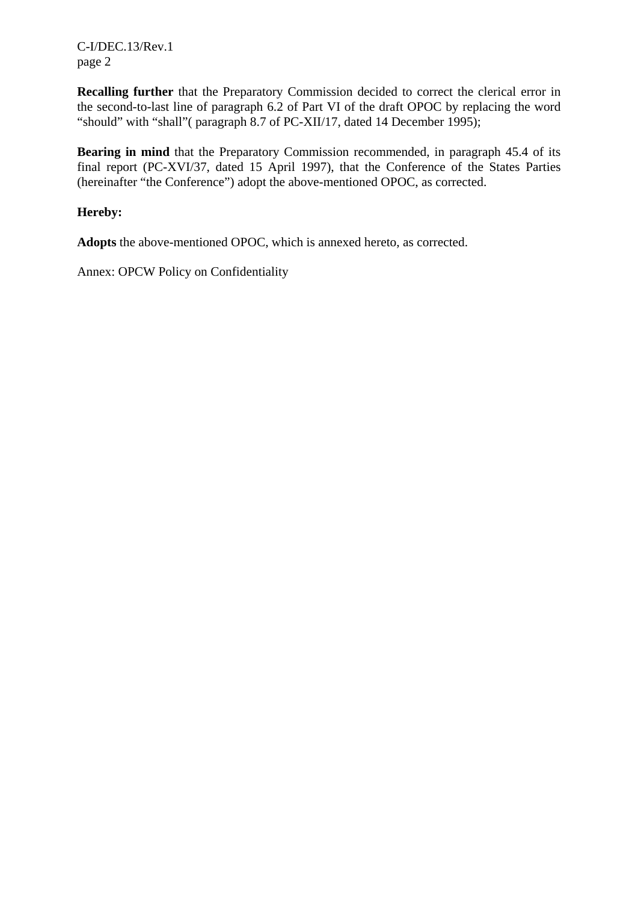**Recalling further** that the Preparatory Commission decided to correct the clerical error in the second-to-last line of paragraph 6.2 of Part VI of the draft OPOC by replacing the word “should” with “shall”( paragraph 8.7 of PC-XII/17, dated 14 December 1995);

**Bearing in mind** that the Preparatory Commission recommended, in paragraph 45.4 of its final report (PC-XVI/37, dated 15 April 1997), that the Conference of the States Parties (hereinafter “the Conference”) adopt the above-mentioned OPOC, as corrected.

**Hereby:**

**Adopts** the above-mentioned OPOC, which is annexed hereto, as corrected.

Annex: OPCW Policy on Confidentiality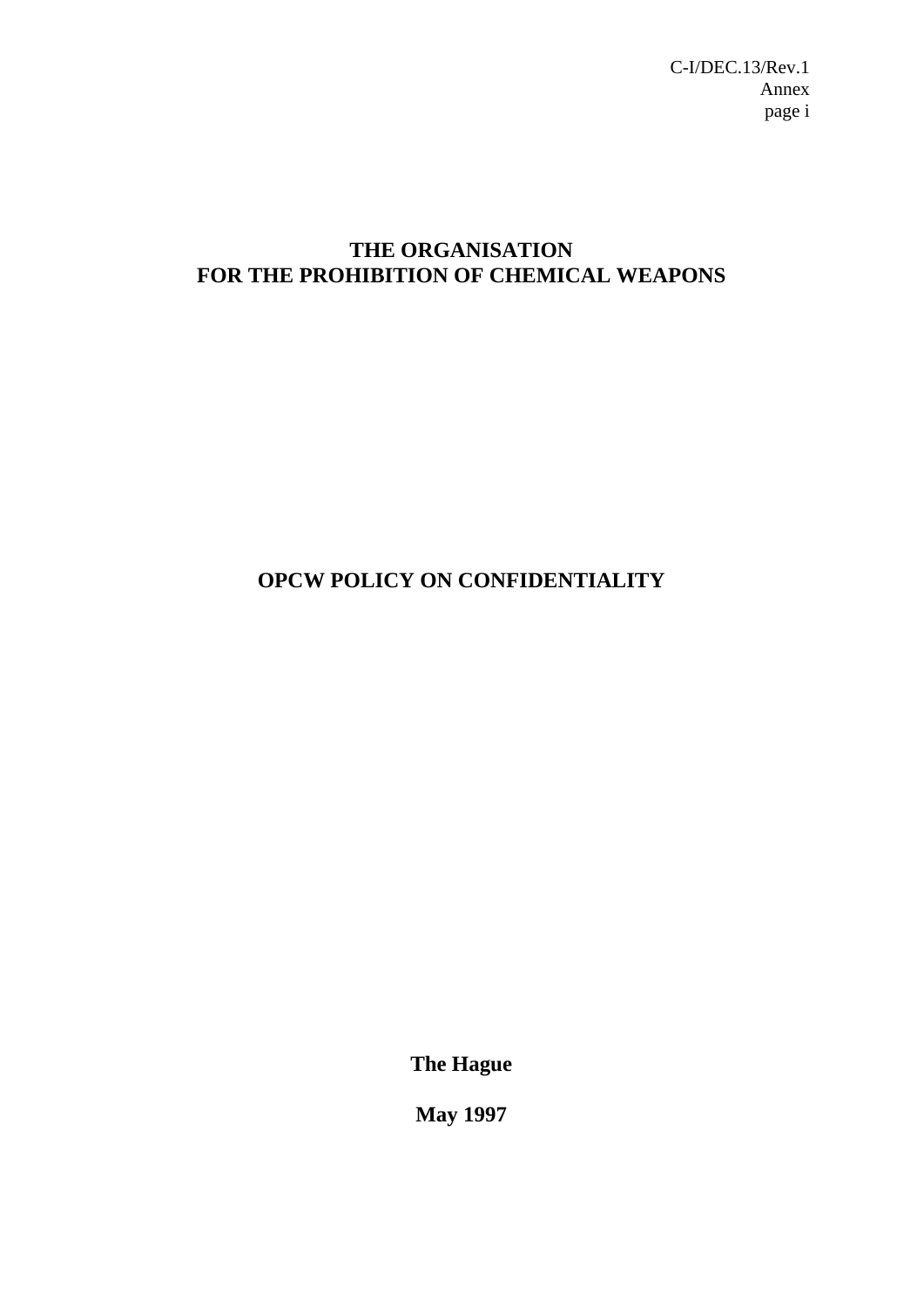# THE ORGANISATION FOR THE PROHIBITION OF CHEMICAL WEAPONS

## OPCW POLICY ON CONFIDENTIALITY

**The Hague**

**May 1997**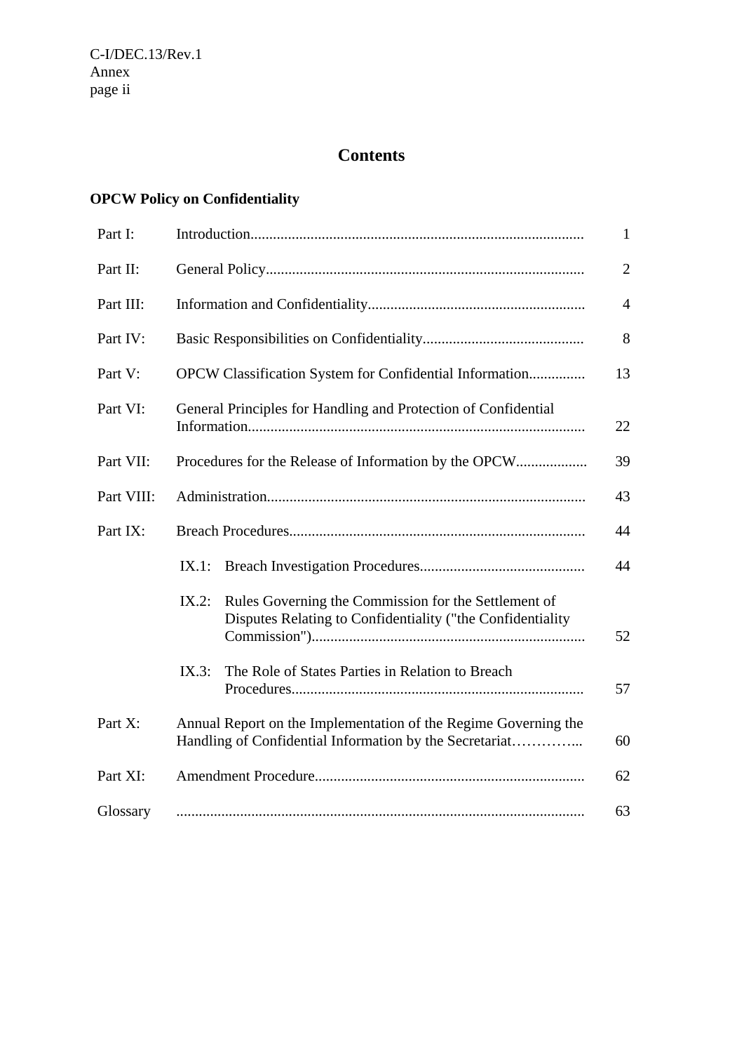# Contents

**OPCW Policy on Confidentiality**

| | | |
|---|---|---|
| Part I: | Introduction | 1 |
| Part II: | General Policy | 2 |
| Part III: | Information and Confidentiality | 4 |
| Part IV: | Basic Responsibilities on Confidentiality | 8 |
| Part V: | OPCW Classification System for Confidential Information | 13 |
| Part VI: | General Principles for Handling and Protection of Confidential Information | 22 |
| Part VII: | Procedures for the Release of Information by the OPCW | 39 |
| Part VIII: | Administration | 43 |
| Part IX: | Breach Procedures | 44 |
| | IX.1: Breach Investigation Procedures | 44 |
| | IX.2: Rules Governing the Commission for the Settlement of Disputes Relating to Confidentiality ("the Confidentiality Commission") | 52 |
| | IX.3: The Role of States Parties in Relation to Breach Procedures | 57 |
| Part X: | Annual Report on the Implementation of the Regime Governing the Handling of Confidential Information by the Secretariat | 60 |
| Part XI: | Amendment Procedure | 62 |
| Glossary | | 63 |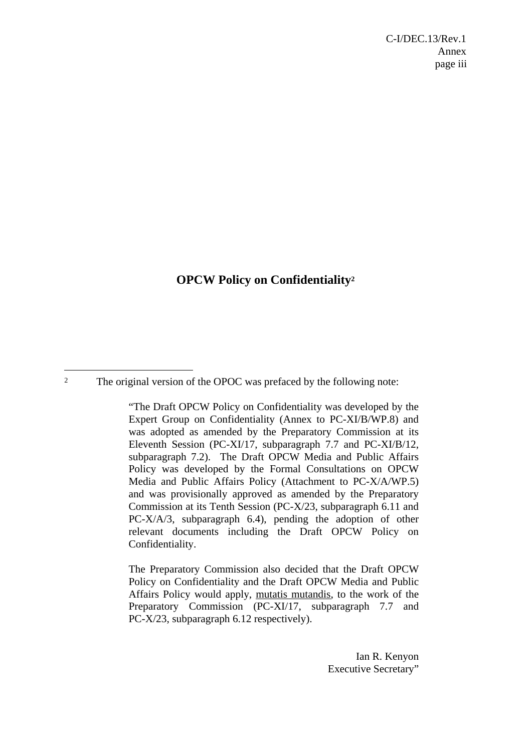# OPCW Policy on Confidentiality[2]

---

[2] The original version of the OPOC was prefaced by the following note:

> "The Draft OPCW Policy on Confidentiality was developed by the Expert Group on Confidentiality (Annex to PC-XI/B/WP.8) and was adopted as amended by the Preparatory Commission at its Eleventh Session (PC-XI/17, subparagraph 7.7 and PC-XI/B/12, subparagraph 7.2). The Draft OPCW Media and Public Affairs Policy was developed by the Formal Consultations on OPCW Media and Public Affairs Policy (Attachment to PC-X/A/WP.5) and was provisionally approved as amended by the Preparatory Commission at its Tenth Session (PC-X/23, subparagraph 6.11 and PC-X/A/3, subparagraph 6.4), pending the adoption of other relevant documents including the Draft OPCW Policy on Confidentiality.
>
> The Preparatory Commission also decided that the Draft OPCW Policy on Confidentiality and the Draft OPCW Media and Public Affairs Policy would apply, mutatis mutandis, to the work of the Preparatory Commission (PC-XI/17, subparagraph 7.7 and PC-X/23, subparagraph 6.12 respectively).
>
> Ian R. Kenyon
> Executive Secretary"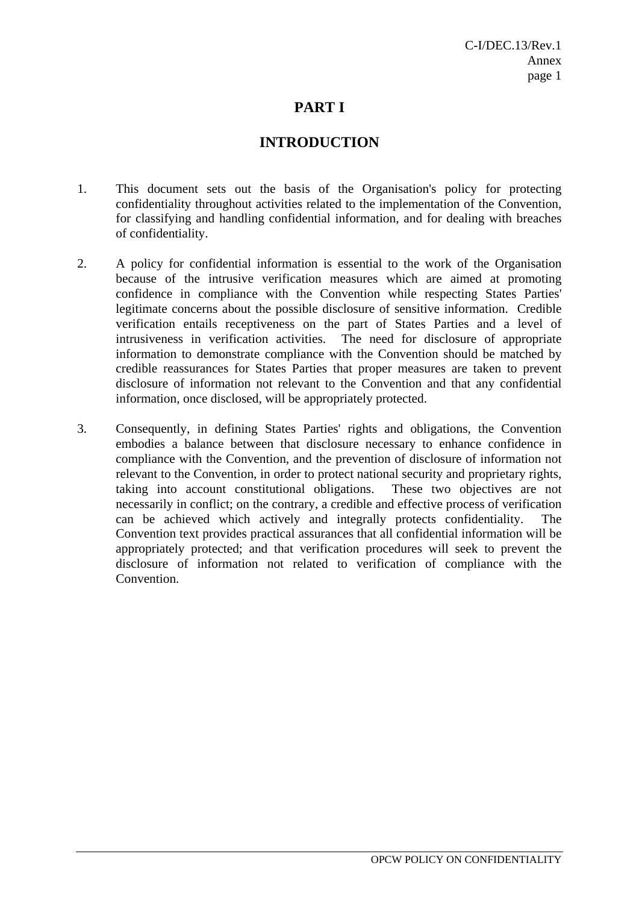# PART I

## INTRODUCTION

1. This document sets out the basis of the Organisation's policy for protecting confidentiality throughout activities related to the implementation of the Convention, for classifying and handling confidential information, and for dealing with breaches of confidentiality.

2. A policy for confidential information is essential to the work of the Organisation because of the intrusive verification measures which are aimed at promoting confidence in compliance with the Convention while respecting States Parties' legitimate concerns about the possible disclosure of sensitive information. Credible verification entails receptiveness on the part of States Parties and a level of intrusiveness in verification activities. The need for disclosure of appropriate information to demonstrate compliance with the Convention should be matched by credible reassurances for States Parties that proper measures are taken to prevent disclosure of information not relevant to the Convention and that any confidential information, once disclosed, will be appropriately protected.

3. Consequently, in defining States Parties' rights and obligations, the Convention embodies a balance between that disclosure necessary to enhance confidence in compliance with the Convention, and the prevention of disclosure of information not relevant to the Convention, in order to protect national security and proprietary rights, taking into account constitutional obligations. These two objectives are not necessarily in conflict; on the contrary, a credible and effective process of verification can be achieved which actively and integrally protects confidentiality. The Convention text provides practical assurances that all confidential information will be appropriately protected; and that verification procedures will seek to prevent the disclosure of information not related to verification of compliance with the Convention.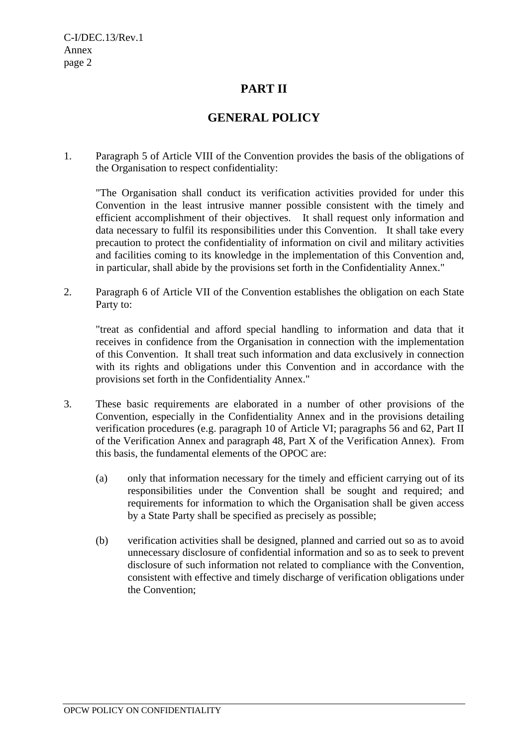# PART II

## GENERAL POLICY

1. Paragraph 5 of Article VIII of the Convention provides the basis of the obligations of the Organisation to respect confidentiality:

   "The Organisation shall conduct its verification activities provided for under this Convention in the least intrusive manner possible consistent with the timely and efficient accomplishment of their objectives. It shall request only information and data necessary to fulfil its responsibilities under this Convention. It shall take every precaution to protect the confidentiality of information on civil and military activities and facilities coming to its knowledge in the implementation of this Convention and, in particular, shall abide by the provisions set forth in the Confidentiality Annex."

2. Paragraph 6 of Article VII of the Convention establishes the obligation on each State Party to:

   "treat as confidential and afford special handling to information and data that it receives in confidence from the Organisation in connection with the implementation of this Convention. It shall treat such information and data exclusively in connection with its rights and obligations under this Convention and in accordance with the provisions set forth in the Confidentiality Annex."

3. These basic requirements are elaborated in a number of other provisions of the Convention, especially in the Confidentiality Annex and in the provisions detailing verification procedures (e.g. paragraph 10 of Article VI; paragraphs 56 and 62, Part II of the Verification Annex and paragraph 48, Part X of the Verification Annex). From this basis, the fundamental elements of the OPOC are:

   (a) only that information necessary for the timely and efficient carrying out of its responsibilities under the Convention shall be sought and required; and requirements for information to which the Organisation shall be given access by a State Party shall be specified as precisely as possible;

   (b) verification activities shall be designed, planned and carried out so as to avoid unnecessary disclosure of confidential information and so as to seek to prevent disclosure of such information not related to compliance with the Convention, consistent with effective and timely discharge of verification obligations under the Convention;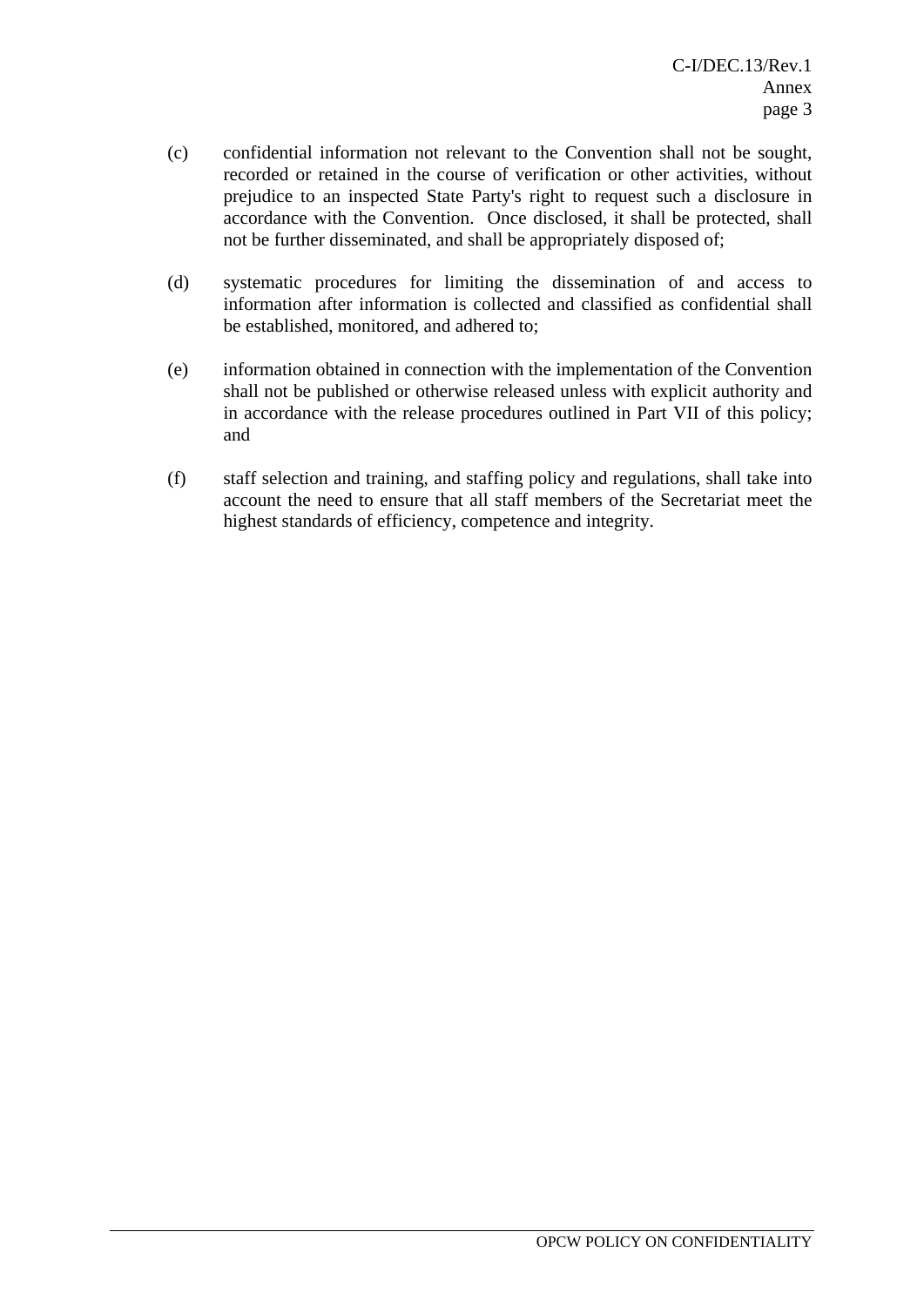(c) confidential information not relevant to the Convention shall not be sought, recorded or retained in the course of verification or other activities, without prejudice to an inspected State Party's right to request such a disclosure in accordance with the Convention. Once disclosed, it shall be protected, shall not be further disseminated, and shall be appropriately disposed of;

(d) systematic procedures for limiting the dissemination of and access to information after information is collected and classified as confidential shall be established, monitored, and adhered to;

(e) information obtained in connection with the implementation of the Convention shall not be published or otherwise released unless with explicit authority and in accordance with the release procedures outlined in Part VII of this policy; and

(f) staff selection and training, and staffing policy and regulations, shall take into account the need to ensure that all staff members of the Secretariat meet the highest standards of efficiency, competence and integrity.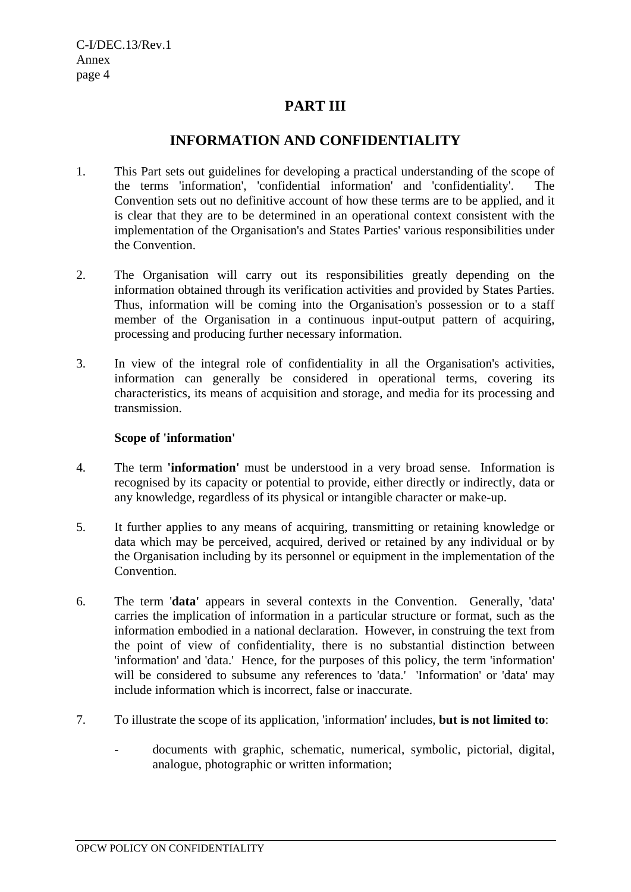## PART III

## INFORMATION AND CONFIDENTIALITY

1. This Part sets out guidelines for developing a practical understanding of the scope of the terms 'information', 'confidential information' and 'confidentiality'. The Convention sets out no definitive account of how these terms are to be applied, and it is clear that they are to be determined in an operational context consistent with the implementation of the Organisation's and States Parties' various responsibilities under the Convention.

2. The Organisation will carry out its responsibilities greatly depending on the information obtained through its verification activities and provided by States Parties. Thus, information will be coming into the Organisation's possession or to a staff member of the Organisation in a continuous input-output pattern of acquiring, processing and producing further necessary information.

3. In view of the integral role of confidentiality in all the Organisation's activities, information can generally be considered in operational terms, covering its characteristics, its means of acquisition and storage, and media for its processing and transmission.

**Scope of 'information'**

4. The term **'information'** must be understood in a very broad sense. Information is recognised by its capacity or potential to provide, either directly or indirectly, data or any knowledge, regardless of its physical or intangible character or make-up.

5. It further applies to any means of acquiring, transmitting or retaining knowledge or data which may be perceived, acquired, derived or retained by any individual or by the Organisation including by its personnel or equipment in the implementation of the Convention.

6. The term '**data'** appears in several contexts in the Convention. Generally, 'data' carries the implication of information in a particular structure or format, such as the information embodied in a national declaration. However, in construing the text from the point of view of confidentiality, there is no substantial distinction between 'information' and 'data.' Hence, for the purposes of this policy, the term 'information' will be considered to subsume any references to 'data.' 'Information' or 'data' may include information which is incorrect, false or inaccurate.

7. To illustrate the scope of its application, 'information' includes, **but is not limited to**:

   - documents with graphic, schematic, numerical, symbolic, pictorial, digital, analogue, photographic or written information;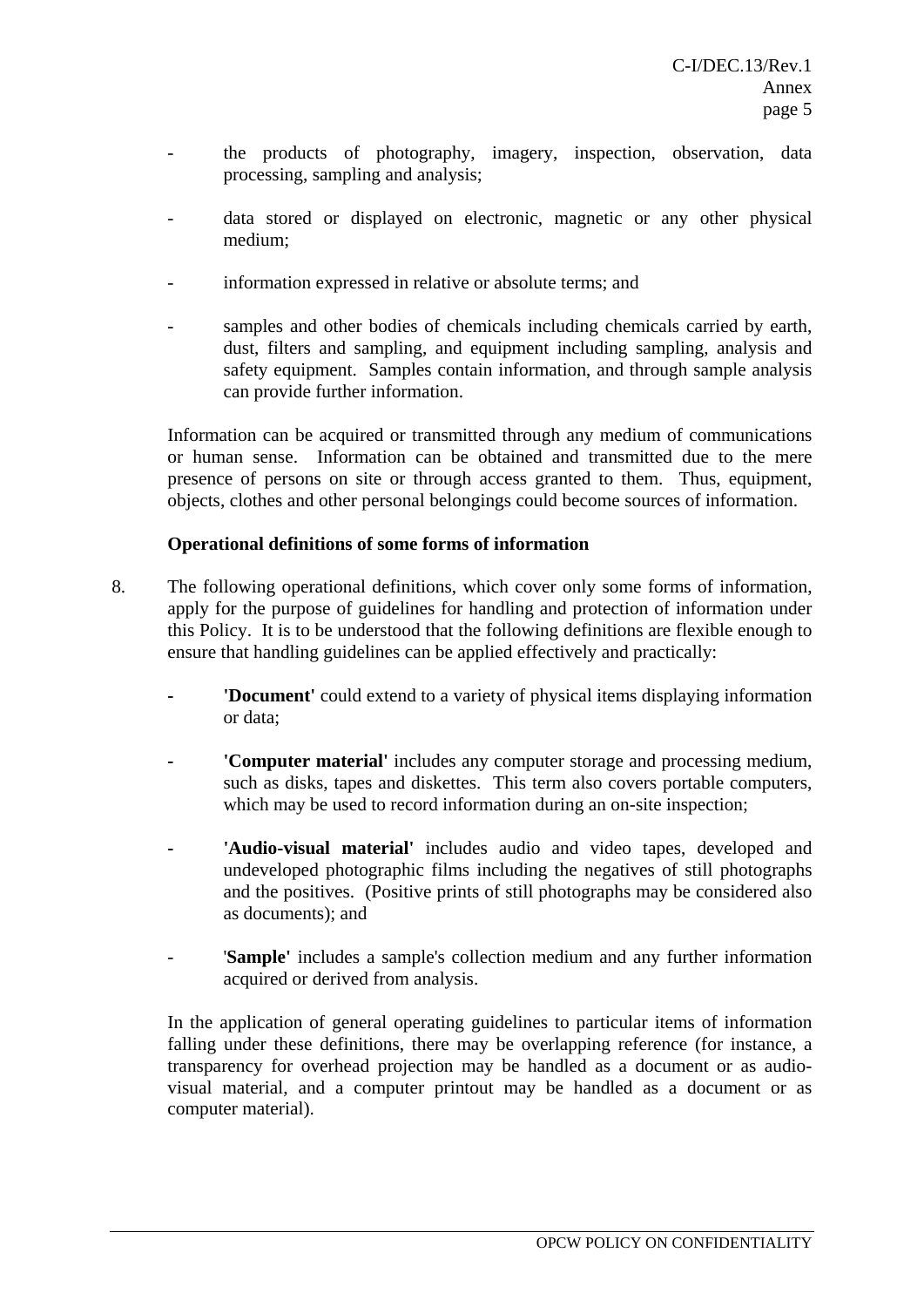- the products of photography, imagery, inspection, observation, data processing, sampling and analysis;

- data stored or displayed on electronic, magnetic or any other physical medium;

- information expressed in relative or absolute terms; and

- samples and other bodies of chemicals including chemicals carried by earth, dust, filters and sampling, and equipment including sampling, analysis and safety equipment. Samples contain information, and through sample analysis can provide further information.

Information can be acquired or transmitted through any medium of communications or human sense. Information can be obtained and transmitted due to the mere presence of persons on site or through access granted to them. Thus, equipment, objects, clothes and other personal belongings could become sources of information.

**Operational definitions of some forms of information**

8. The following operational definitions, which cover only some forms of information, apply for the purpose of guidelines for handling and protection of information under this Policy. It is to be understood that the following definitions are flexible enough to ensure that handling guidelines can be applied effectively and practically:

   - **'Document'** could extend to a variety of physical items displaying information or data;

   - **'Computer material'** includes any computer storage and processing medium, such as disks, tapes and diskettes. This term also covers portable computers, which may be used to record information during an on-site inspection;

   - **'Audio-visual material'** includes audio and video tapes, developed and undeveloped photographic films including the negatives of still photographs and the positives. (Positive prints of still photographs may be considered also as documents); and

   - '**Sample'** includes a sample's collection medium and any further information acquired or derived from analysis.

   In the application of general operating guidelines to particular items of information falling under these definitions, there may be overlapping reference (for instance, a transparency for overhead projection may be handled as a document or as audio-visual material, and a computer printout may be handled as a document or as computer material).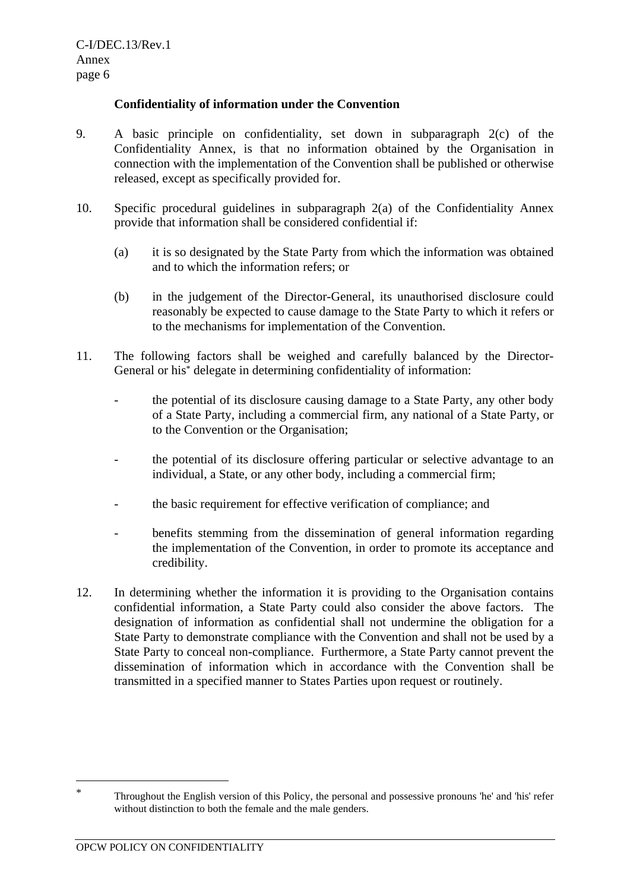**Confidentiality of information under the Convention**

9. A basic principle on confidentiality, set down in subparagraph 2(c) of the Confidentiality Annex, is that no information obtained by the Organisation in connection with the implementation of the Convention shall be published or otherwise released, except as specifically provided for.

10. Specific procedural guidelines in subparagraph 2(a) of the Confidentiality Annex provide that information shall be considered confidential if:

    (a) it is so designated by the State Party from which the information was obtained and to which the information refers; or

    (b) in the judgement of the Director-General, its unauthorised disclosure could reasonably be expected to cause damage to the State Party to which it refers or to the mechanisms for implementation of the Convention.

11. The following factors shall be weighed and carefully balanced by the Director-General or his* delegate in determining confidentiality of information:

    - the potential of its disclosure causing damage to a State Party, any other body of a State Party, including a commercial firm, any national of a State Party, or to the Convention or the Organisation;

    - the potential of its disclosure offering particular or selective advantage to an individual, a State, or any other body, including a commercial firm;

    - the basic requirement for effective verification of compliance; and

    - benefits stemming from the dissemination of general information regarding the implementation of the Convention, in order to promote its acceptance and credibility.

12. In determining whether the information it is providing to the Organisation contains confidential information, a State Party could also consider the above factors. The designation of information as confidential shall not undermine the obligation for a State Party to demonstrate compliance with the Convention and shall not be used by a State Party to conceal non-compliance. Furthermore, a State Party cannot prevent the dissemination of information which in accordance with the Convention shall be transmitted in a specified manner to States Parties upon request or routinely.

---

\* Throughout the English version of this Policy, the personal and possessive pronouns 'he' and 'his' refer without distinction to both the female and the male genders.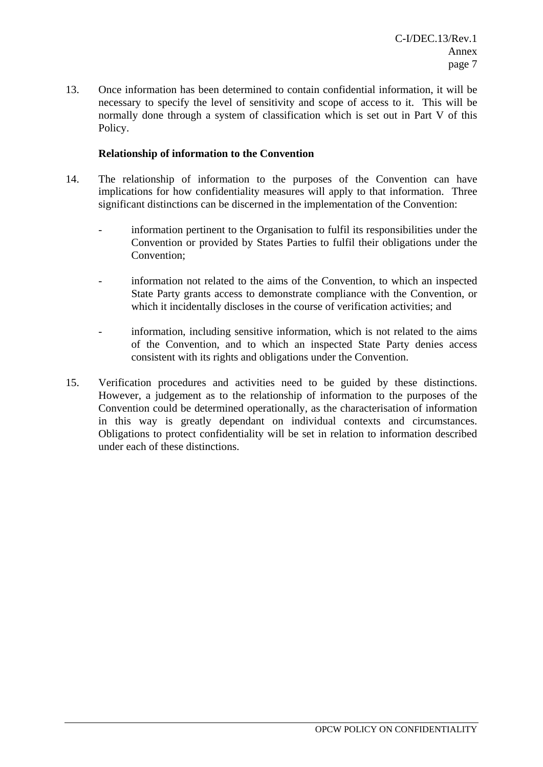13. Once information has been determined to contain confidential information, it will be necessary to specify the level of sensitivity and scope of access to it. This will be normally done through a system of classification which is set out in Part V of this Policy.

**Relationship of information to the Convention**

14. The relationship of information to the purposes of the Convention can have implications for how confidentiality measures will apply to that information. Three significant distinctions can be discerned in the implementation of the Convention:

    - information pertinent to the Organisation to fulfil its responsibilities under the Convention or provided by States Parties to fulfil their obligations under the Convention;

    - information not related to the aims of the Convention, to which an inspected State Party grants access to demonstrate compliance with the Convention, or which it incidentally discloses in the course of verification activities; and

    - information, including sensitive information, which is not related to the aims of the Convention, and to which an inspected State Party denies access consistent with its rights and obligations under the Convention.

15. Verification procedures and activities need to be guided by these distinctions. However, a judgement as to the relationship of information to the purposes of the Convention could be determined operationally, as the characterisation of information in this way is greatly dependant on individual contexts and circumstances. Obligations to protect confidentiality will be set in relation to information described under each of these distinctions.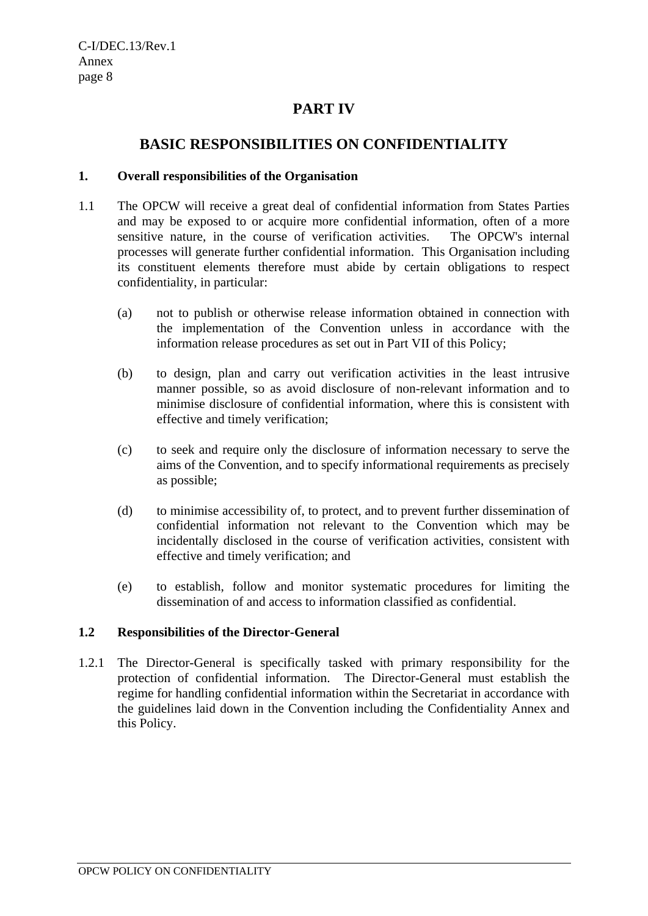# PART IV

# BASIC RESPONSIBILITIES ON CONFIDENTIALITY

## 1. Overall responsibilities of the Organisation

1.1 The OPCW will receive a great deal of confidential information from States Parties and may be exposed to or acquire more confidential information, often of a more sensitive nature, in the course of verification activities. The OPCW's internal processes will generate further confidential information. This Organisation including its constituent elements therefore must abide by certain obligations to respect confidentiality, in particular:

(a) not to publish or otherwise release information obtained in connection with the implementation of the Convention unless in accordance with the information release procedures as set out in Part VII of this Policy;

(b) to design, plan and carry out verification activities in the least intrusive manner possible, so as avoid disclosure of non-relevant information and to minimise disclosure of confidential information, where this is consistent with effective and timely verification;

(c) to seek and require only the disclosure of information necessary to serve the aims of the Convention, and to specify informational requirements as precisely as possible;

(d) to minimise accessibility of, to protect, and to prevent further dissemination of confidential information not relevant to the Convention which may be incidentally disclosed in the course of verification activities, consistent with effective and timely verification; and

(e) to establish, follow and monitor systematic procedures for limiting the dissemination of and access to information classified as confidential.

### 1.2 Responsibilities of the Director-General

1.2.1 The Director-General is specifically tasked with primary responsibility for the protection of confidential information. The Director-General must establish the regime for handling confidential information within the Secretariat in accordance with the guidelines laid down in the Convention including the Confidentiality Annex and this Policy.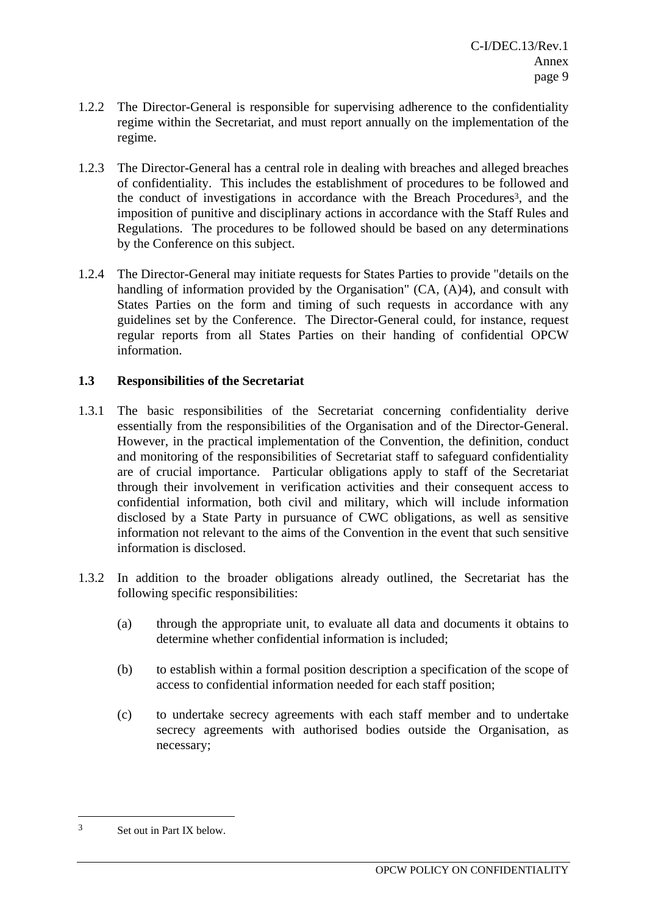1.2.2 The Director-General is responsible for supervising adherence to the confidentiality regime within the Secretariat, and must report annually on the implementation of the regime.

1.2.3 The Director-General has a central role in dealing with breaches and alleged breaches of confidentiality. This includes the establishment of procedures to be followed and the conduct of investigations in accordance with the Breach Procedures[3], and the imposition of punitive and disciplinary actions in accordance with the Staff Rules and Regulations. The procedures to be followed should be based on any determinations by the Conference on this subject.

1.2.4 The Director-General may initiate requests for States Parties to provide "details on the handling of information provided by the Organisation" (CA, (A)4), and consult with States Parties on the form and timing of such requests in accordance with any guidelines set by the Conference. The Director-General could, for instance, request regular reports from all States Parties on their handing of confidential OPCW information.

### 1.3 Responsibilities of the Secretariat

1.3.1 The basic responsibilities of the Secretariat concerning confidentiality derive essentially from the responsibilities of the Organisation and of the Director-General. However, in the practical implementation of the Convention, the definition, conduct and monitoring of the responsibilities of Secretariat staff to safeguard confidentiality are of crucial importance. Particular obligations apply to staff of the Secretariat through their involvement in verification activities and their consequent access to confidential information, both civil and military, which will include information disclosed by a State Party in pursuance of CWC obligations, as well as sensitive information not relevant to the aims of the Convention in the event that such sensitive information is disclosed.

1.3.2 In addition to the broader obligations already outlined, the Secretariat has the following specific responsibilities:

(a) through the appropriate unit, to evaluate all data and documents it obtains to determine whether confidential information is included;

(b) to establish within a formal position description a specification of the scope of access to confidential information needed for each staff position;

(c) to undertake secrecy agreements with each staff member and to undertake secrecy agreements with authorised bodies outside the Organisation, as necessary;

---

[3] Set out in Part IX below.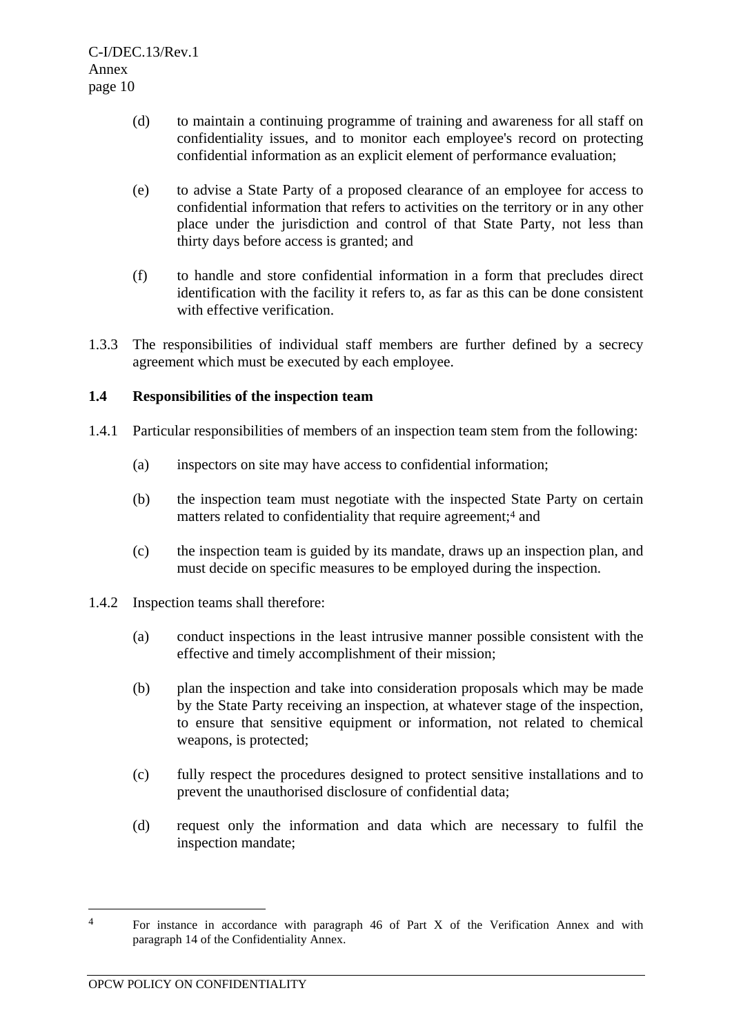(d) to maintain a continuing programme of training and awareness for all staff on confidentiality issues, and to monitor each employee's record on protecting confidential information as an explicit element of performance evaluation;

(e) to advise a State Party of a proposed clearance of an employee for access to confidential information that refers to activities on the territory or in any other place under the jurisdiction and control of that State Party, not less than thirty days before access is granted; and

(f) to handle and store confidential information in a form that precludes direct identification with the facility it refers to, as far as this can be done consistent with effective verification.

1.3.3 The responsibilities of individual staff members are further defined by a secrecy agreement which must be executed by each employee.

**1.4 Responsibilities of the inspection team**

1.4.1 Particular responsibilities of members of an inspection team stem from the following:

(a) inspectors on site may have access to confidential information;

(b) the inspection team must negotiate with the inspected State Party on certain matters related to confidentiality that require agreement;[4] and

(c) the inspection team is guided by its mandate, draws up an inspection plan, and must decide on specific measures to be employed during the inspection.

1.4.2 Inspection teams shall therefore:

(a) conduct inspections in the least intrusive manner possible consistent with the effective and timely accomplishment of their mission;

(b) plan the inspection and take into consideration proposals which may be made by the State Party receiving an inspection, at whatever stage of the inspection, to ensure that sensitive equipment or information, not related to chemical weapons, is protected;

(c) fully respect the procedures designed to protect sensitive installations and to prevent the unauthorised disclosure of confidential data;

(d) request only the information and data which are necessary to fulfil the inspection mandate;

---

[4] For instance in accordance with paragraph 46 of Part X of the Verification Annex and with paragraph 14 of the Confidentiality Annex.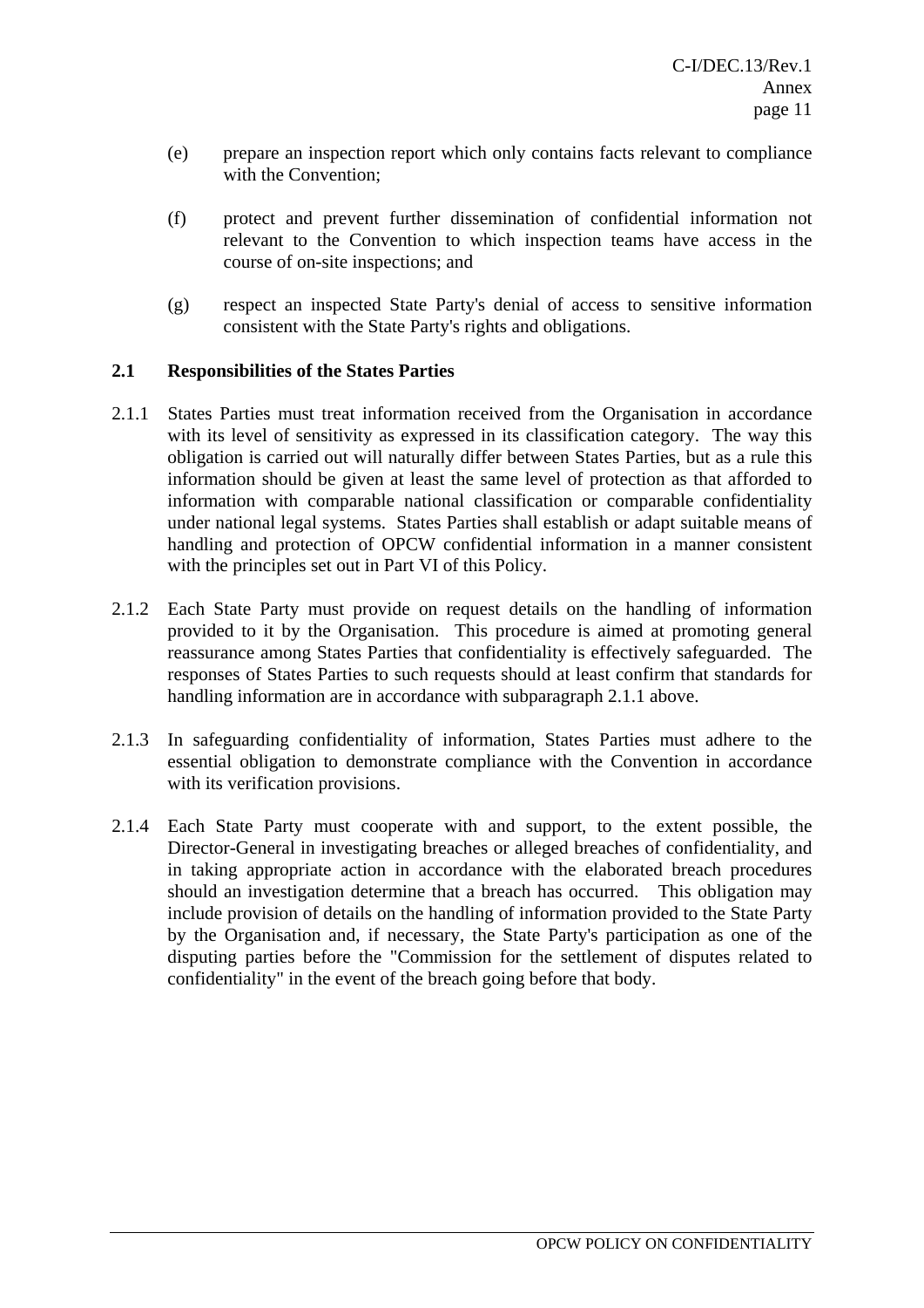(e) prepare an inspection report which only contains facts relevant to compliance with the Convention;

(f) protect and prevent further dissemination of confidential information not relevant to the Convention to which inspection teams have access in the course of on-site inspections; and

(g) respect an inspected State Party's denial of access to sensitive information consistent with the State Party's rights and obligations.

**2.1 Responsibilities of the States Parties**

2.1.1 States Parties must treat information received from the Organisation in accordance with its level of sensitivity as expressed in its classification category. The way this obligation is carried out will naturally differ between States Parties, but as a rule this information should be given at least the same level of protection as that afforded to information with comparable national classification or comparable confidentiality under national legal systems. States Parties shall establish or adapt suitable means of handling and protection of OPCW confidential information in a manner consistent with the principles set out in Part VI of this Policy.

2.1.2 Each State Party must provide on request details on the handling of information provided to it by the Organisation. This procedure is aimed at promoting general reassurance among States Parties that confidentiality is effectively safeguarded. The responses of States Parties to such requests should at least confirm that standards for handling information are in accordance with subparagraph 2.1.1 above.

2.1.3 In safeguarding confidentiality of information, States Parties must adhere to the essential obligation to demonstrate compliance with the Convention in accordance with its verification provisions.

2.1.4 Each State Party must cooperate with and support, to the extent possible, the Director-General in investigating breaches or alleged breaches of confidentiality, and in taking appropriate action in accordance with the elaborated breach procedures should an investigation determine that a breach has occurred. This obligation may include provision of details on the handling of information provided to the State Party by the Organisation and, if necessary, the State Party's participation as one of the disputing parties before the "Commission for the settlement of disputes related to confidentiality" in the event of the breach going before that body.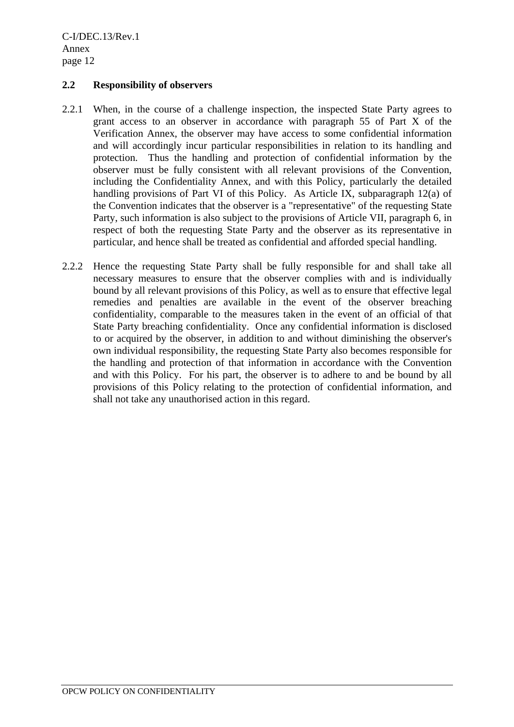## 2.2 Responsibility of observers

2.2.1 When, in the course of a challenge inspection, the inspected State Party agrees to grant access to an observer in accordance with paragraph 55 of Part X of the Verification Annex, the observer may have access to some confidential information and will accordingly incur particular responsibilities in relation to its handling and protection. Thus the handling and protection of confidential information by the observer must be fully consistent with all relevant provisions of the Convention, including the Confidentiality Annex, and with this Policy, particularly the detailed handling provisions of Part VI of this Policy. As Article IX, subparagraph 12(a) of the Convention indicates that the observer is a "representative" of the requesting State Party, such information is also subject to the provisions of Article VII, paragraph 6, in respect of both the requesting State Party and the observer as its representative in particular, and hence shall be treated as confidential and afforded special handling.

2.2.2 Hence the requesting State Party shall be fully responsible for and shall take all necessary measures to ensure that the observer complies with and is individually bound by all relevant provisions of this Policy, as well as to ensure that effective legal remedies and penalties are available in the event of the observer breaching confidentiality, comparable to the measures taken in the event of an official of that State Party breaching confidentiality. Once any confidential information is disclosed to or acquired by the observer, in addition to and without diminishing the observer's own individual responsibility, the requesting State Party also becomes responsible for the handling and protection of that information in accordance with the Convention and with this Policy. For his part, the observer is to adhere to and be bound by all provisions of this Policy relating to the protection of confidential information, and shall not take any unauthorised action in this regard.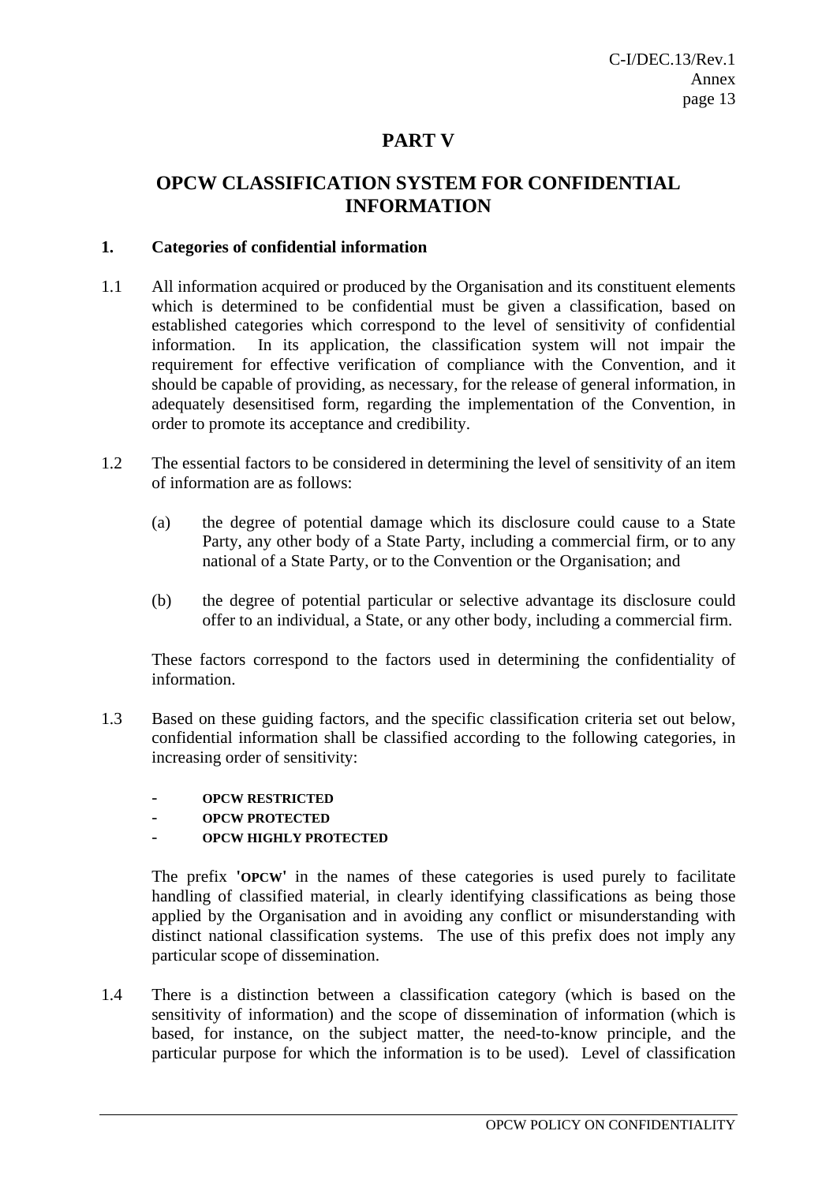# PART V

## OPCW CLASSIFICATION SYSTEM FOR CONFIDENTIAL INFORMATION

### 1. Categories of confidential information

1.1 All information acquired or produced by the Organisation and its constituent elements which is determined to be confidential must be given a classification, based on established categories which correspond to the level of sensitivity of confidential information. In its application, the classification system will not impair the requirement for effective verification of compliance with the Convention, and it should be capable of providing, as necessary, for the release of general information, in adequately desensitised form, regarding the implementation of the Convention, in order to promote its acceptance and credibility.

1.2 The essential factors to be considered in determining the level of sensitivity of an item of information are as follows:

(a) the degree of potential damage which its disclosure could cause to a State Party, any other body of a State Party, including a commercial firm, or to any national of a State Party, or to the Convention or the Organisation; and

(b) the degree of potential particular or selective advantage its disclosure could offer to an individual, a State, or any other body, including a commercial firm.

These factors correspond to the factors used in determining the confidentiality of information.

1.3 Based on these guiding factors, and the specific classification criteria set out below, confidential information shall be classified according to the following categories, in increasing order of sensitivity:

- **OPCW RESTRICTED**
- **OPCW PROTECTED**
- **OPCW HIGHLY PROTECTED**

The prefix **'OPCW'** in the names of these categories is used purely to facilitate handling of classified material, in clearly identifying classifications as being those applied by the Organisation and in avoiding any conflict or misunderstanding with distinct national classification systems. The use of this prefix does not imply any particular scope of dissemination.

1.4 There is a distinction between a classification category (which is based on the sensitivity of information) and the scope of dissemination of information (which is based, for instance, on the subject matter, the need-to-know principle, and the particular purpose for which the information is to be used). Level of classification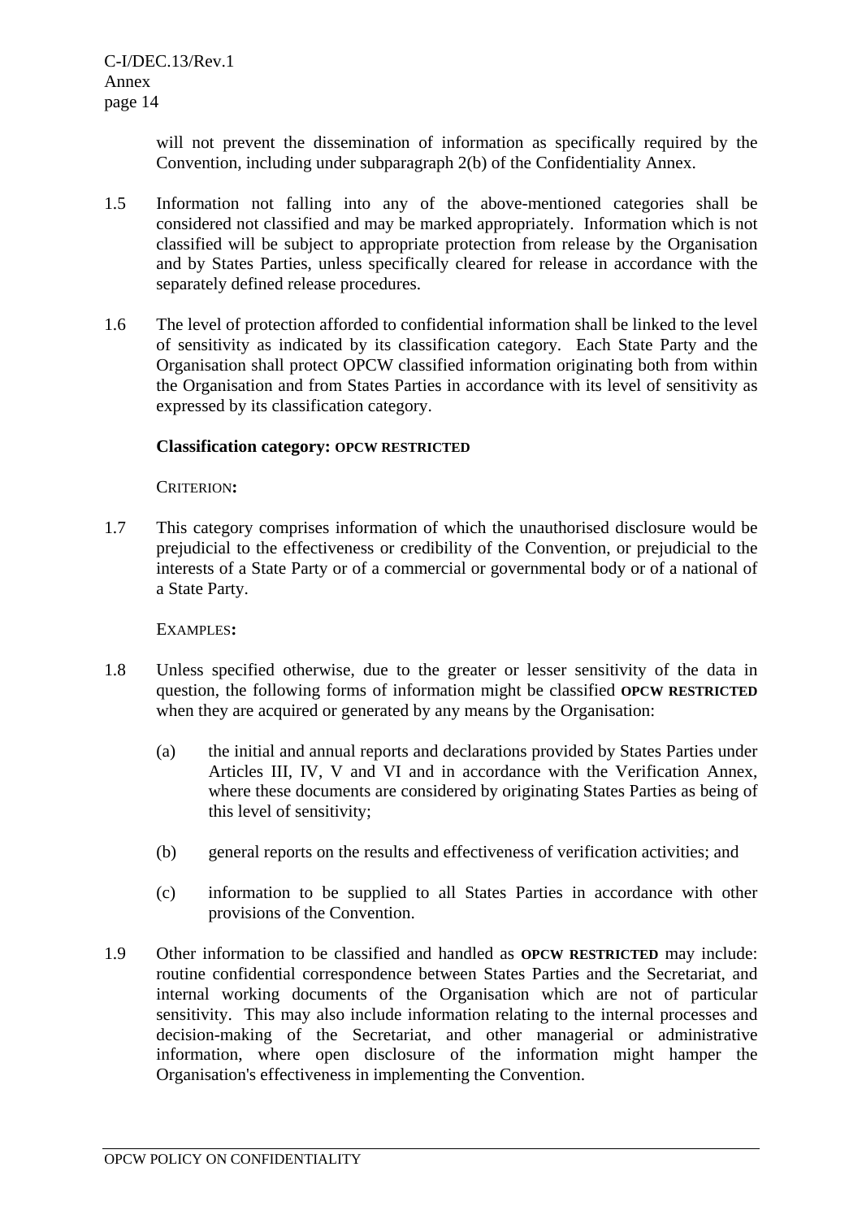will not prevent the dissemination of information as specifically required by the Convention, including under subparagraph 2(b) of the Confidentiality Annex.

1.5 Information not falling into any of the above-mentioned categories shall be considered not classified and may be marked appropriately. Information which is not classified will be subject to appropriate protection from release by the Organisation and by States Parties, unless specifically cleared for release in accordance with the separately defined release procedures.

1.6 The level of protection afforded to confidential information shall be linked to the level of sensitivity as indicated by its classification category. Each State Party and the Organisation shall protect OPCW classified information originating both from within the Organisation and from States Parties in accordance with its level of sensitivity as expressed by its classification category.

**Classification category: OPCW RESTRICTED**

CRITERION**:**

1.7 This category comprises information of which the unauthorised disclosure would be prejudicial to the effectiveness or credibility of the Convention, or prejudicial to the interests of a State Party or of a commercial or governmental body or of a national of a State Party.

EXAMPLES**:**

1.8 Unless specified otherwise, due to the greater or lesser sensitivity of the data in question, the following forms of information might be classified **OPCW RESTRICTED** when they are acquired or generated by any means by the Organisation:

(a) the initial and annual reports and declarations provided by States Parties under Articles III, IV, V and VI and in accordance with the Verification Annex, where these documents are considered by originating States Parties as being of this level of sensitivity;

(b) general reports on the results and effectiveness of verification activities; and

(c) information to be supplied to all States Parties in accordance with other provisions of the Convention.

1.9 Other information to be classified and handled as **OPCW RESTRICTED** may include: routine confidential correspondence between States Parties and the Secretariat, and internal working documents of the Organisation which are not of particular sensitivity. This may also include information relating to the internal processes and decision-making of the Secretariat, and other managerial or administrative information, where open disclosure of the information might hamper the Organisation's effectiveness in implementing the Convention.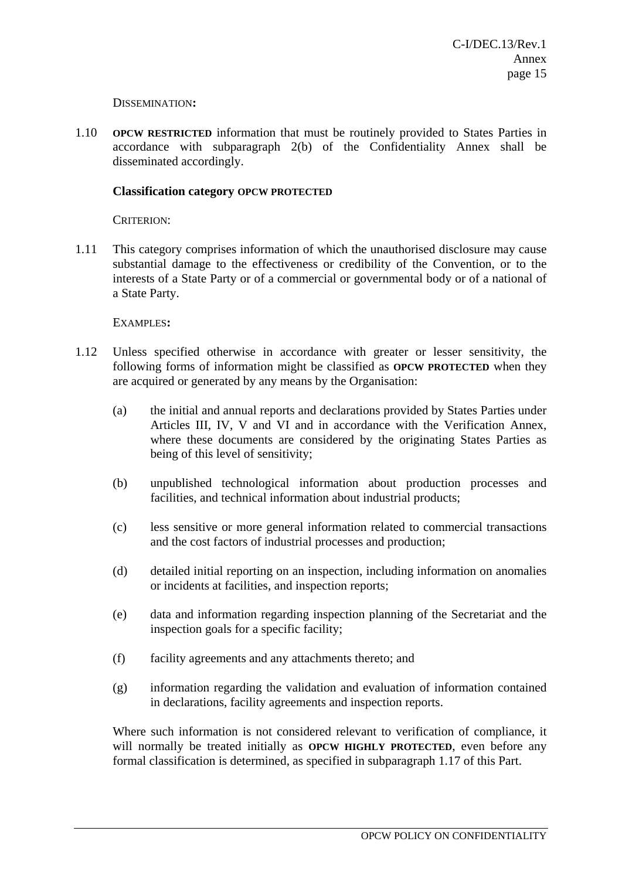DISSEMINATION:

1.10 **OPCW RESTRICTED** information that must be routinely provided to States Parties in accordance with subparagraph 2(b) of the Confidentiality Annex shall be disseminated accordingly.

**Classification category OPCW PROTECTED**

CRITERION:

1.11 This category comprises information of which the unauthorised disclosure may cause substantial damage to the effectiveness or credibility of the Convention, or to the interests of a State Party or of a commercial or governmental body or of a national of a State Party.

EXAMPLES:

1.12 Unless specified otherwise in accordance with greater or lesser sensitivity, the following forms of information might be classified as **OPCW PROTECTED** when they are acquired or generated by any means by the Organisation:

(a) the initial and annual reports and declarations provided by States Parties under Articles III, IV, V and VI and in accordance with the Verification Annex, where these documents are considered by the originating States Parties as being of this level of sensitivity;

(b) unpublished technological information about production processes and facilities, and technical information about industrial products;

(c) less sensitive or more general information related to commercial transactions and the cost factors of industrial processes and production;

(d) detailed initial reporting on an inspection, including information on anomalies or incidents at facilities, and inspection reports;

(e) data and information regarding inspection planning of the Secretariat and the inspection goals for a specific facility;

(f) facility agreements and any attachments thereto; and

(g) information regarding the validation and evaluation of information contained in declarations, facility agreements and inspection reports.

Where such information is not considered relevant to verification of compliance, it will normally be treated initially as **OPCW HIGHLY PROTECTED**, even before any formal classification is determined, as specified in subparagraph 1.17 of this Part.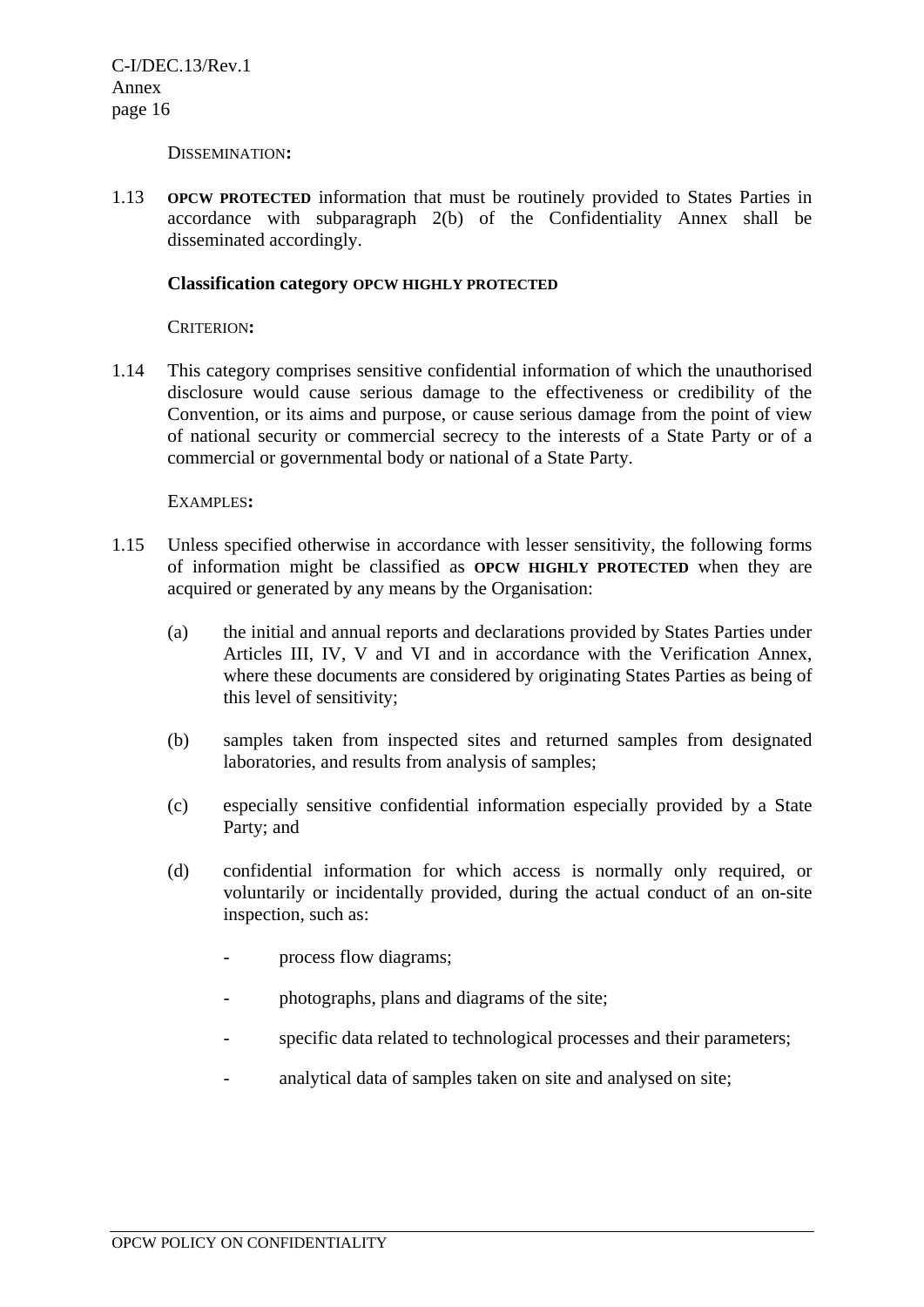DISSEMINATION:

1.13 **OPCW PROTECTED** information that must be routinely provided to States Parties in accordance with subparagraph 2(b) of the Confidentiality Annex shall be disseminated accordingly.

**Classification category OPCW HIGHLY PROTECTED**

CRITERION:

1.14 This category comprises sensitive confidential information of which the unauthorised disclosure would cause serious damage to the effectiveness or credibility of the Convention, or its aims and purpose, or cause serious damage from the point of view of national security or commercial secrecy to the interests of a State Party or of a commercial or governmental body or national of a State Party.

EXAMPLES:

1.15 Unless specified otherwise in accordance with lesser sensitivity, the following forms of information might be classified as **OPCW HIGHLY PROTECTED** when they are acquired or generated by any means by the Organisation:

(a) the initial and annual reports and declarations provided by States Parties under Articles III, IV, V and VI and in accordance with the Verification Annex, where these documents are considered by originating States Parties as being of this level of sensitivity;

(b) samples taken from inspected sites and returned samples from designated laboratories, and results from analysis of samples;

(c) especially sensitive confidential information especially provided by a State Party; and

(d) confidential information for which access is normally only required, or voluntarily or incidentally provided, during the actual conduct of an on-site inspection, such as:

- process flow diagrams;
- photographs, plans and diagrams of the site;
- specific data related to technological processes and their parameters;
- analytical data of samples taken on site and analysed on site;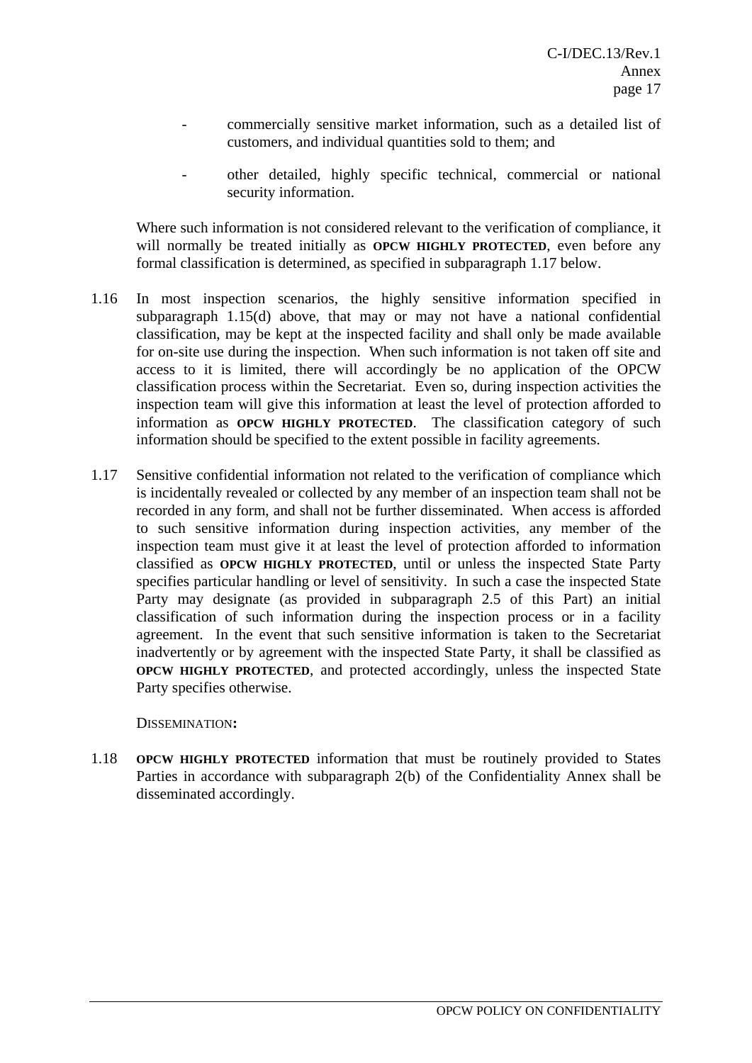- commercially sensitive market information, such as a detailed list of customers, and individual quantities sold to them; and
- other detailed, highly specific technical, commercial or national security information.

Where such information is not considered relevant to the verification of compliance, it will normally be treated initially as **OPCW HIGHLY PROTECTED**, even before any formal classification is determined, as specified in subparagraph 1.17 below.

1.16 In most inspection scenarios, the highly sensitive information specified in subparagraph 1.15(d) above, that may or may not have a national confidential classification, may be kept at the inspected facility and shall only be made available for on-site use during the inspection. When such information is not taken off site and access to it is limited, there will accordingly be no application of the OPCW classification process within the Secretariat. Even so, during inspection activities the inspection team will give this information at least the level of protection afforded to information as **OPCW HIGHLY PROTECTED**. The classification category of such information should be specified to the extent possible in facility agreements.

1.17 Sensitive confidential information not related to the verification of compliance which is incidentally revealed or collected by any member of an inspection team shall not be recorded in any form, and shall not be further disseminated. When access is afforded to such sensitive information during inspection activities, any member of the inspection team must give it at least the level of protection afforded to information classified as **OPCW HIGHLY PROTECTED**, until or unless the inspected State Party specifies particular handling or level of sensitivity. In such a case the inspected State Party may designate (as provided in subparagraph 2.5 of this Part) an initial classification of such information during the inspection process or in a facility agreement. In the event that such sensitive information is taken to the Secretariat inadvertently or by agreement with the inspected State Party, it shall be classified as **OPCW HIGHLY PROTECTED**, and protected accordingly, unless the inspected State Party specifies otherwise.

DISSEMINATION:

1.18 **OPCW HIGHLY PROTECTED** information that must be routinely provided to States Parties in accordance with subparagraph 2(b) of the Confidentiality Annex shall be disseminated accordingly.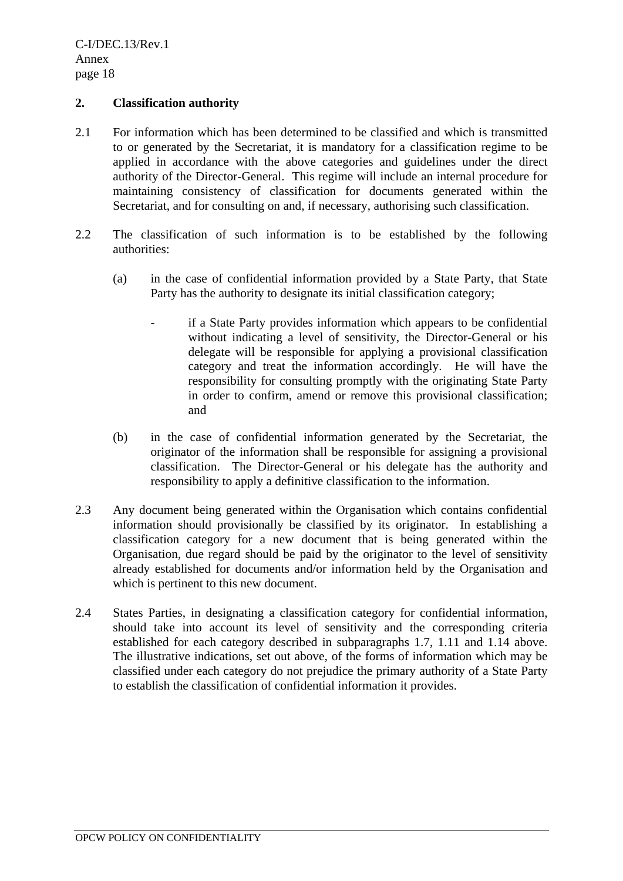## 2. Classification authority

2.1 For information which has been determined to be classified and which is transmitted to or generated by the Secretariat, it is mandatory for a classification regime to be applied in accordance with the above categories and guidelines under the direct authority of the Director-General. This regime will include an internal procedure for maintaining consistency of classification for documents generated within the Secretariat, and for consulting on and, if necessary, authorising such classification.

2.2 The classification of such information is to be established by the following authorities:

(a) in the case of confidential information provided by a State Party, that State Party has the authority to designate its initial classification category;

- if a State Party provides information which appears to be confidential without indicating a level of sensitivity, the Director-General or his delegate will be responsible for applying a provisional classification category and treat the information accordingly. He will have the responsibility for consulting promptly with the originating State Party in order to confirm, amend or remove this provisional classification; and

(b) in the case of confidential information generated by the Secretariat, the originator of the information shall be responsible for assigning a provisional classification. The Director-General or his delegate has the authority and responsibility to apply a definitive classification to the information.

2.3 Any document being generated within the Organisation which contains confidential information should provisionally be classified by its originator. In establishing a classification category for a new document that is being generated within the Organisation, due regard should be paid by the originator to the level of sensitivity already established for documents and/or information held by the Organisation and which is pertinent to this new document.

2.4 States Parties, in designating a classification category for confidential information, should take into account its level of sensitivity and the corresponding criteria established for each category described in subparagraphs 1.7, 1.11 and 1.14 above. The illustrative indications, set out above, of the forms of information which may be classified under each category do not prejudice the primary authority of a State Party to establish the classification of confidential information it provides.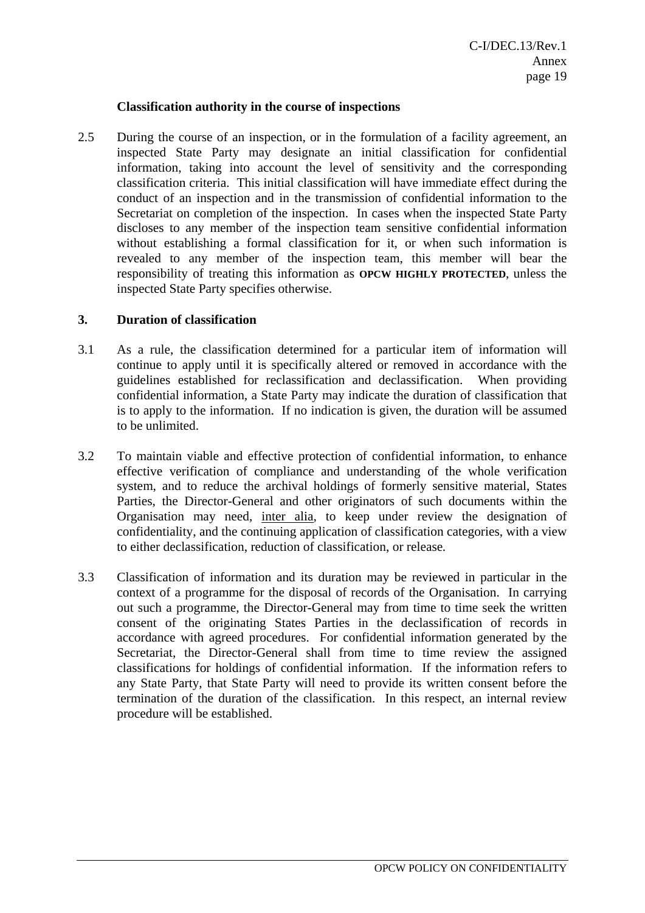**Classification authority in the course of inspections**

2.5 During the course of an inspection, or in the formulation of a facility agreement, an inspected State Party may designate an initial classification for confidential information, taking into account the level of sensitivity and the corresponding classification criteria. This initial classification will have immediate effect during the conduct of an inspection and in the transmission of confidential information to the Secretariat on completion of the inspection. In cases when the inspected State Party discloses to any member of the inspection team sensitive confidential information without establishing a formal classification for it, or when such information is revealed to any member of the inspection team, this member will bear the responsibility of treating this information as **OPCW HIGHLY PROTECTED**, unless the inspected State Party specifies otherwise.

## 3. Duration of classification

3.1 As a rule, the classification determined for a particular item of information will continue to apply until it is specifically altered or removed in accordance with the guidelines established for reclassification and declassification. When providing confidential information, a State Party may indicate the duration of classification that is to apply to the information. If no indication is given, the duration will be assumed to be unlimited.

3.2 To maintain viable and effective protection of confidential information, to enhance effective verification of compliance and understanding of the whole verification system, and to reduce the archival holdings of formerly sensitive material, States Parties, the Director-General and other originators of such documents within the Organisation may need, inter alia, to keep under review the designation of confidentiality, and the continuing application of classification categories, with a view to either declassification, reduction of classification, or release.

3.3 Classification of information and its duration may be reviewed in particular in the context of a programme for the disposal of records of the Organisation. In carrying out such a programme, the Director-General may from time to time seek the written consent of the originating States Parties in the declassification of records in accordance with agreed procedures. For confidential information generated by the Secretariat, the Director-General shall from time to time review the assigned classifications for holdings of confidential information. If the information refers to any State Party, that State Party will need to provide its written consent before the termination of the duration of the classification. In this respect, an internal review procedure will be established.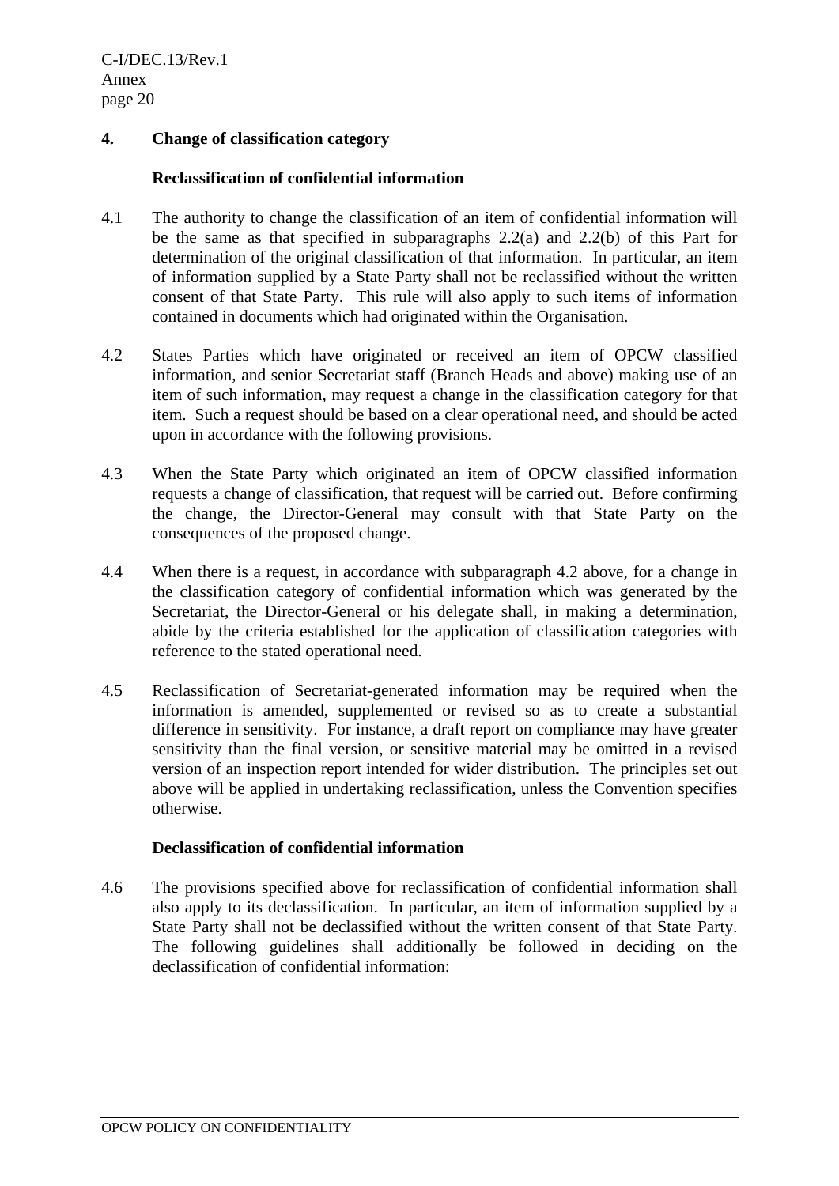## 4. Change of classification category

### Reclassification of confidential information

4.1 The authority to change the classification of an item of confidential information will be the same as that specified in subparagraphs 2.2(a) and 2.2(b) of this Part for determination of the original classification of that information. In particular, an item of information supplied by a State Party shall not be reclassified without the written consent of that State Party. This rule will also apply to such items of information contained in documents which had originated within the Organisation.

4.2 States Parties which have originated or received an item of OPCW classified information, and senior Secretariat staff (Branch Heads and above) making use of an item of such information, may request a change in the classification category for that item. Such a request should be based on a clear operational need, and should be acted upon in accordance with the following provisions.

4.3 When the State Party which originated an item of OPCW classified information requests a change of classification, that request will be carried out. Before confirming the change, the Director-General may consult with that State Party on the consequences of the proposed change.

4.4 When there is a request, in accordance with subparagraph 4.2 above, for a change in the classification category of confidential information which was generated by the Secretariat, the Director-General or his delegate shall, in making a determination, abide by the criteria established for the application of classification categories with reference to the stated operational need.

4.5 Reclassification of Secretariat-generated information may be required when the information is amended, supplemented or revised so as to create a substantial difference in sensitivity. For instance, a draft report on compliance may have greater sensitivity than the final version, or sensitive material may be omitted in a revised version of an inspection report intended for wider distribution. The principles set out above will be applied in undertaking reclassification, unless the Convention specifies otherwise.

### Declassification of confidential information

4.6 The provisions specified above for reclassification of confidential information shall also apply to its declassification. In particular, an item of information supplied by a State Party shall not be declassified without the written consent of that State Party. The following guidelines shall additionally be followed in deciding on the declassification of confidential information: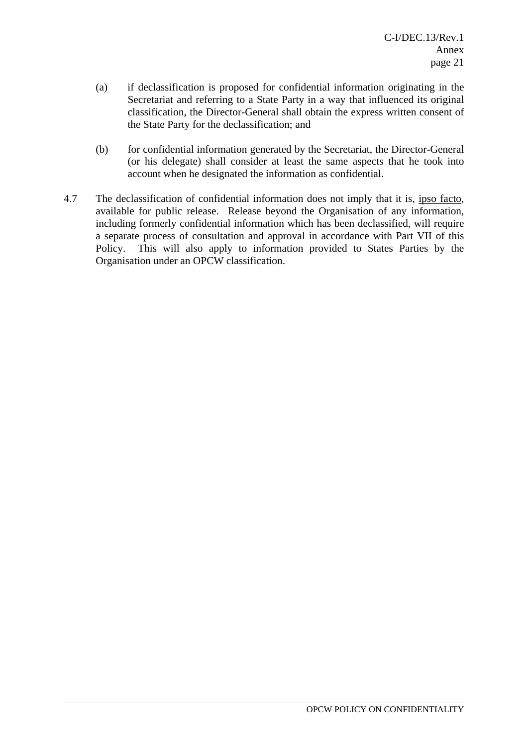(a) if declassification is proposed for confidential information originating in the Secretariat and referring to a State Party in a way that influenced its original classification, the Director-General shall obtain the express written consent of the State Party for the declassification; and

(b) for confidential information generated by the Secretariat, the Director-General (or his delegate) shall consider at least the same aspects that he took into account when he designated the information as confidential.

4.7 The declassification of confidential information does not imply that it is, ipso facto, available for public release. Release beyond the Organisation of any information, including formerly confidential information which has been declassified, will require a separate process of consultation and approval in accordance with Part VII of this Policy. This will also apply to information provided to States Parties by the Organisation under an OPCW classification.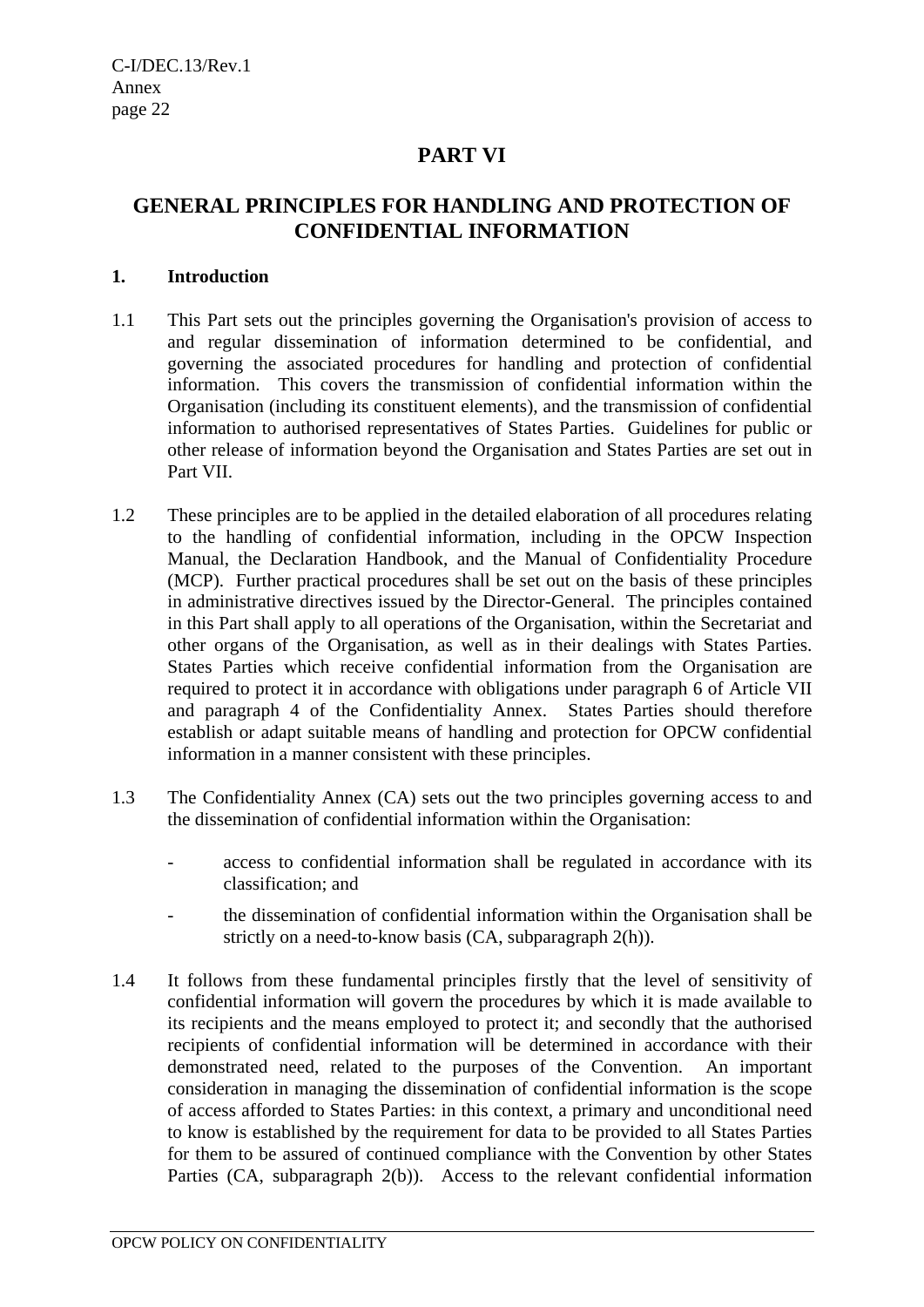# PART VI

## GENERAL PRINCIPLES FOR HANDLING AND PROTECTION OF CONFIDENTIAL INFORMATION

### 1. Introduction

1.1 This Part sets out the principles governing the Organisation's provision of access to and regular dissemination of information determined to be confidential, and governing the associated procedures for handling and protection of confidential information. This covers the transmission of confidential information within the Organisation (including its constituent elements), and the transmission of confidential information to authorised representatives of States Parties. Guidelines for public or other release of information beyond the Organisation and States Parties are set out in Part VII.

1.2 These principles are to be applied in the detailed elaboration of all procedures relating to the handling of confidential information, including in the OPCW Inspection Manual, the Declaration Handbook, and the Manual of Confidentiality Procedure (MCP). Further practical procedures shall be set out on the basis of these principles in administrative directives issued by the Director-General. The principles contained in this Part shall apply to all operations of the Organisation, within the Secretariat and other organs of the Organisation, as well as in their dealings with States Parties. States Parties which receive confidential information from the Organisation are required to protect it in accordance with obligations under paragraph 6 of Article VII and paragraph 4 of the Confidentiality Annex. States Parties should therefore establish or adapt suitable means of handling and protection for OPCW confidential information in a manner consistent with these principles.

1.3 The Confidentiality Annex (CA) sets out the two principles governing access to and the dissemination of confidential information within the Organisation:

- access to confidential information shall be regulated in accordance with its classification; and
- the dissemination of confidential information within the Organisation shall be strictly on a need-to-know basis (CA, subparagraph 2(h)).

1.4 It follows from these fundamental principles firstly that the level of sensitivity of confidential information will govern the procedures by which it is made available to its recipients and the means employed to protect it; and secondly that the authorised recipients of confidential information will be determined in accordance with their demonstrated need, related to the purposes of the Convention. An important consideration in managing the dissemination of confidential information is the scope of access afforded to States Parties: in this context, a primary and unconditional need to know is established by the requirement for data to be provided to all States Parties for them to be assured of continued compliance with the Convention by other States Parties (CA, subparagraph 2(b)). Access to the relevant confidential information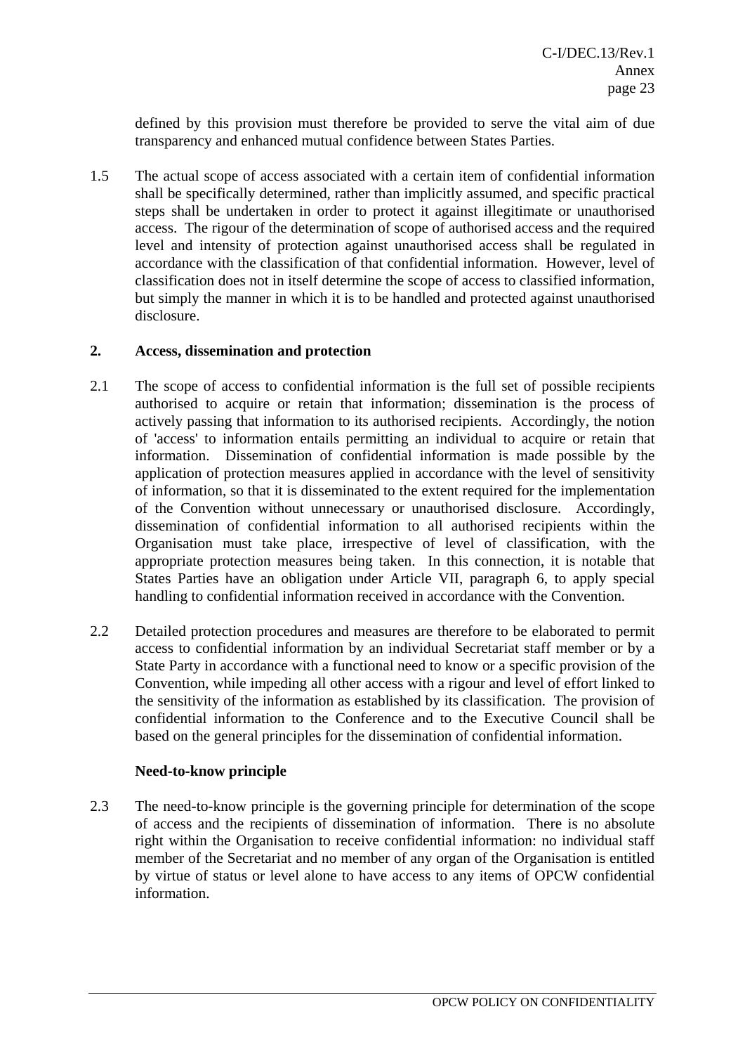defined by this provision must therefore be provided to serve the vital aim of due transparency and enhanced mutual confidence between States Parties.

1.5 The actual scope of access associated with a certain item of confidential information shall be specifically determined, rather than implicitly assumed, and specific practical steps shall be undertaken in order to protect it against illegitimate or unauthorised access. The rigour of the determination of scope of authorised access and the required level and intensity of protection against unauthorised access shall be regulated in accordance with the classification of that confidential information. However, level of classification does not in itself determine the scope of access to classified information, but simply the manner in which it is to be handled and protected against unauthorised disclosure.

## 2. Access, dissemination and protection

2.1 The scope of access to confidential information is the full set of possible recipients authorised to acquire or retain that information; dissemination is the process of actively passing that information to its authorised recipients. Accordingly, the notion of 'access' to information entails permitting an individual to acquire or retain that information. Dissemination of confidential information is made possible by the application of protection measures applied in accordance with the level of sensitivity of information, so that it is disseminated to the extent required for the implementation of the Convention without unnecessary or unauthorised disclosure. Accordingly, dissemination of confidential information to all authorised recipients within the Organisation must take place, irrespective of level of classification, with the appropriate protection measures being taken. In this connection, it is notable that States Parties have an obligation under Article VII, paragraph 6, to apply special handling to confidential information received in accordance with the Convention.

2.2 Detailed protection procedures and measures are therefore to be elaborated to permit access to confidential information by an individual Secretariat staff member or by a State Party in accordance with a functional need to know or a specific provision of the Convention, while impeding all other access with a rigour and level of effort linked to the sensitivity of the information as established by its classification. The provision of confidential information to the Conference and to the Executive Council shall be based on the general principles for the dissemination of confidential information.

### Need-to-know principle

2.3 The need-to-know principle is the governing principle for determination of the scope of access and the recipients of dissemination of information. There is no absolute right within the Organisation to receive confidential information: no individual staff member of the Secretariat and no member of any organ of the Organisation is entitled by virtue of status or level alone to have access to any items of OPCW confidential information.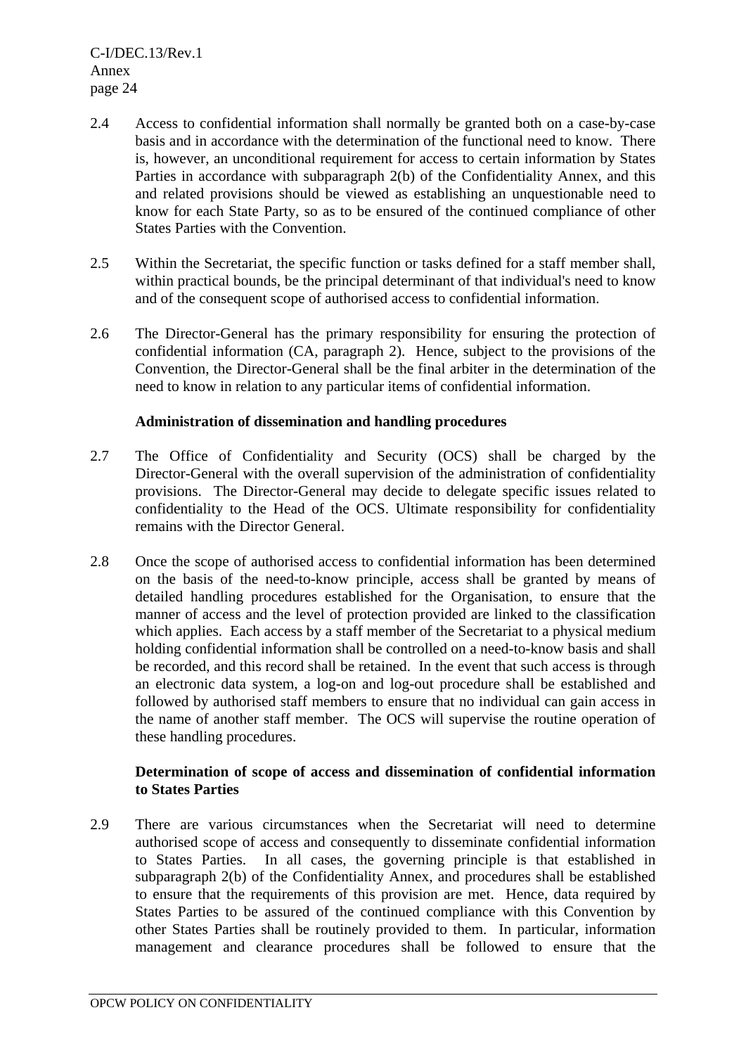2.4 Access to confidential information shall normally be granted both on a case-by-case basis and in accordance with the determination of the functional need to know. There is, however, an unconditional requirement for access to certain information by States Parties in accordance with subparagraph 2(b) of the Confidentiality Annex, and this and related provisions should be viewed as establishing an unquestionable need to know for each State Party, so as to be ensured of the continued compliance of other States Parties with the Convention.

2.5 Within the Secretariat, the specific function or tasks defined for a staff member shall, within practical bounds, be the principal determinant of that individual's need to know and of the consequent scope of authorised access to confidential information.

2.6 The Director-General has the primary responsibility for ensuring the protection of confidential information (CA, paragraph 2). Hence, subject to the provisions of the Convention, the Director-General shall be the final arbiter in the determination of the need to know in relation to any particular items of confidential information.

**Administration of dissemination and handling procedures**

2.7 The Office of Confidentiality and Security (OCS) shall be charged by the Director-General with the overall supervision of the administration of confidentiality provisions. The Director-General may decide to delegate specific issues related to confidentiality to the Head of the OCS. Ultimate responsibility for confidentiality remains with the Director General.

2.8 Once the scope of authorised access to confidential information has been determined on the basis of the need-to-know principle, access shall be granted by means of detailed handling procedures established for the Organisation, to ensure that the manner of access and the level of protection provided are linked to the classification which applies. Each access by a staff member of the Secretariat to a physical medium holding confidential information shall be controlled on a need-to-know basis and shall be recorded, and this record shall be retained. In the event that such access is through an electronic data system, a log-on and log-out procedure shall be established and followed by authorised staff members to ensure that no individual can gain access in the name of another staff member. The OCS will supervise the routine operation of these handling procedures.

**Determination of scope of access and dissemination of confidential information to States Parties**

2.9 There are various circumstances when the Secretariat will need to determine authorised scope of access and consequently to disseminate confidential information to States Parties. In all cases, the governing principle is that established in subparagraph 2(b) of the Confidentiality Annex, and procedures shall be established to ensure that the requirements of this provision are met. Hence, data required by States Parties to be assured of the continued compliance with this Convention by other States Parties shall be routinely provided to them. In particular, information management and clearance procedures shall be followed to ensure that the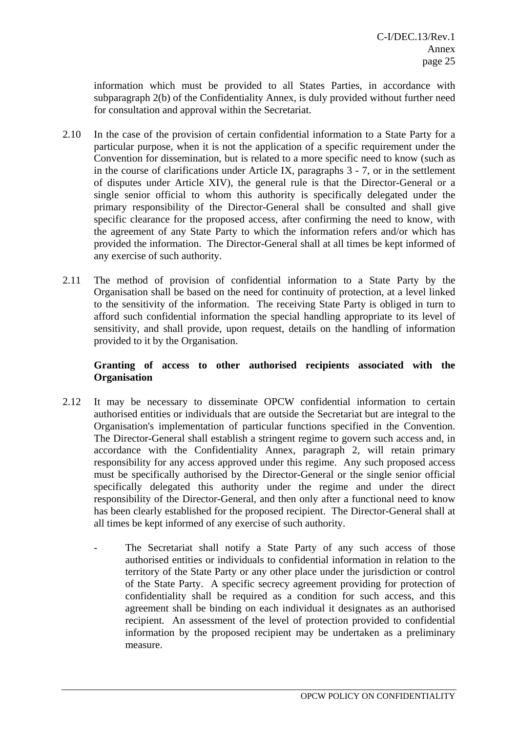information which must be provided to all States Parties, in accordance with subparagraph 2(b) of the Confidentiality Annex, is duly provided without further need for consultation and approval within the Secretariat.

2.10 In the case of the provision of certain confidential information to a State Party for a particular purpose, when it is not the application of a specific requirement under the Convention for dissemination, but is related to a more specific need to know (such as in the course of clarifications under Article IX, paragraphs 3 - 7, or in the settlement of disputes under Article XIV), the general rule is that the Director-General or a single senior official to whom this authority is specifically delegated under the primary responsibility of the Director-General shall be consulted and shall give specific clearance for the proposed access, after confirming the need to know, with the agreement of any State Party to which the information refers and/or which has provided the information. The Director-General shall at all times be kept informed of any exercise of such authority.

2.11 The method of provision of confidential information to a State Party by the Organisation shall be based on the need for continuity of protection, at a level linked to the sensitivity of the information. The receiving State Party is obliged in turn to afford such confidential information the special handling appropriate to its level of sensitivity, and shall provide, upon request, details on the handling of information provided to it by the Organisation.

**Granting of access to other authorised recipients associated with the Organisation**

2.12 It may be necessary to disseminate OPCW confidential information to certain authorised entities or individuals that are outside the Secretariat but are integral to the Organisation's implementation of particular functions specified in the Convention. The Director-General shall establish a stringent regime to govern such access and, in accordance with the Confidentiality Annex, paragraph 2, will retain primary responsibility for any access approved under this regime. Any such proposed access must be specifically authorised by the Director-General or the single senior official specifically delegated this authority under the regime and under the direct responsibility of the Director-General, and then only after a functional need to know has been clearly established for the proposed recipient. The Director-General shall at all times be kept informed of any exercise of such authority.

- The Secretariat shall notify a State Party of any such access of those authorised entities or individuals to confidential information in relation to the territory of the State Party or any other place under the jurisdiction or control of the State Party. A specific secrecy agreement providing for protection of confidentiality shall be required as a condition for such access, and this agreement shall be binding on each individual it designates as an authorised recipient. An assessment of the level of protection provided to confidential information by the proposed recipient may be undertaken as a preliminary measure.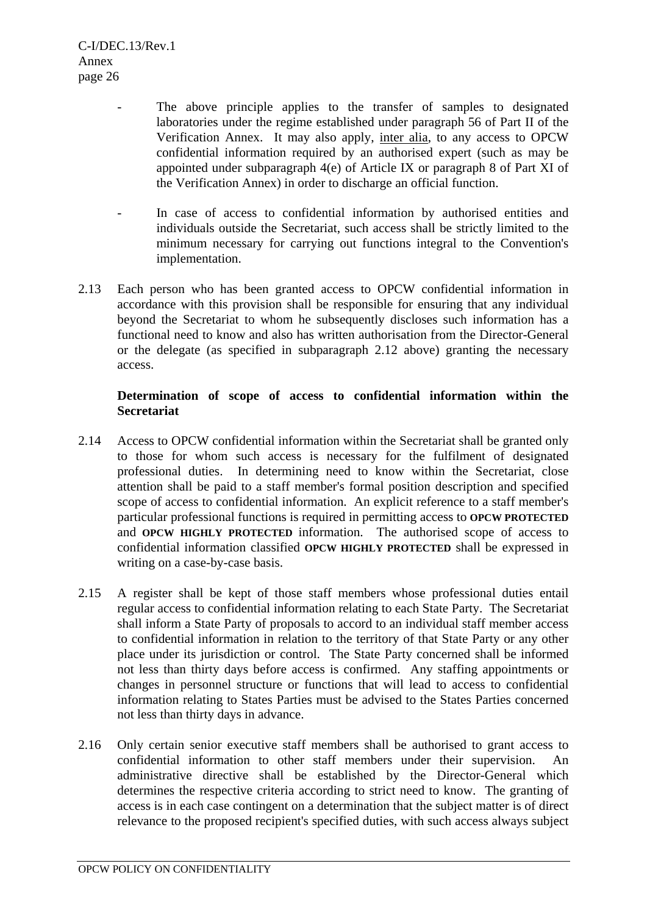- The above principle applies to the transfer of samples to designated laboratories under the regime established under paragraph 56 of Part II of the Verification Annex. It may also apply, inter alia, to any access to OPCW confidential information required by an authorised expert (such as may be appointed under subparagraph 4(e) of Article IX or paragraph 8 of Part XI of the Verification Annex) in order to discharge an official function.

- In case of access to confidential information by authorised entities and individuals outside the Secretariat, such access shall be strictly limited to the minimum necessary for carrying out functions integral to the Convention's implementation.

2.13 Each person who has been granted access to OPCW confidential information in accordance with this provision shall be responsible for ensuring that any individual beyond the Secretariat to whom he subsequently discloses such information has a functional need to know and also has written authorisation from the Director-General or the delegate (as specified in subparagraph 2.12 above) granting the necessary access.

**Determination of scope of access to confidential information within the Secretariat**

2.14 Access to OPCW confidential information within the Secretariat shall be granted only to those for whom such access is necessary for the fulfilment of designated professional duties. In determining need to know within the Secretariat, close attention shall be paid to a staff member's formal position description and specified scope of access to confidential information. An explicit reference to a staff member's particular professional functions is required in permitting access to **OPCW PROTECTED** and **OPCW HIGHLY PROTECTED** information. The authorised scope of access to confidential information classified **OPCW HIGHLY PROTECTED** shall be expressed in writing on a case-by-case basis.

2.15 A register shall be kept of those staff members whose professional duties entail regular access to confidential information relating to each State Party. The Secretariat shall inform a State Party of proposals to accord to an individual staff member access to confidential information in relation to the territory of that State Party or any other place under its jurisdiction or control. The State Party concerned shall be informed not less than thirty days before access is confirmed. Any staffing appointments or changes in personnel structure or functions that will lead to access to confidential information relating to States Parties must be advised to the States Parties concerned not less than thirty days in advance.

2.16 Only certain senior executive staff members shall be authorised to grant access to confidential information to other staff members under their supervision. An administrative directive shall be established by the Director-General which determines the respective criteria according to strict need to know. The granting of access is in each case contingent on a determination that the subject matter is of direct relevance to the proposed recipient's specified duties, with such access always subject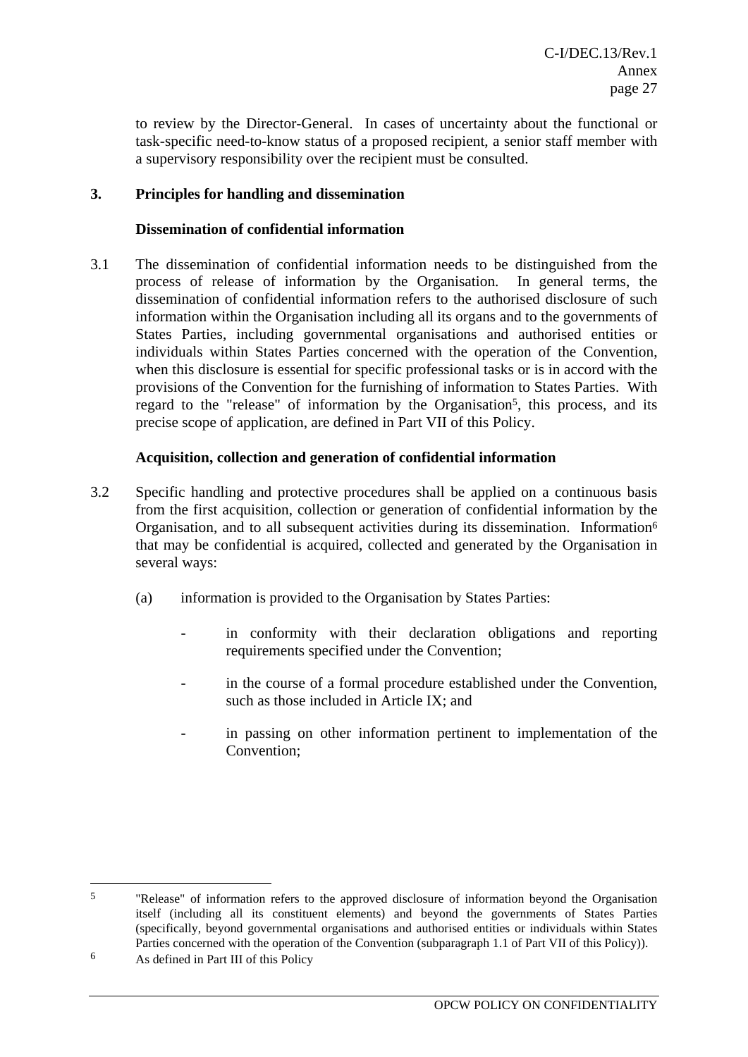to review by the Director-General. In cases of uncertainty about the functional or task-specific need-to-know status of a proposed recipient, a senior staff member with a supervisory responsibility over the recipient must be consulted.

## 3. Principles for handling and dissemination

### Dissemination of confidential information

3.1 The dissemination of confidential information needs to be distinguished from the process of release of information by the Organisation. In general terms, the dissemination of confidential information refers to the authorised disclosure of such information within the Organisation including all its organs and to the governments of States Parties, including governmental organisations and authorised entities or individuals within States Parties concerned with the operation of the Convention, when this disclosure is essential for specific professional tasks or is in accord with the provisions of the Convention for the furnishing of information to States Parties. With regard to the "release" of information by the Organisation[5], this process, and its precise scope of application, are defined in Part VII of this Policy.

### Acquisition, collection and generation of confidential information

3.2 Specific handling and protective procedures shall be applied on a continuous basis from the first acquisition, collection or generation of confidential information by the Organisation, and to all subsequent activities during its dissemination. Information[6] that may be confidential is acquired, collected and generated by the Organisation in several ways:

(a) information is provided to the Organisation by States Parties:

- in conformity with their declaration obligations and reporting requirements specified under the Convention;
- in the course of a formal procedure established under the Convention, such as those included in Article IX; and
- in passing on other information pertinent to implementation of the Convention;

---

[5] "Release" of information refers to the approved disclosure of information beyond the Organisation itself (including all its constituent elements) and beyond the governments of States Parties (specifically, beyond governmental organisations and authorised entities or individuals within States Parties concerned with the operation of the Convention (subparagraph 1.1 of Part VII of this Policy)).

[6] As defined in Part III of this Policy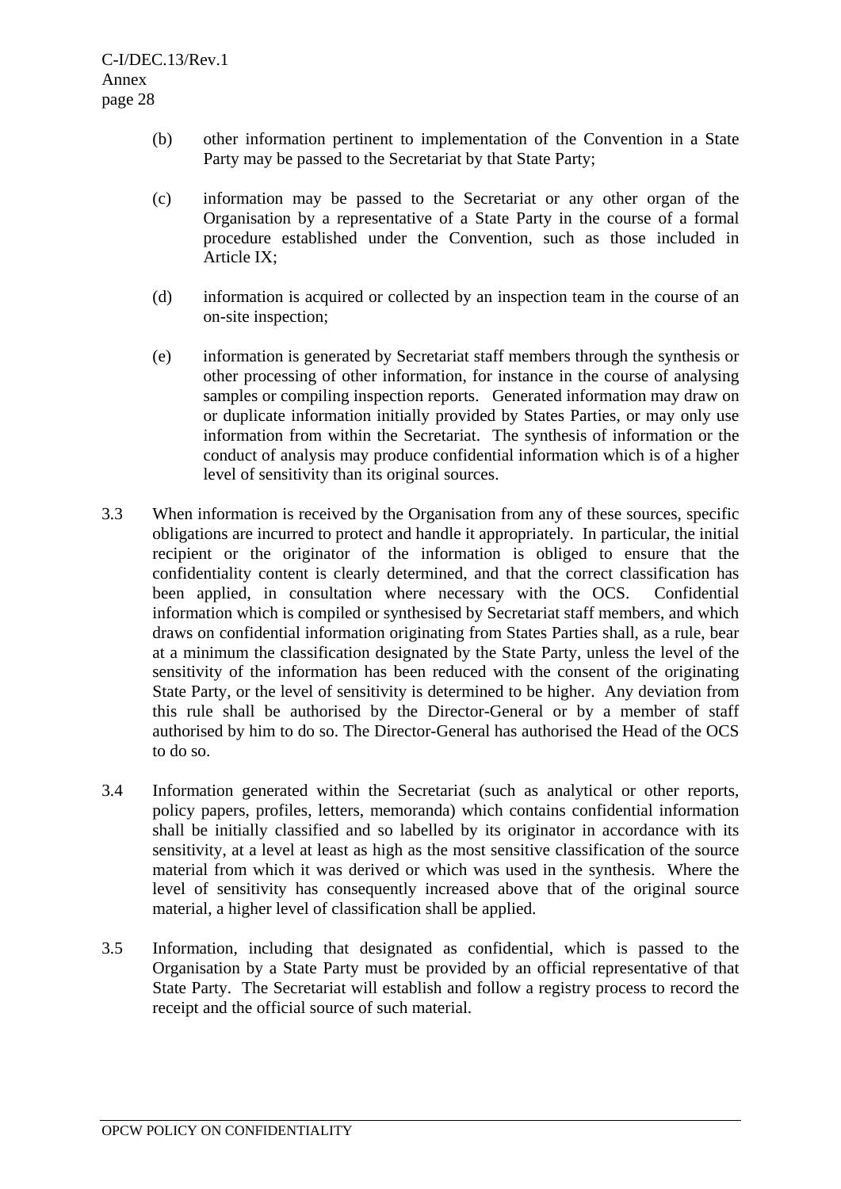(b) other information pertinent to implementation of the Convention in a State Party may be passed to the Secretariat by that State Party;

(c) information may be passed to the Secretariat or any other organ of the Organisation by a representative of a State Party in the course of a formal procedure established under the Convention, such as those included in Article IX;

(d) information is acquired or collected by an inspection team in the course of an on-site inspection;

(e) information is generated by Secretariat staff members through the synthesis or other processing of other information, for instance in the course of analysing samples or compiling inspection reports. Generated information may draw on or duplicate information initially provided by States Parties, or may only use information from within the Secretariat. The synthesis of information or the conduct of analysis may produce confidential information which is of a higher level of sensitivity than its original sources.

3.3 When information is received by the Organisation from any of these sources, specific obligations are incurred to protect and handle it appropriately. In particular, the initial recipient or the originator of the information is obliged to ensure that the confidentiality content is clearly determined, and that the correct classification has been applied, in consultation where necessary with the OCS. Confidential information which is compiled or synthesised by Secretariat staff members, and which draws on confidential information originating from States Parties shall, as a rule, bear at a minimum the classification designated by the State Party, unless the level of the sensitivity of the information has been reduced with the consent of the originating State Party, or the level of sensitivity is determined to be higher. Any deviation from this rule shall be authorised by the Director-General or by a member of staff authorised by him to do so. The Director-General has authorised the Head of the OCS to do so.

3.4 Information generated within the Secretariat (such as analytical or other reports, policy papers, profiles, letters, memoranda) which contains confidential information shall be initially classified and so labelled by its originator in accordance with its sensitivity, at a level at least as high as the most sensitive classification of the source material from which it was derived or which was used in the synthesis. Where the level of sensitivity has consequently increased above that of the original source material, a higher level of classification shall be applied.

3.5 Information, including that designated as confidential, which is passed to the Organisation by a State Party must be provided by an official representative of that State Party. The Secretariat will establish and follow a registry process to record the receipt and the official source of such material.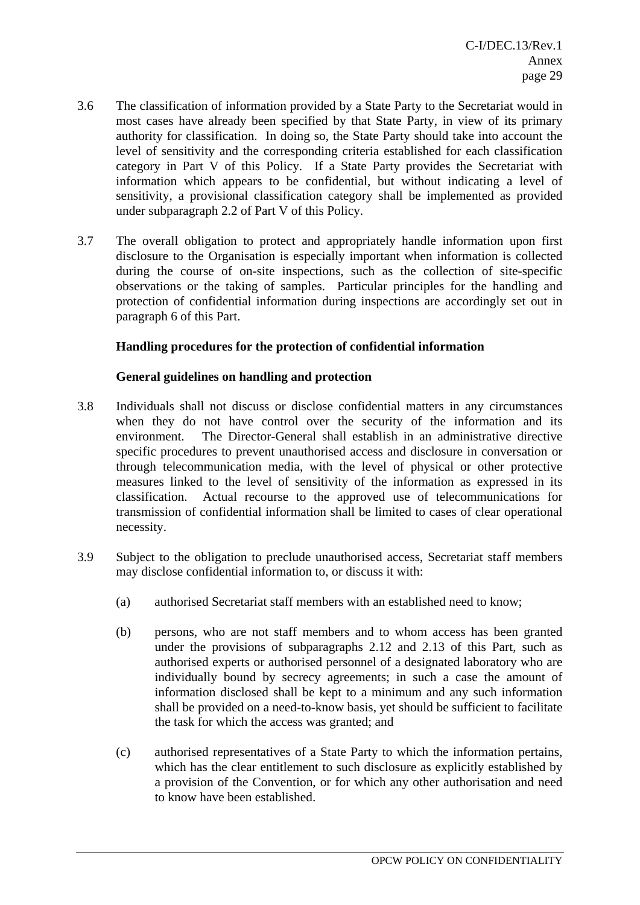3.6 The classification of information provided by a State Party to the Secretariat would in most cases have already been specified by that State Party, in view of its primary authority for classification. In doing so, the State Party should take into account the level of sensitivity and the corresponding criteria established for each classification category in Part V of this Policy. If a State Party provides the Secretariat with information which appears to be confidential, but without indicating a level of sensitivity, a provisional classification category shall be implemented as provided under subparagraph 2.2 of Part V of this Policy.

3.7 The overall obligation to protect and appropriately handle information upon first disclosure to the Organisation is especially important when information is collected during the course of on-site inspections, such as the collection of site-specific observations or the taking of samples. Particular principles for the handling and protection of confidential information during inspections are accordingly set out in paragraph 6 of this Part.

**Handling procedures for the protection of confidential information**

**General guidelines on handling and protection**

3.8 Individuals shall not discuss or disclose confidential matters in any circumstances when they do not have control over the security of the information and its environment. The Director-General shall establish in an administrative directive specific procedures to prevent unauthorised access and disclosure in conversation or through telecommunication media, with the level of physical or other protective measures linked to the level of sensitivity of the information as expressed in its classification. Actual recourse to the approved use of telecommunications for transmission of confidential information shall be limited to cases of clear operational necessity.

3.9 Subject to the obligation to preclude unauthorised access, Secretariat staff members may disclose confidential information to, or discuss it with:

(a) authorised Secretariat staff members with an established need to know;

(b) persons, who are not staff members and to whom access has been granted under the provisions of subparagraphs 2.12 and 2.13 of this Part, such as authorised experts or authorised personnel of a designated laboratory who are individually bound by secrecy agreements; in such a case the amount of information disclosed shall be kept to a minimum and any such information shall be provided on a need-to-know basis, yet should be sufficient to facilitate the task for which the access was granted; and

(c) authorised representatives of a State Party to which the information pertains, which has the clear entitlement to such disclosure as explicitly established by a provision of the Convention, or for which any other authorisation and need to know have been established.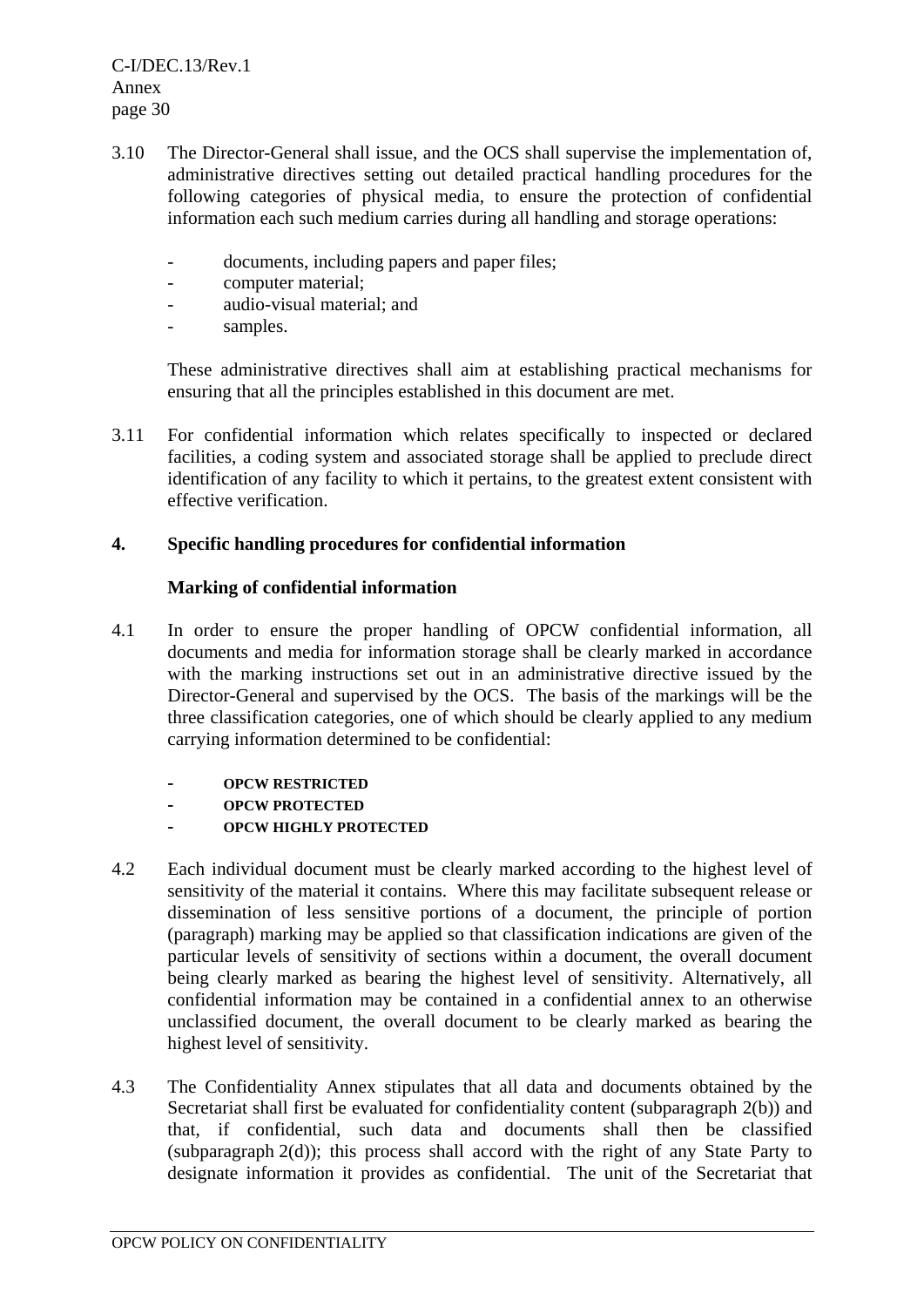3.10 The Director-General shall issue, and the OCS shall supervise the implementation of, administrative directives setting out detailed practical handling procedures for the following categories of physical media, to ensure the protection of confidential information each such medium carries during all handling and storage operations:

- documents, including papers and paper files;
- computer material;
- audio-visual material; and
- samples.

These administrative directives shall aim at establishing practical mechanisms for ensuring that all the principles established in this document are met.

3.11 For confidential information which relates specifically to inspected or declared facilities, a coding system and associated storage shall be applied to preclude direct identification of any facility to which it pertains, to the greatest extent consistent with effective verification.

## 4. Specific handling procedures for confidential information

### Marking of confidential information

4.1 In order to ensure the proper handling of OPCW confidential information, all documents and media for information storage shall be clearly marked in accordance with the marking instructions set out in an administrative directive issued by the Director-General and supervised by the OCS. The basis of the markings will be the three classification categories, one of which should be clearly applied to any medium carrying information determined to be confidential:

- **OPCW RESTRICTED**
- **OPCW PROTECTED**
- **OPCW HIGHLY PROTECTED**

4.2 Each individual document must be clearly marked according to the highest level of sensitivity of the material it contains. Where this may facilitate subsequent release or dissemination of less sensitive portions of a document, the principle of portion (paragraph) marking may be applied so that classification indications are given of the particular levels of sensitivity of sections within a document, the overall document being clearly marked as bearing the highest level of sensitivity. Alternatively, all confidential information may be contained in a confidential annex to an otherwise unclassified document, the overall document to be clearly marked as bearing the highest level of sensitivity.

4.3 The Confidentiality Annex stipulates that all data and documents obtained by the Secretariat shall first be evaluated for confidentiality content (subparagraph 2(b)) and that, if confidential, such data and documents shall then be classified (subparagraph 2(d)); this process shall accord with the right of any State Party to designate information it provides as confidential. The unit of the Secretariat that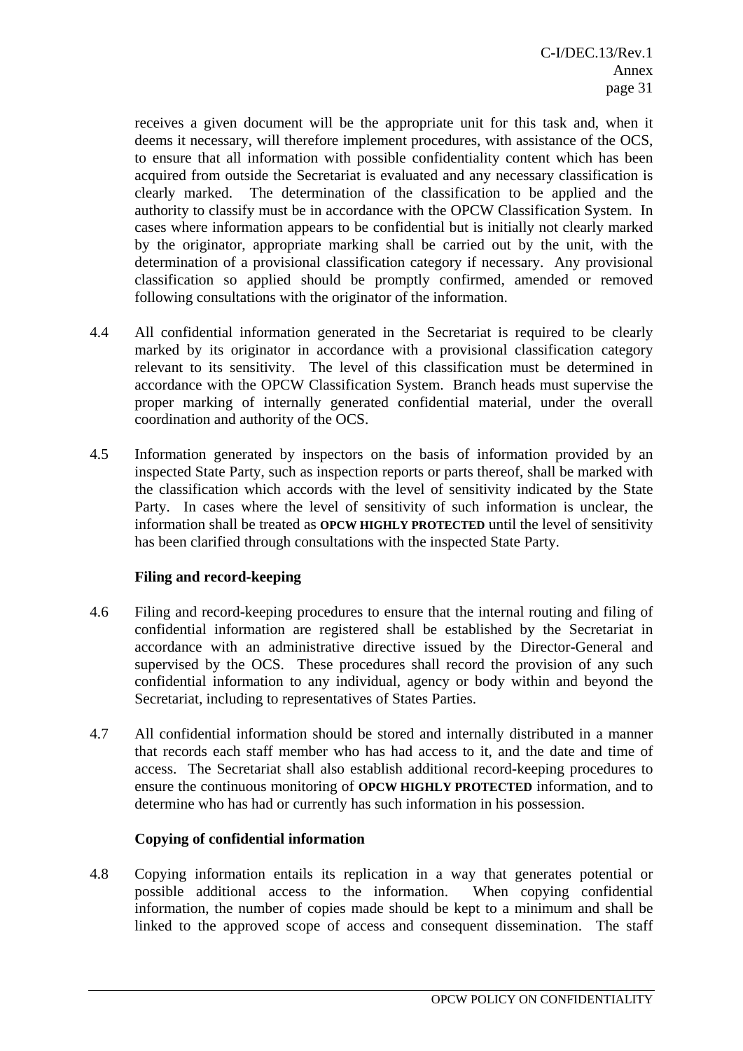receives a given document will be the appropriate unit for this task and, when it deems it necessary, will therefore implement procedures, with assistance of the OCS, to ensure that all information with possible confidentiality content which has been acquired from outside the Secretariat is evaluated and any necessary classification is clearly marked. The determination of the classification to be applied and the authority to classify must be in accordance with the OPCW Classification System. In cases where information appears to be confidential but is initially not clearly marked by the originator, appropriate marking shall be carried out by the unit, with the determination of a provisional classification category if necessary. Any provisional classification so applied should be promptly confirmed, amended or removed following consultations with the originator of the information.

4.4 All confidential information generated in the Secretariat is required to be clearly marked by its originator in accordance with a provisional classification category relevant to its sensitivity. The level of this classification must be determined in accordance with the OPCW Classification System. Branch heads must supervise the proper marking of internally generated confidential material, under the overall coordination and authority of the OCS.

4.5 Information generated by inspectors on the basis of information provided by an inspected State Party, such as inspection reports or parts thereof, shall be marked with the classification which accords with the level of sensitivity indicated by the State Party. In cases where the level of sensitivity of such information is unclear, the information shall be treated as **OPCW HIGHLY PROTECTED** until the level of sensitivity has been clarified through consultations with the inspected State Party.

**Filing and record-keeping**

4.6 Filing and record-keeping procedures to ensure that the internal routing and filing of confidential information are registered shall be established by the Secretariat in accordance with an administrative directive issued by the Director-General and supervised by the OCS. These procedures shall record the provision of any such confidential information to any individual, agency or body within and beyond the Secretariat, including to representatives of States Parties.

4.7 All confidential information should be stored and internally distributed in a manner that records each staff member who has had access to it, and the date and time of access. The Secretariat shall also establish additional record-keeping procedures to ensure the continuous monitoring of **OPCW HIGHLY PROTECTED** information, and to determine who has had or currently has such information in his possession.

**Copying of confidential information**

4.8 Copying information entails its replication in a way that generates potential or possible additional access to the information. When copying confidential information, the number of copies made should be kept to a minimum and shall be linked to the approved scope of access and consequent dissemination. The staff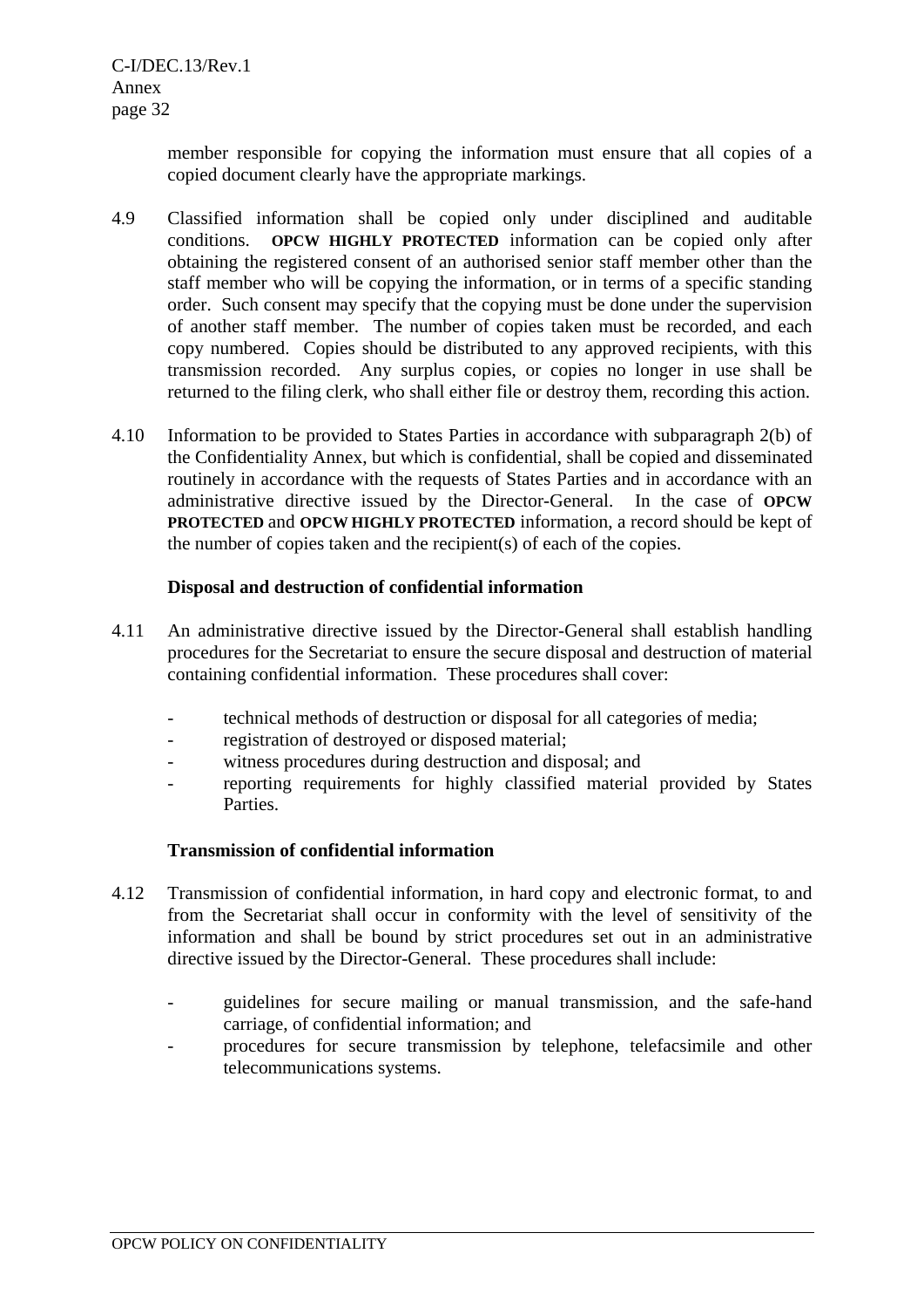member responsible for copying the information must ensure that all copies of a copied document clearly have the appropriate markings.

4.9 Classified information shall be copied only under disciplined and auditable conditions. **OPCW HIGHLY PROTECTED** information can be copied only after obtaining the registered consent of an authorised senior staff member other than the staff member who will be copying the information, or in terms of a specific standing order. Such consent may specify that the copying must be done under the supervision of another staff member. The number of copies taken must be recorded, and each copy numbered. Copies should be distributed to any approved recipients, with this transmission recorded. Any surplus copies, or copies no longer in use shall be returned to the filing clerk, who shall either file or destroy them, recording this action.

4.10 Information to be provided to States Parties in accordance with subparagraph 2(b) of the Confidentiality Annex, but which is confidential, shall be copied and disseminated routinely in accordance with the requests of States Parties and in accordance with an administrative directive issued by the Director-General. In the case of **OPCW PROTECTED** and **OPCW HIGHLY PROTECTED** information, a record should be kept of the number of copies taken and the recipient(s) of each of the copies.

**Disposal and destruction of confidential information**

4.11 An administrative directive issued by the Director-General shall establish handling procedures for the Secretariat to ensure the secure disposal and destruction of material containing confidential information. These procedures shall cover:

- technical methods of destruction or disposal for all categories of media;
- registration of destroyed or disposed material;
- witness procedures during destruction and disposal; and
- reporting requirements for highly classified material provided by States Parties.

**Transmission of confidential information**

4.12 Transmission of confidential information, in hard copy and electronic format, to and from the Secretariat shall occur in conformity with the level of sensitivity of the information and shall be bound by strict procedures set out in an administrative directive issued by the Director-General. These procedures shall include:

- guidelines for secure mailing or manual transmission, and the safe-hand carriage, of confidential information; and
- procedures for secure transmission by telephone, telefacsimile and other telecommunications systems.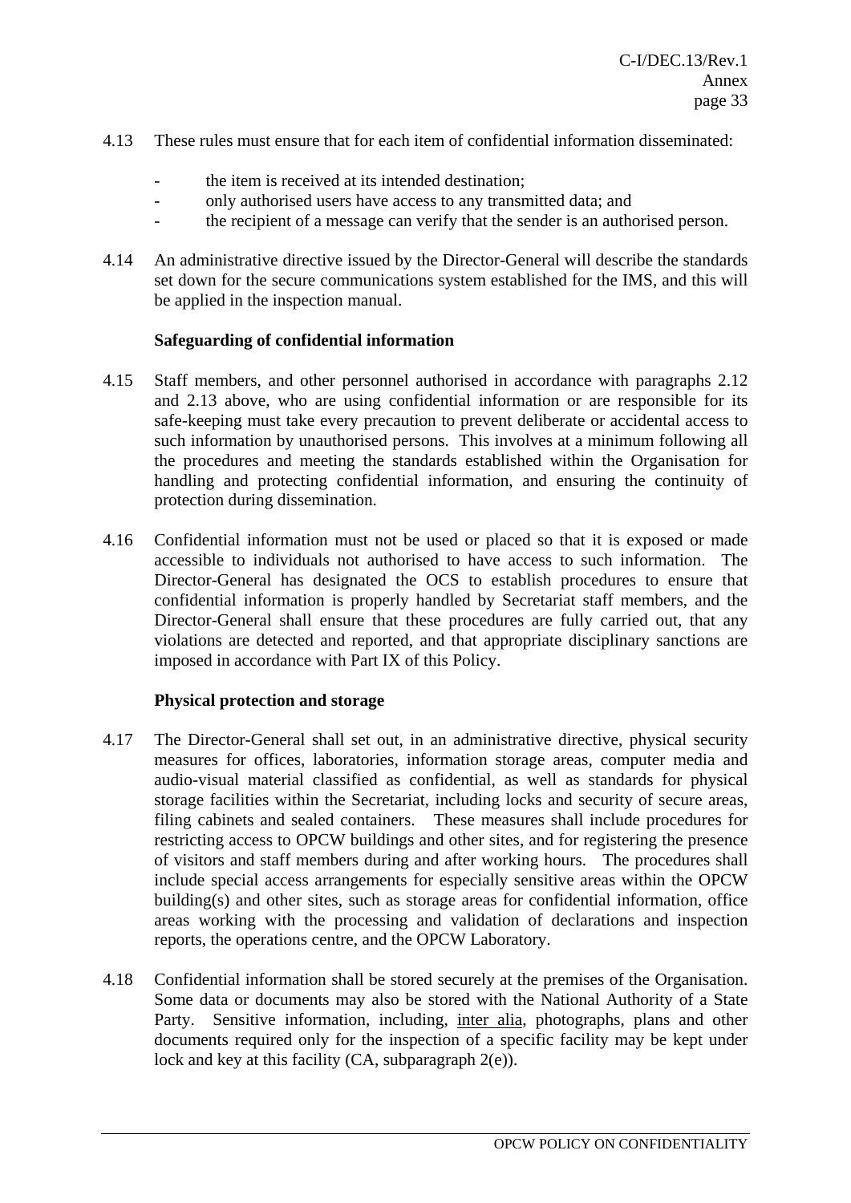4.13 These rules must ensure that for each item of confidential information disseminated:

- the item is received at its intended destination;
- only authorised users have access to any transmitted data; and
- the recipient of a message can verify that the sender is an authorised person.

4.14 An administrative directive issued by the Director-General will describe the standards set down for the secure communications system established for the IMS, and this will be applied in the inspection manual.

**Safeguarding of confidential information**

4.15 Staff members, and other personnel authorised in accordance with paragraphs 2.12 and 2.13 above, who are using confidential information or are responsible for its safe-keeping must take every precaution to prevent deliberate or accidental access to such information by unauthorised persons. This involves at a minimum following all the procedures and meeting the standards established within the Organisation for handling and protecting confidential information, and ensuring the continuity of protection during dissemination.

4.16 Confidential information must not be used or placed so that it is exposed or made accessible to individuals not authorised to have access to such information. The Director-General has designated the OCS to establish procedures to ensure that confidential information is properly handled by Secretariat staff members, and the Director-General shall ensure that these procedures are fully carried out, that any violations are detected and reported, and that appropriate disciplinary sanctions are imposed in accordance with Part IX of this Policy.

**Physical protection and storage**

4.17 The Director-General shall set out, in an administrative directive, physical security measures for offices, laboratories, information storage areas, computer media and audio-visual material classified as confidential, as well as standards for physical storage facilities within the Secretariat, including locks and security of secure areas, filing cabinets and sealed containers. These measures shall include procedures for restricting access to OPCW buildings and other sites, and for registering the presence of visitors and staff members during and after working hours. The procedures shall include special access arrangements for especially sensitive areas within the OPCW building(s) and other sites, such as storage areas for confidential information, office areas working with the processing and validation of declarations and inspection reports, the operations centre, and the OPCW Laboratory.

4.18 Confidential information shall be stored securely at the premises of the Organisation. Some data or documents may also be stored with the National Authority of a State Party. Sensitive information, including, inter alia, photographs, plans and other documents required only for the inspection of a specific facility may be kept under lock and key at this facility (CA, subparagraph 2(e)).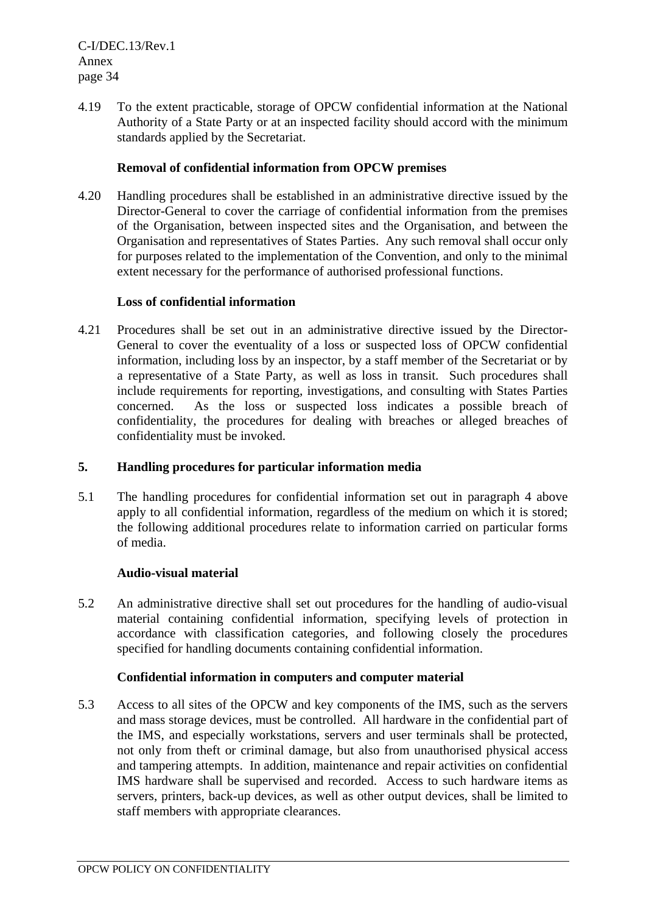4.19 To the extent practicable, storage of OPCW confidential information at the National Authority of a State Party or at an inspected facility should accord with the minimum standards applied by the Secretariat.

**Removal of confidential information from OPCW premises**

4.20 Handling procedures shall be established in an administrative directive issued by the Director-General to cover the carriage of confidential information from the premises of the Organisation, between inspected sites and the Organisation, and between the Organisation and representatives of States Parties. Any such removal shall occur only for purposes related to the implementation of the Convention, and only to the minimal extent necessary for the performance of authorised professional functions.

**Loss of confidential information**

4.21 Procedures shall be set out in an administrative directive issued by the Director-General to cover the eventuality of a loss or suspected loss of OPCW confidential information, including loss by an inspector, by a staff member of the Secretariat or by a representative of a State Party, as well as loss in transit. Such procedures shall include requirements for reporting, investigations, and consulting with States Parties concerned. As the loss or suspected loss indicates a possible breach of confidentiality, the procedures for dealing with breaches or alleged breaches of confidentiality must be invoked.

## 5. Handling procedures for particular information media

5.1 The handling procedures for confidential information set out in paragraph 4 above apply to all confidential information, regardless of the medium on which it is stored; the following additional procedures relate to information carried on particular forms of media.

**Audio-visual material**

5.2 An administrative directive shall set out procedures for the handling of audio-visual material containing confidential information, specifying levels of protection in accordance with classification categories, and following closely the procedures specified for handling documents containing confidential information.

**Confidential information in computers and computer material**

5.3 Access to all sites of the OPCW and key components of the IMS, such as the servers and mass storage devices, must be controlled. All hardware in the confidential part of the IMS, and especially workstations, servers and user terminals shall be protected, not only from theft or criminal damage, but also from unauthorised physical access and tampering attempts. In addition, maintenance and repair activities on confidential IMS hardware shall be supervised and recorded. Access to such hardware items as servers, printers, back-up devices, as well as other output devices, shall be limited to staff members with appropriate clearances.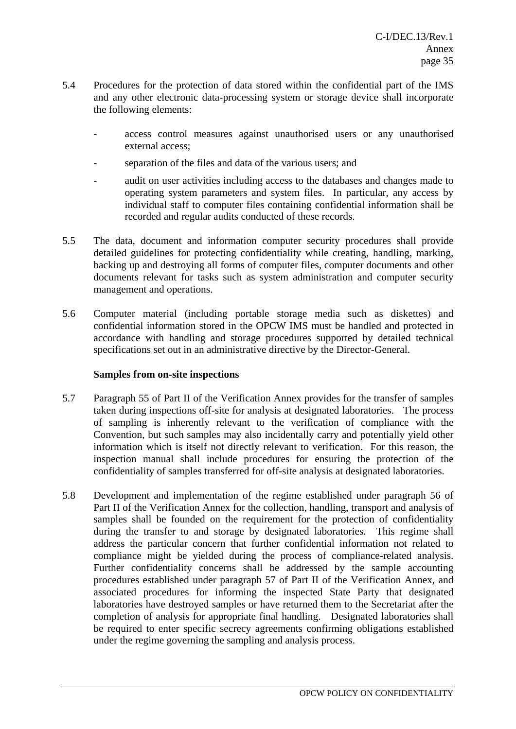5.4 Procedures for the protection of data stored within the confidential part of the IMS and any other electronic data-processing system or storage device shall incorporate the following elements:

- access control measures against unauthorised users or any unauthorised external access;
- separation of the files and data of the various users; and
- audit on user activities including access to the databases and changes made to operating system parameters and system files. In particular, any access by individual staff to computer files containing confidential information shall be recorded and regular audits conducted of these records.

5.5 The data, document and information computer security procedures shall provide detailed guidelines for protecting confidentiality while creating, handling, marking, backing up and destroying all forms of computer files, computer documents and other documents relevant for tasks such as system administration and computer security management and operations.

5.6 Computer material (including portable storage media such as diskettes) and confidential information stored in the OPCW IMS must be handled and protected in accordance with handling and storage procedures supported by detailed technical specifications set out in an administrative directive by the Director-General.

**Samples from on-site inspections**

5.7 Paragraph 55 of Part II of the Verification Annex provides for the transfer of samples taken during inspections off-site for analysis at designated laboratories. The process of sampling is inherently relevant to the verification of compliance with the Convention, but such samples may also incidentally carry and potentially yield other information which is itself not directly relevant to verification. For this reason, the inspection manual shall include procedures for ensuring the protection of the confidentiality of samples transferred for off-site analysis at designated laboratories.

5.8 Development and implementation of the regime established under paragraph 56 of Part II of the Verification Annex for the collection, handling, transport and analysis of samples shall be founded on the requirement for the protection of confidentiality during the transfer to and storage by designated laboratories. This regime shall address the particular concern that further confidential information not related to compliance might be yielded during the process of compliance-related analysis. Further confidentiality concerns shall be addressed by the sample accounting procedures established under paragraph 57 of Part II of the Verification Annex, and associated procedures for informing the inspected State Party that designated laboratories have destroyed samples or have returned them to the Secretariat after the completion of analysis for appropriate final handling. Designated laboratories shall be required to enter specific secrecy agreements confirming obligations established under the regime governing the sampling and analysis process.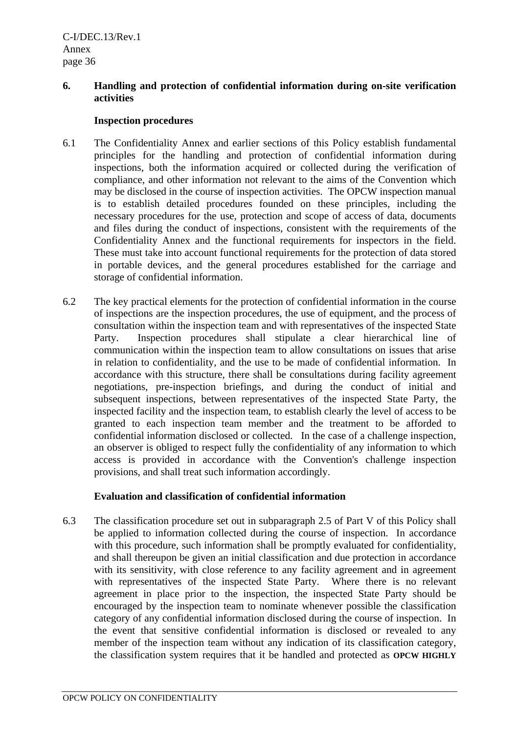## 6. Handling and protection of confidential information during on-site verification activities

### Inspection procedures

6.1 The Confidentiality Annex and earlier sections of this Policy establish fundamental principles for the handling and protection of confidential information during inspections, both the information acquired or collected during the verification of compliance, and other information not relevant to the aims of the Convention which may be disclosed in the course of inspection activities. The OPCW inspection manual is to establish detailed procedures founded on these principles, including the necessary procedures for the use, protection and scope of access of data, documents and files during the conduct of inspections, consistent with the requirements of the Confidentiality Annex and the functional requirements for inspectors in the field. These must take into account functional requirements for the protection of data stored in portable devices, and the general procedures established for the carriage and storage of confidential information.

6.2 The key practical elements for the protection of confidential information in the course of inspections are the inspection procedures, the use of equipment, and the process of consultation within the inspection team and with representatives of the inspected State Party. Inspection procedures shall stipulate a clear hierarchical line of communication within the inspection team to allow consultations on issues that arise in relation to confidentiality, and the use to be made of confidential information. In accordance with this structure, there shall be consultations during facility agreement negotiations, pre-inspection briefings, and during the conduct of initial and subsequent inspections, between representatives of the inspected State Party, the inspected facility and the inspection team, to establish clearly the level of access to be granted to each inspection team member and the treatment to be afforded to confidential information disclosed or collected. In the case of a challenge inspection, an observer is obliged to respect fully the confidentiality of any information to which access is provided in accordance with the Convention's challenge inspection provisions, and shall treat such information accordingly.

### Evaluation and classification of confidential information

6.3 The classification procedure set out in subparagraph 2.5 of Part V of this Policy shall be applied to information collected during the course of inspection. In accordance with this procedure, such information shall be promptly evaluated for confidentiality, and shall thereupon be given an initial classification and due protection in accordance with its sensitivity, with close reference to any facility agreement and in agreement with representatives of the inspected State Party. Where there is no relevant agreement in place prior to the inspection, the inspected State Party should be encouraged by the inspection team to nominate whenever possible the classification category of any confidential information disclosed during the course of inspection. In the event that sensitive confidential information is disclosed or revealed to any member of the inspection team without any indication of its classification category, the classification system requires that it be handled and protected as **OPCW HIGHLY**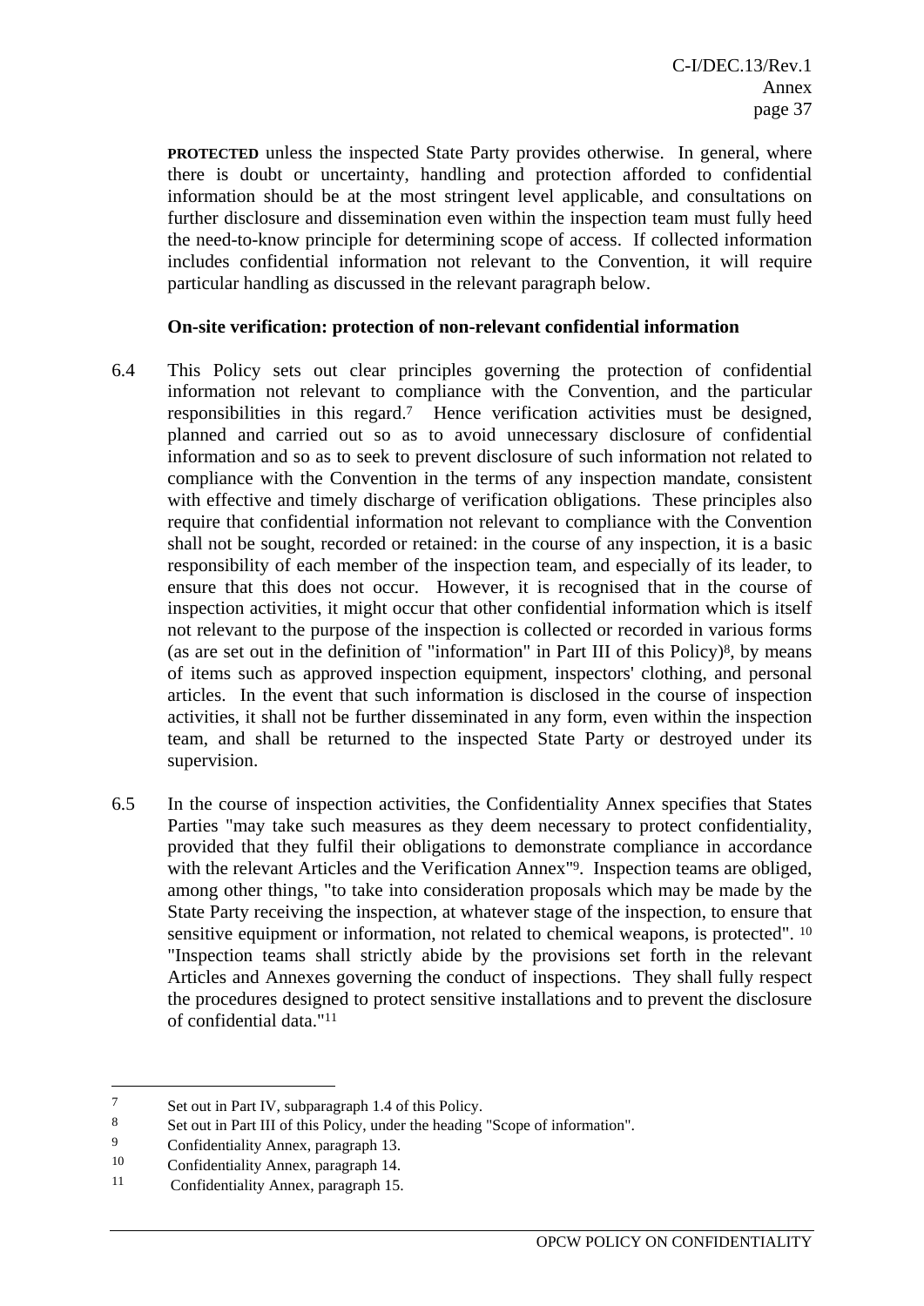**PROTECTED** unless the inspected State Party provides otherwise. In general, where there is doubt or uncertainty, handling and protection afforded to confidential information should be at the most stringent level applicable, and consultations on further disclosure and dissemination even within the inspection team must fully heed the need-to-know principle for determining scope of access. If collected information includes confidential information not relevant to the Convention, it will require particular handling as discussed in the relevant paragraph below.

**On-site verification: protection of non-relevant confidential information**

6.4 This Policy sets out clear principles governing the protection of confidential information not relevant to compliance with the Convention, and the particular responsibilities in this regard.[7] Hence verification activities must be designed, planned and carried out so as to avoid unnecessary disclosure of confidential information and so as to seek to prevent disclosure of such information not related to compliance with the Convention in the terms of any inspection mandate, consistent with effective and timely discharge of verification obligations. These principles also require that confidential information not relevant to compliance with the Convention shall not be sought, recorded or retained: in the course of any inspection, it is a basic responsibility of each member of the inspection team, and especially of its leader, to ensure that this does not occur. However, it is recognised that in the course of inspection activities, it might occur that other confidential information which is itself not relevant to the purpose of the inspection is collected or recorded in various forms (as are set out in the definition of "information" in Part III of this Policy)[8], by means of items such as approved inspection equipment, inspectors' clothing, and personal articles. In the event that such information is disclosed in the course of inspection activities, it shall not be further disseminated in any form, even within the inspection team, and shall be returned to the inspected State Party or destroyed under its supervision.

6.5 In the course of inspection activities, the Confidentiality Annex specifies that States Parties "may take such measures as they deem necessary to protect confidentiality, provided that they fulfil their obligations to demonstrate compliance in accordance with the relevant Articles and the Verification Annex"[9]. Inspection teams are obliged, among other things, "to take into consideration proposals which may be made by the State Party receiving the inspection, at whatever stage of the inspection, to ensure that sensitive equipment or information, not related to chemical weapons, is protected". [10] "Inspection teams shall strictly abide by the provisions set forth in the relevant Articles and Annexes governing the conduct of inspections. They shall fully respect the procedures designed to protect sensitive installations and to prevent the disclosure of confidential data."[11]

---

[7] Set out in Part IV, subparagraph 1.4 of this Policy.

[8] Set out in Part III of this Policy, under the heading "Scope of information".

[9] Confidentiality Annex, paragraph 13.

[10] Confidentiality Annex, paragraph 14.

[11] Confidentiality Annex, paragraph 15.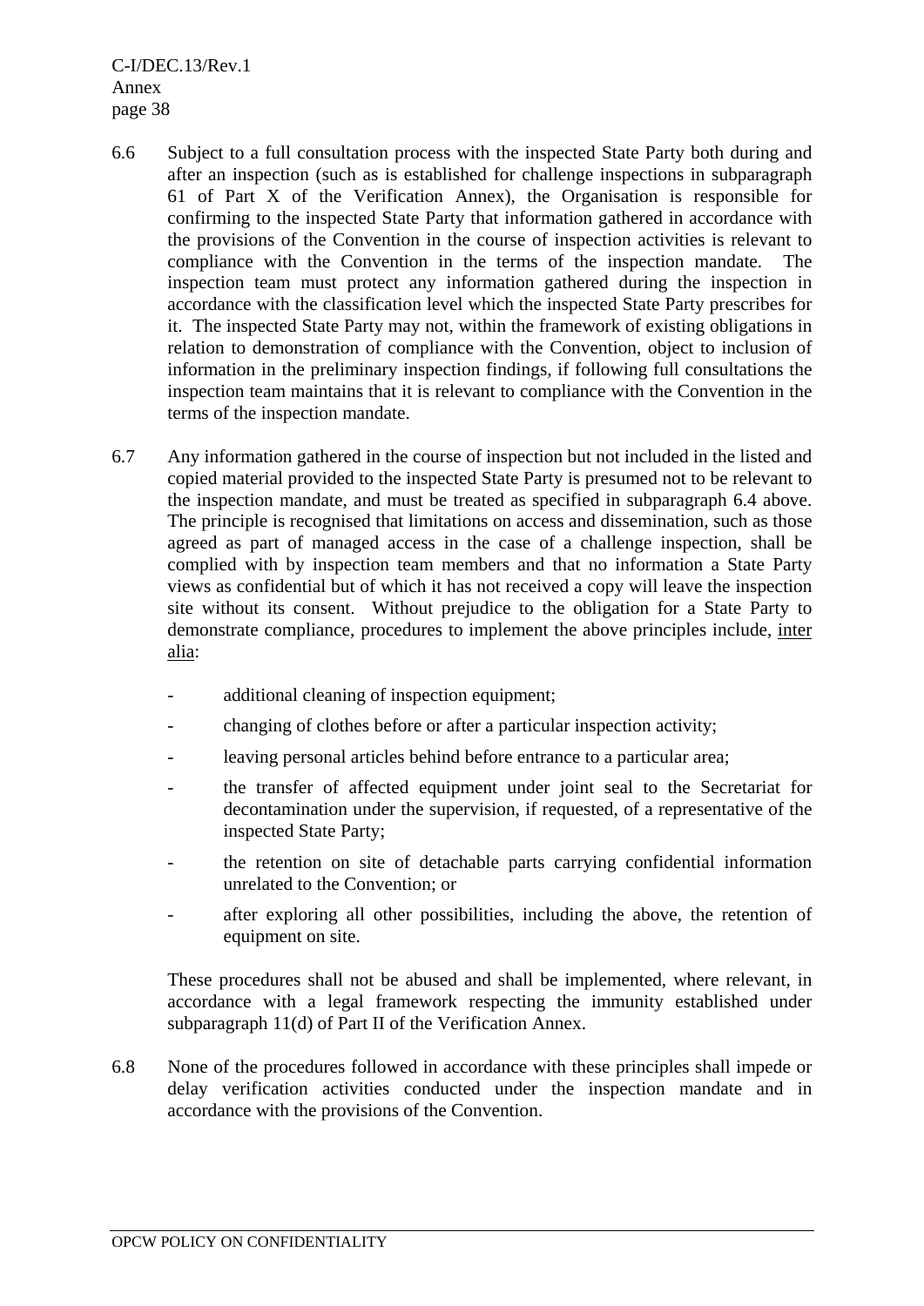6.6 Subject to a full consultation process with the inspected State Party both during and after an inspection (such as is established for challenge inspections in subparagraph 61 of Part X of the Verification Annex), the Organisation is responsible for confirming to the inspected State Party that information gathered in accordance with the provisions of the Convention in the course of inspection activities is relevant to compliance with the Convention in the terms of the inspection mandate. The inspection team must protect any information gathered during the inspection in accordance with the classification level which the inspected State Party prescribes for it. The inspected State Party may not, within the framework of existing obligations in relation to demonstration of compliance with the Convention, object to inclusion of information in the preliminary inspection findings, if following full consultations the inspection team maintains that it is relevant to compliance with the Convention in the terms of the inspection mandate.

6.7 Any information gathered in the course of inspection but not included in the listed and copied material provided to the inspected State Party is presumed not to be relevant to the inspection mandate, and must be treated as specified in subparagraph 6.4 above. The principle is recognised that limitations on access and dissemination, such as those agreed as part of managed access in the case of a challenge inspection, shall be complied with by inspection team members and that no information a State Party views as confidential but of which it has not received a copy will leave the inspection site without its consent. Without prejudice to the obligation for a State Party to demonstrate compliance, procedures to implement the above principles include, inter alia:

- additional cleaning of inspection equipment;
- changing of clothes before or after a particular inspection activity;
- leaving personal articles behind before entrance to a particular area;
- the transfer of affected equipment under joint seal to the Secretariat for decontamination under the supervision, if requested, of a representative of the inspected State Party;
- the retention on site of detachable parts carrying confidential information unrelated to the Convention; or
- after exploring all other possibilities, including the above, the retention of equipment on site.

These procedures shall not be abused and shall be implemented, where relevant, in accordance with a legal framework respecting the immunity established under subparagraph 11(d) of Part II of the Verification Annex.

6.8 None of the procedures followed in accordance with these principles shall impede or delay verification activities conducted under the inspection mandate and in accordance with the provisions of the Convention.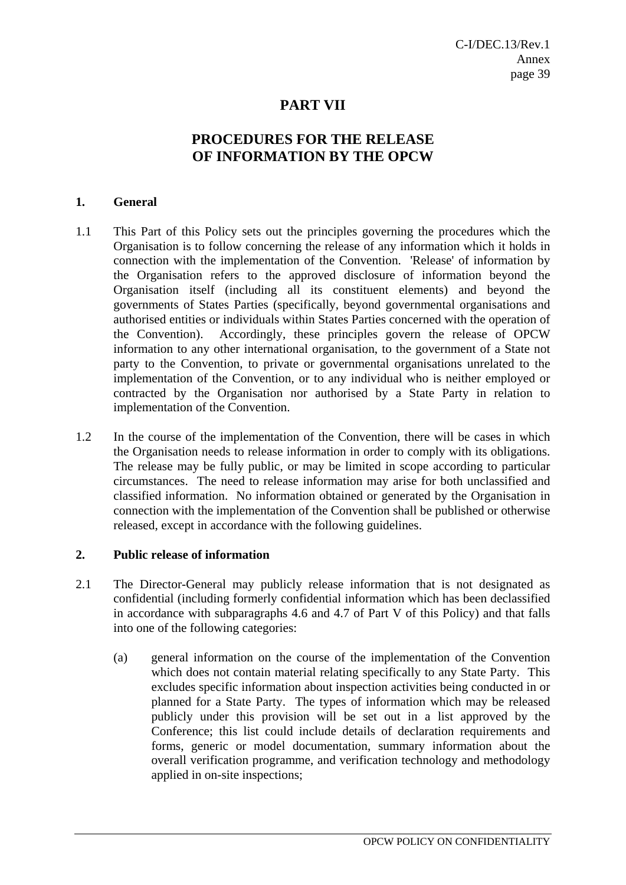# PART VII

# PROCEDURES FOR THE RELEASE OF INFORMATION BY THE OPCW

## 1. General

1.1 This Part of this Policy sets out the principles governing the procedures which the Organisation is to follow concerning the release of any information which it holds in connection with the implementation of the Convention. 'Release' of information by the Organisation refers to the approved disclosure of information beyond the Organisation itself (including all its constituent elements) and beyond the governments of States Parties (specifically, beyond governmental organisations and authorised entities or individuals within States Parties concerned with the operation of the Convention). Accordingly, these principles govern the release of OPCW information to any other international organisation, to the government of a State not party to the Convention, to private or governmental organisations unrelated to the implementation of the Convention, or to any individual who is neither employed or contracted by the Organisation nor authorised by a State Party in relation to implementation of the Convention.

1.2 In the course of the implementation of the Convention, there will be cases in which the Organisation needs to release information in order to comply with its obligations. The release may be fully public, or may be limited in scope according to particular circumstances. The need to release information may arise for both unclassified and classified information. No information obtained or generated by the Organisation in connection with the implementation of the Convention shall be published or otherwise released, except in accordance with the following guidelines.

## 2. Public release of information

2.1 The Director-General may publicly release information that is not designated as confidential (including formerly confidential information which has been declassified in accordance with subparagraphs 4.6 and 4.7 of Part V of this Policy) and that falls into one of the following categories:

(a) general information on the course of the implementation of the Convention which does not contain material relating specifically to any State Party. This excludes specific information about inspection activities being conducted in or planned for a State Party. The types of information which may be released publicly under this provision will be set out in a list approved by the Conference; this list could include details of declaration requirements and forms, generic or model documentation, summary information about the overall verification programme, and verification technology and methodology applied in on-site inspections;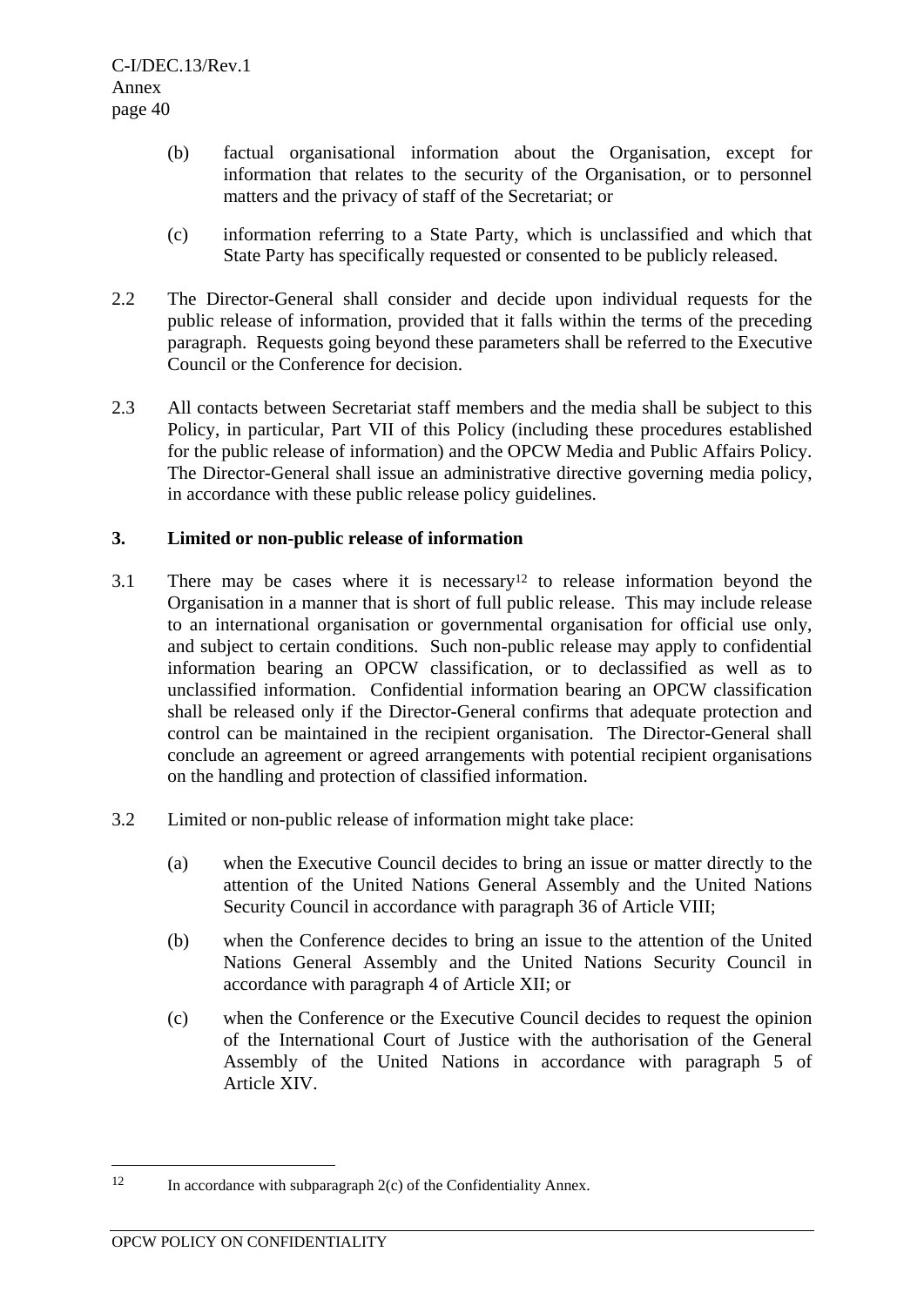(b) factual organisational information about the Organisation, except for information that relates to the security of the Organisation, or to personnel matters and the privacy of staff of the Secretariat; or

(c) information referring to a State Party, which is unclassified and which that State Party has specifically requested or consented to be publicly released.

2.2 The Director-General shall consider and decide upon individual requests for the public release of information, provided that it falls within the terms of the preceding paragraph. Requests going beyond these parameters shall be referred to the Executive Council or the Conference for decision.

2.3 All contacts between Secretariat staff members and the media shall be subject to this Policy, in particular, Part VII of this Policy (including these procedures established for the public release of information) and the OPCW Media and Public Affairs Policy. The Director-General shall issue an administrative directive governing media policy, in accordance with these public release policy guidelines.

### 3. Limited or non-public release of information

3.1 There may be cases where it is necessary[12] to release information beyond the Organisation in a manner that is short of full public release. This may include release to an international organisation or governmental organisation for official use only, and subject to certain conditions. Such non-public release may apply to confidential information bearing an OPCW classification, or to declassified as well as to unclassified information. Confidential information bearing an OPCW classification shall be released only if the Director-General confirms that adequate protection and control can be maintained in the recipient organisation. The Director-General shall conclude an agreement or agreed arrangements with potential recipient organisations on the handling and protection of classified information.

3.2 Limited or non-public release of information might take place:

(a) when the Executive Council decides to bring an issue or matter directly to the attention of the United Nations General Assembly and the United Nations Security Council in accordance with paragraph 36 of Article VIII;

(b) when the Conference decides to bring an issue to the attention of the United Nations General Assembly and the United Nations Security Council in accordance with paragraph 4 of Article XII; or

(c) when the Conference or the Executive Council decides to request the opinion of the International Court of Justice with the authorisation of the General Assembly of the United Nations in accordance with paragraph 5 of Article XIV.

---

[12] In accordance with subparagraph 2(c) of the Confidentiality Annex.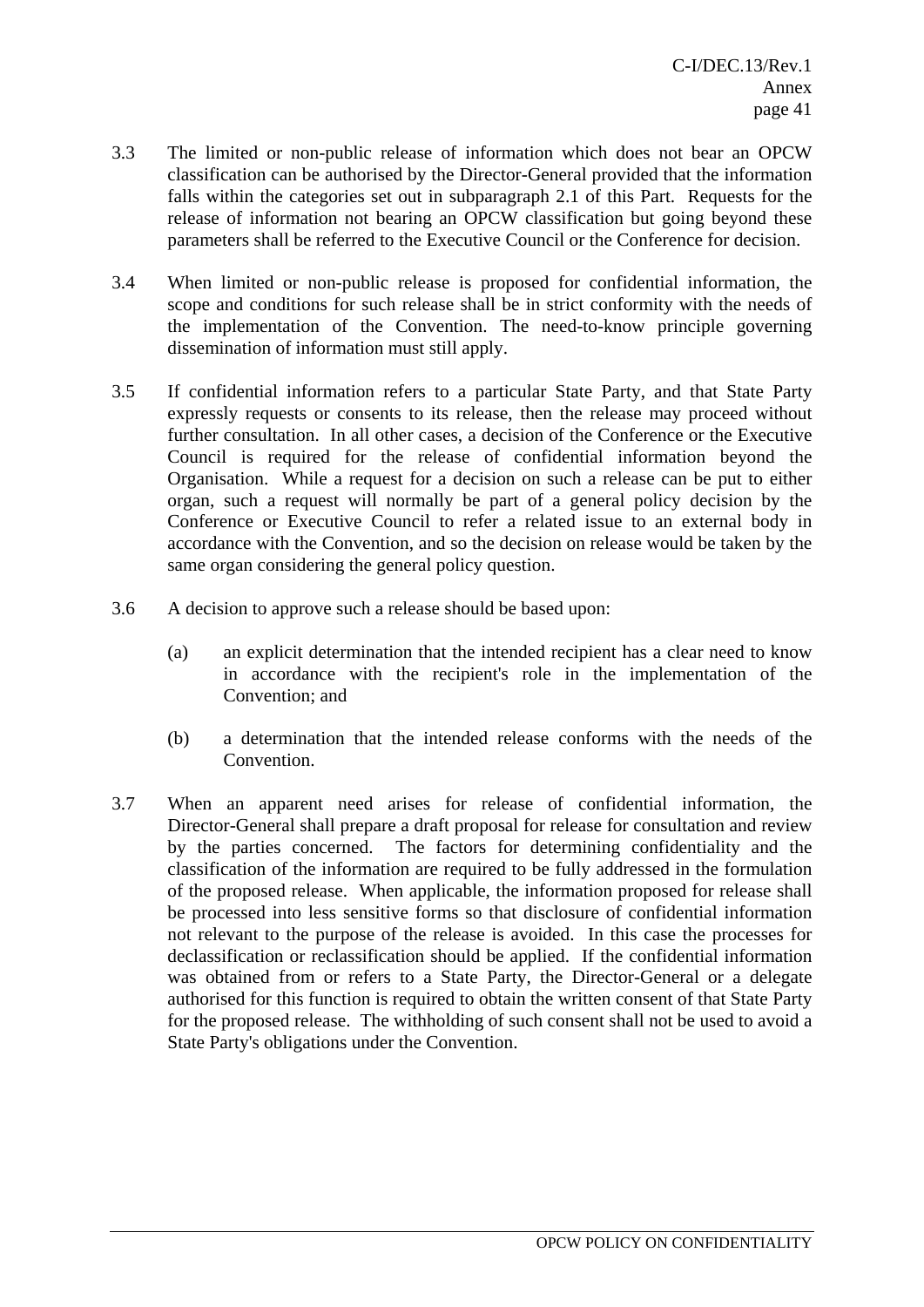3.3 The limited or non-public release of information which does not bear an OPCW classification can be authorised by the Director-General provided that the information falls within the categories set out in subparagraph 2.1 of this Part. Requests for the release of information not bearing an OPCW classification but going beyond these parameters shall be referred to the Executive Council or the Conference for decision.

3.4 When limited or non-public release is proposed for confidential information, the scope and conditions for such release shall be in strict conformity with the needs of the implementation of the Convention. The need-to-know principle governing dissemination of information must still apply.

3.5 If confidential information refers to a particular State Party, and that State Party expressly requests or consents to its release, then the release may proceed without further consultation. In all other cases, a decision of the Conference or the Executive Council is required for the release of confidential information beyond the Organisation. While a request for a decision on such a release can be put to either organ, such a request will normally be part of a general policy decision by the Conference or Executive Council to refer a related issue to an external body in accordance with the Convention, and so the decision on release would be taken by the same organ considering the general policy question.

3.6 A decision to approve such a release should be based upon:

(a) an explicit determination that the intended recipient has a clear need to know in accordance with the recipient's role in the implementation of the Convention; and

(b) a determination that the intended release conforms with the needs of the Convention.

3.7 When an apparent need arises for release of confidential information, the Director-General shall prepare a draft proposal for release for consultation and review by the parties concerned. The factors for determining confidentiality and the classification of the information are required to be fully addressed in the formulation of the proposed release. When applicable, the information proposed for release shall be processed into less sensitive forms so that disclosure of confidential information not relevant to the purpose of the release is avoided. In this case the processes for declassification or reclassification should be applied. If the confidential information was obtained from or refers to a State Party, the Director-General or a delegate authorised for this function is required to obtain the written consent of that State Party for the proposed release. The withholding of such consent shall not be used to avoid a State Party's obligations under the Convention.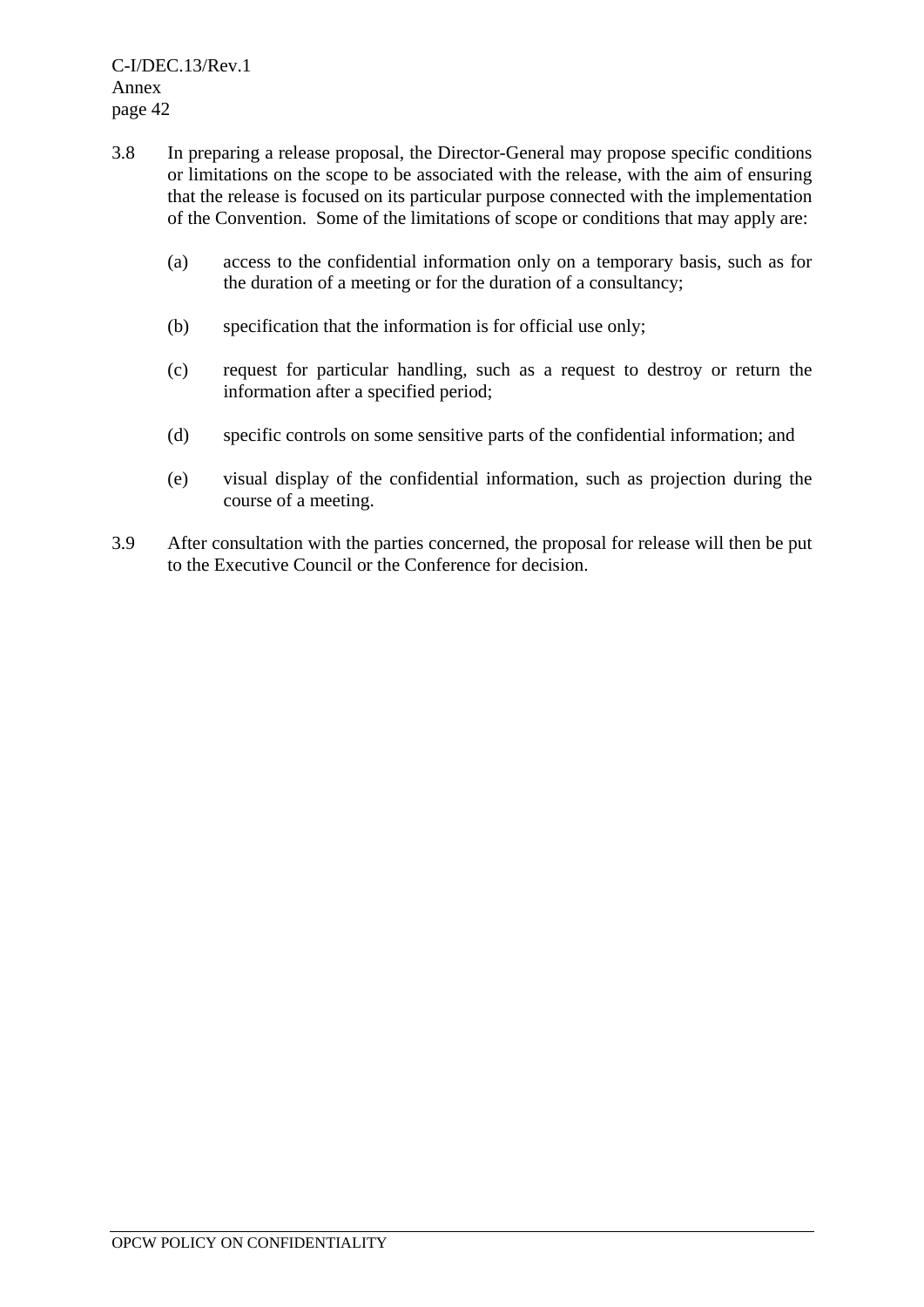3.8 In preparing a release proposal, the Director-General may propose specific conditions or limitations on the scope to be associated with the release, with the aim of ensuring that the release is focused on its particular purpose connected with the implementation of the Convention. Some of the limitations of scope or conditions that may apply are:

   (a) access to the confidential information only on a temporary basis, such as for the duration of a meeting or for the duration of a consultancy;

   (b) specification that the information is for official use only;

   (c) request for particular handling, such as a request to destroy or return the information after a specified period;

   (d) specific controls on some sensitive parts of the confidential information; and

   (e) visual display of the confidential information, such as projection during the course of a meeting.

3.9 After consultation with the parties concerned, the proposal for release will then be put to the Executive Council or the Conference for decision.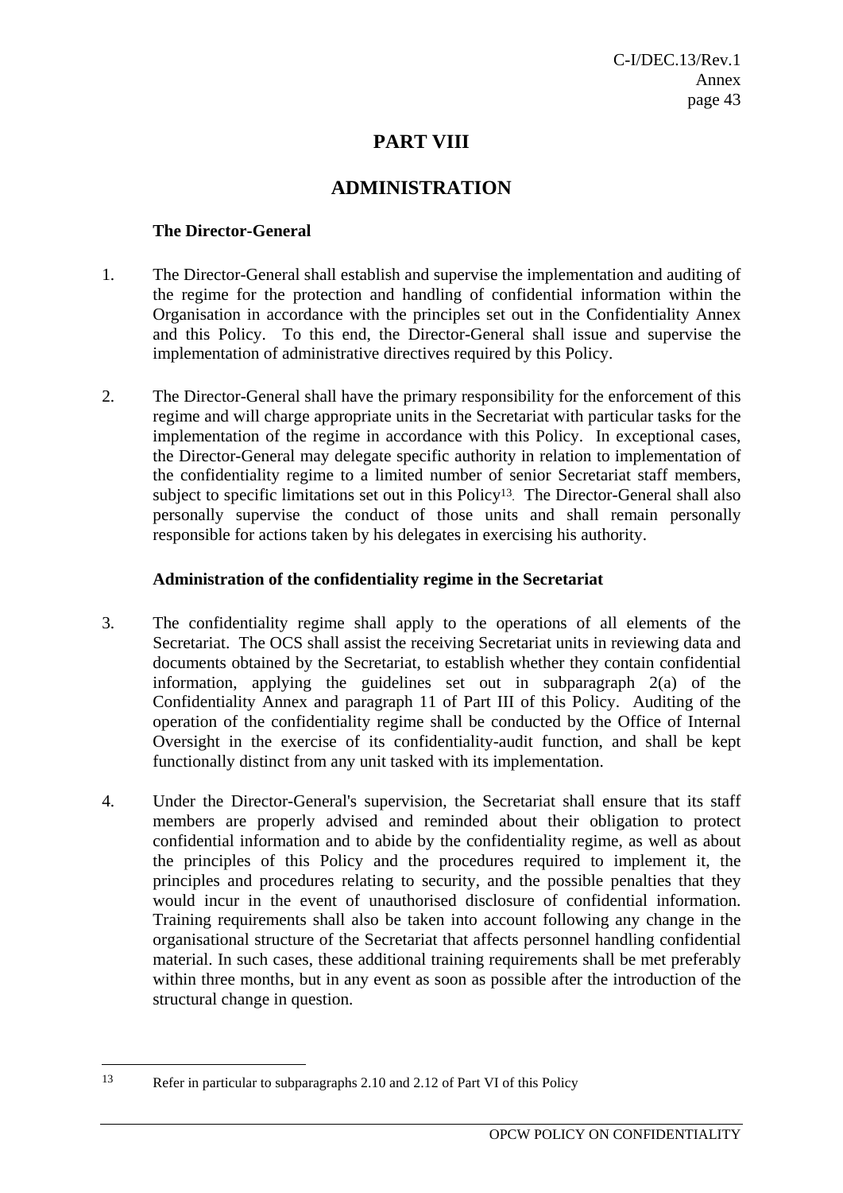# PART VIII

## ADMINISTRATION

### The Director-General

1. The Director-General shall establish and supervise the implementation and auditing of the regime for the protection and handling of confidential information within the Organisation in accordance with the principles set out in the Confidentiality Annex and this Policy. To this end, the Director-General shall issue and supervise the implementation of administrative directives required by this Policy.

2. The Director-General shall have the primary responsibility for the enforcement of this regime and will charge appropriate units in the Secretariat with particular tasks for the implementation of the regime in accordance with this Policy. In exceptional cases, the Director-General may delegate specific authority in relation to implementation of the confidentiality regime to a limited number of senior Secretariat staff members, subject to specific limitations set out in this Policy[13]. The Director-General shall also personally supervise the conduct of those units and shall remain personally responsible for actions taken by his delegates in exercising his authority.

### Administration of the confidentiality regime in the Secretariat

3. The confidentiality regime shall apply to the operations of all elements of the Secretariat. The OCS shall assist the receiving Secretariat units in reviewing data and documents obtained by the Secretariat, to establish whether they contain confidential information, applying the guidelines set out in subparagraph 2(a) of the Confidentiality Annex and paragraph 11 of Part III of this Policy. Auditing of the operation of the confidentiality regime shall be conducted by the Office of Internal Oversight in the exercise of its confidentiality-audit function, and shall be kept functionally distinct from any unit tasked with its implementation.

4. Under the Director-General's supervision, the Secretariat shall ensure that its staff members are properly advised and reminded about their obligation to protect confidential information and to abide by the confidentiality regime, as well as about the principles of this Policy and the procedures required to implement it, the principles and procedures relating to security, and the possible penalties that they would incur in the event of unauthorised disclosure of confidential information. Training requirements shall also be taken into account following any change in the organisational structure of the Secretariat that affects personnel handling confidential material. In such cases, these additional training requirements shall be met preferably within three months, but in any event as soon as possible after the introduction of the structural change in question.

---

[13] Refer in particular to subparagraphs 2.10 and 2.12 of Part VI of this Policy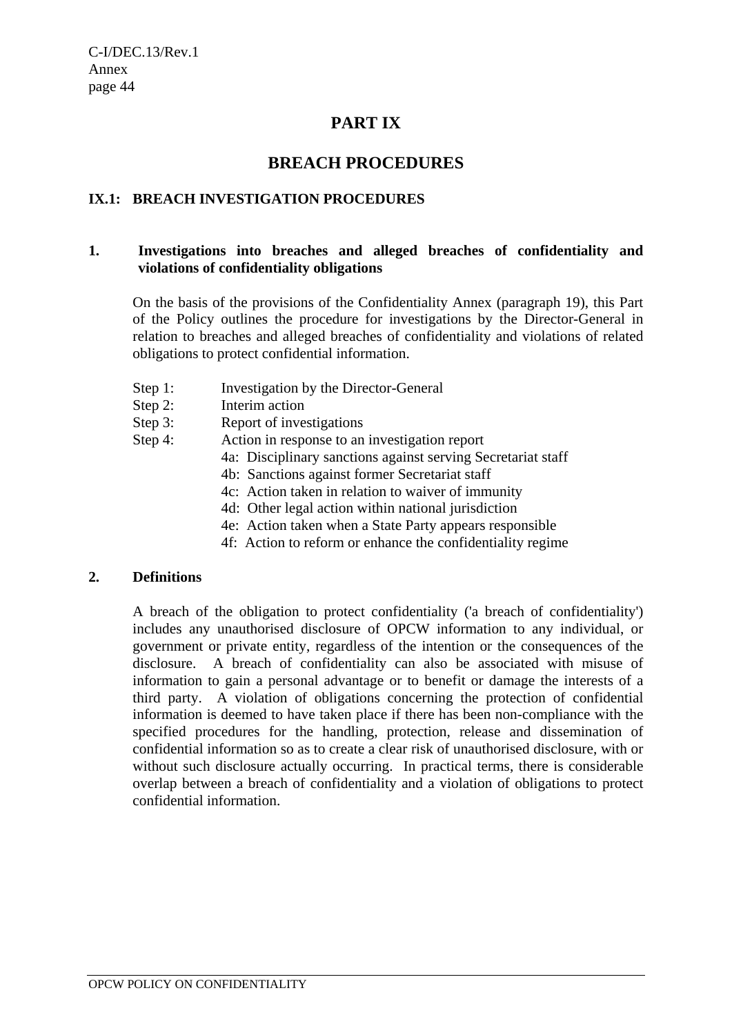# PART IX

# BREACH PROCEDURES

## IX.1: BREACH INVESTIGATION PROCEDURES

### 1. Investigations into breaches and alleged breaches of confidentiality and violations of confidentiality obligations

On the basis of the provisions of the Confidentiality Annex (paragraph 19), this Part of the Policy outlines the procedure for investigations by the Director-General in relation to breaches and alleged breaches of confidentiality and violations of related obligations to protect confidential information.

- Step 1: Investigation by the Director-General
- Step 2: Interim action
- Step 3: Report of investigations
- Step 4: Action in response to an investigation report
  - 4a: Disciplinary sanctions against serving Secretariat staff
  - 4b: Sanctions against former Secretariat staff
  - 4c: Action taken in relation to waiver of immunity
  - 4d: Other legal action within national jurisdiction
  - 4e: Action taken when a State Party appears responsible
  - 4f: Action to reform or enhance the confidentiality regime

### 2. Definitions

A breach of the obligation to protect confidentiality ('a breach of confidentiality') includes any unauthorised disclosure of OPCW information to any individual, or government or private entity, regardless of the intention or the consequences of the disclosure. A breach of confidentiality can also be associated with misuse of information to gain a personal advantage or to benefit or damage the interests of a third party. A violation of obligations concerning the protection of confidential information is deemed to have taken place if there has been non-compliance with the specified procedures for the handling, protection, release and dissemination of confidential information so as to create a clear risk of unauthorised disclosure, with or without such disclosure actually occurring. In practical terms, there is considerable overlap between a breach of confidentiality and a violation of obligations to protect confidential information.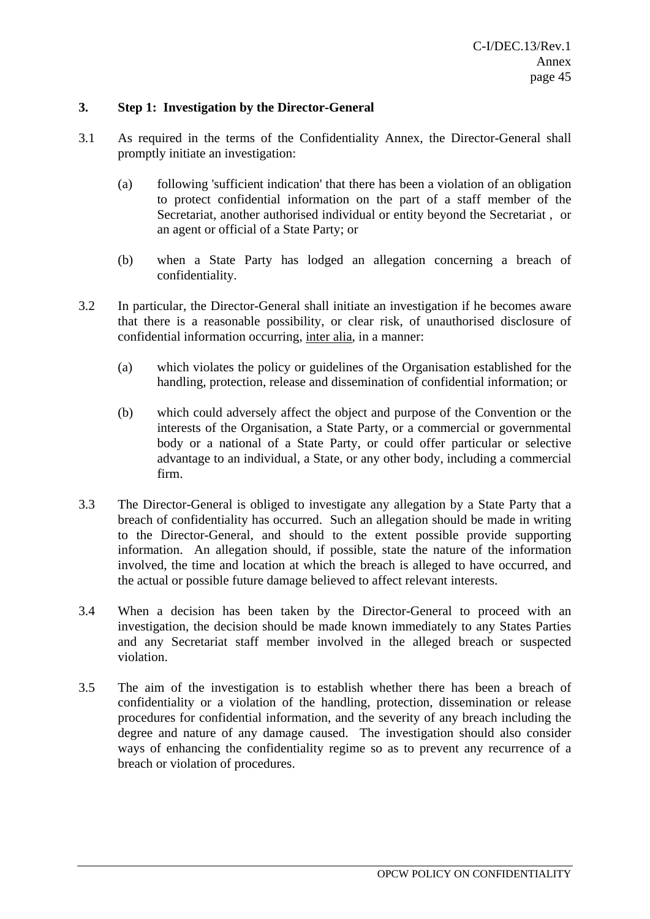### 3. Step 1: Investigation by the Director-General

3.1 As required in the terms of the Confidentiality Annex, the Director-General shall promptly initiate an investigation:

(a) following 'sufficient indication' that there has been a violation of an obligation to protect confidential information on the part of a staff member of the Secretariat, another authorised individual or entity beyond the Secretariat , or an agent or official of a State Party; or

(b) when a State Party has lodged an allegation concerning a breach of confidentiality.

3.2 In particular, the Director-General shall initiate an investigation if he becomes aware that there is a reasonable possibility, or clear risk, of unauthorised disclosure of confidential information occurring, inter alia, in a manner:

(a) which violates the policy or guidelines of the Organisation established for the handling, protection, release and dissemination of confidential information; or

(b) which could adversely affect the object and purpose of the Convention or the interests of the Organisation, a State Party, or a commercial or governmental body or a national of a State Party, or could offer particular or selective advantage to an individual, a State, or any other body, including a commercial firm.

3.3 The Director-General is obliged to investigate any allegation by a State Party that a breach of confidentiality has occurred. Such an allegation should be made in writing to the Director-General, and should to the extent possible provide supporting information. An allegation should, if possible, state the nature of the information involved, the time and location at which the breach is alleged to have occurred, and the actual or possible future damage believed to affect relevant interests.

3.4 When a decision has been taken by the Director-General to proceed with an investigation, the decision should be made known immediately to any States Parties and any Secretariat staff member involved in the alleged breach or suspected violation.

3.5 The aim of the investigation is to establish whether there has been a breach of confidentiality or a violation of the handling, protection, dissemination or release procedures for confidential information, and the severity of any breach including the degree and nature of any damage caused. The investigation should also consider ways of enhancing the confidentiality regime so as to prevent any recurrence of a breach or violation of procedures.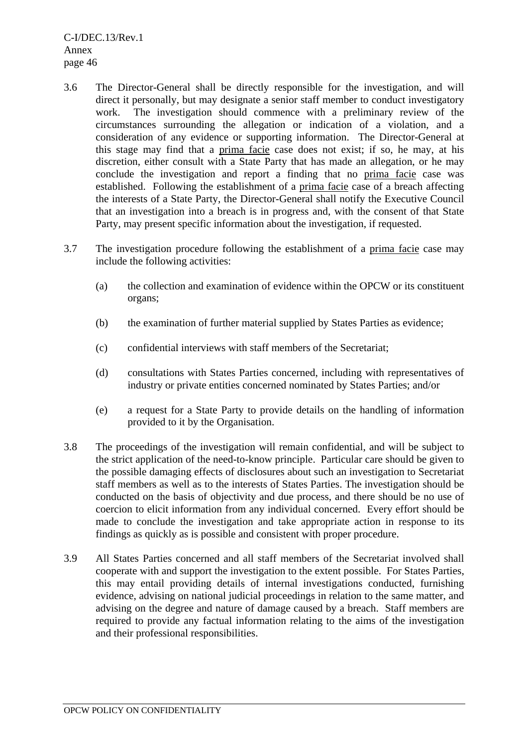3.6 The Director-General shall be directly responsible for the investigation, and will direct it personally, but may designate a senior staff member to conduct investigatory work. The investigation should commence with a preliminary review of the circumstances surrounding the allegation or indication of a violation, and a consideration of any evidence or supporting information. The Director-General at this stage may find that a prima facie case does not exist; if so, he may, at his discretion, either consult with a State Party that has made an allegation, or he may conclude the investigation and report a finding that no prima facie case was established. Following the establishment of a prima facie case of a breach affecting the interests of a State Party, the Director-General shall notify the Executive Council that an investigation into a breach is in progress and, with the consent of that State Party, may present specific information about the investigation, if requested.

3.7 The investigation procedure following the establishment of a prima facie case may include the following activities:

(a) the collection and examination of evidence within the OPCW or its constituent organs;

(b) the examination of further material supplied by States Parties as evidence;

(c) confidential interviews with staff members of the Secretariat;

(d) consultations with States Parties concerned, including with representatives of industry or private entities concerned nominated by States Parties; and/or

(e) a request for a State Party to provide details on the handling of information provided to it by the Organisation.

3.8 The proceedings of the investigation will remain confidential, and will be subject to the strict application of the need-to-know principle. Particular care should be given to the possible damaging effects of disclosures about such an investigation to Secretariat staff members as well as to the interests of States Parties. The investigation should be conducted on the basis of objectivity and due process, and there should be no use of coercion to elicit information from any individual concerned. Every effort should be made to conclude the investigation and take appropriate action in response to its findings as quickly as is possible and consistent with proper procedure.

3.9 All States Parties concerned and all staff members of the Secretariat involved shall cooperate with and support the investigation to the extent possible. For States Parties, this may entail providing details of internal investigations conducted, furnishing evidence, advising on national judicial proceedings in relation to the same matter, and advising on the degree and nature of damage caused by a breach. Staff members are required to provide any factual information relating to the aims of the investigation and their professional responsibilities.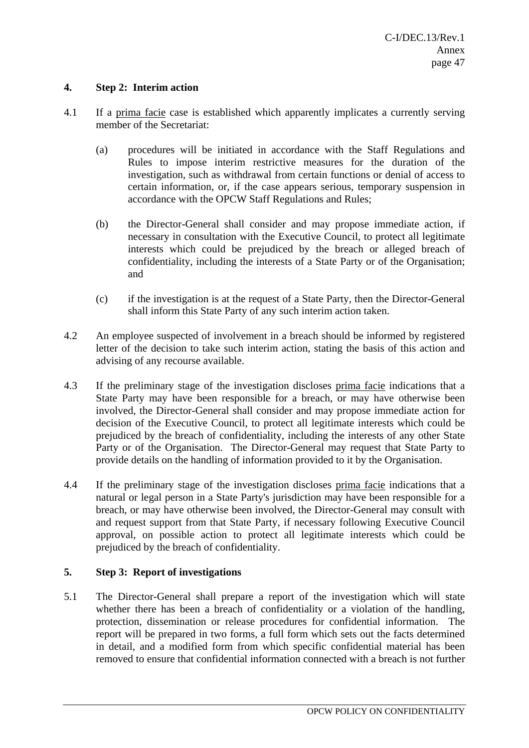#### 4. Step 2: Interim action

4.1 If a <u>prima facie</u> case is established which apparently implicates a currently serving member of the Secretariat:

(a) procedures will be initiated in accordance with the Staff Regulations and Rules to impose interim restrictive measures for the duration of the investigation, such as withdrawal from certain functions or denial of access to certain information, or, if the case appears serious, temporary suspension in accordance with the OPCW Staff Regulations and Rules;

(b) the Director-General shall consider and may propose immediate action, if necessary in consultation with the Executive Council, to protect all legitimate interests which could be prejudiced by the breach or alleged breach of confidentiality, including the interests of a State Party or of the Organisation; and

(c) if the investigation is at the request of a State Party, then the Director-General shall inform this State Party of any such interim action taken.

4.2 An employee suspected of involvement in a breach should be informed by registered letter of the decision to take such interim action, stating the basis of this action and advising of any recourse available.

4.3 If the preliminary stage of the investigation discloses <u>prima facie</u> indications that a State Party may have been responsible for a breach, or may have otherwise been involved, the Director-General shall consider and may propose immediate action for decision of the Executive Council, to protect all legitimate interests which could be prejudiced by the breach of confidentiality, including the interests of any other State Party or of the Organisation. The Director-General may request that State Party to provide details on the handling of information provided to it by the Organisation.

4.4 If the preliminary stage of the investigation discloses <u>prima facie</u> indications that a natural or legal person in a State Party's jurisdiction may have been responsible for a breach, or may have otherwise been involved, the Director-General may consult with and request support from that State Party, if necessary following Executive Council approval, on possible action to protect all legitimate interests which could be prejudiced by the breach of confidentiality.

#### 5. Step 3: Report of investigations

5.1 The Director-General shall prepare a report of the investigation which will state whether there has been a breach of confidentiality or a violation of the handling, protection, dissemination or release procedures for confidential information. The report will be prepared in two forms, a full form which sets out the facts determined in detail, and a modified form from which specific confidential material has been removed to ensure that confidential information connected with a breach is not further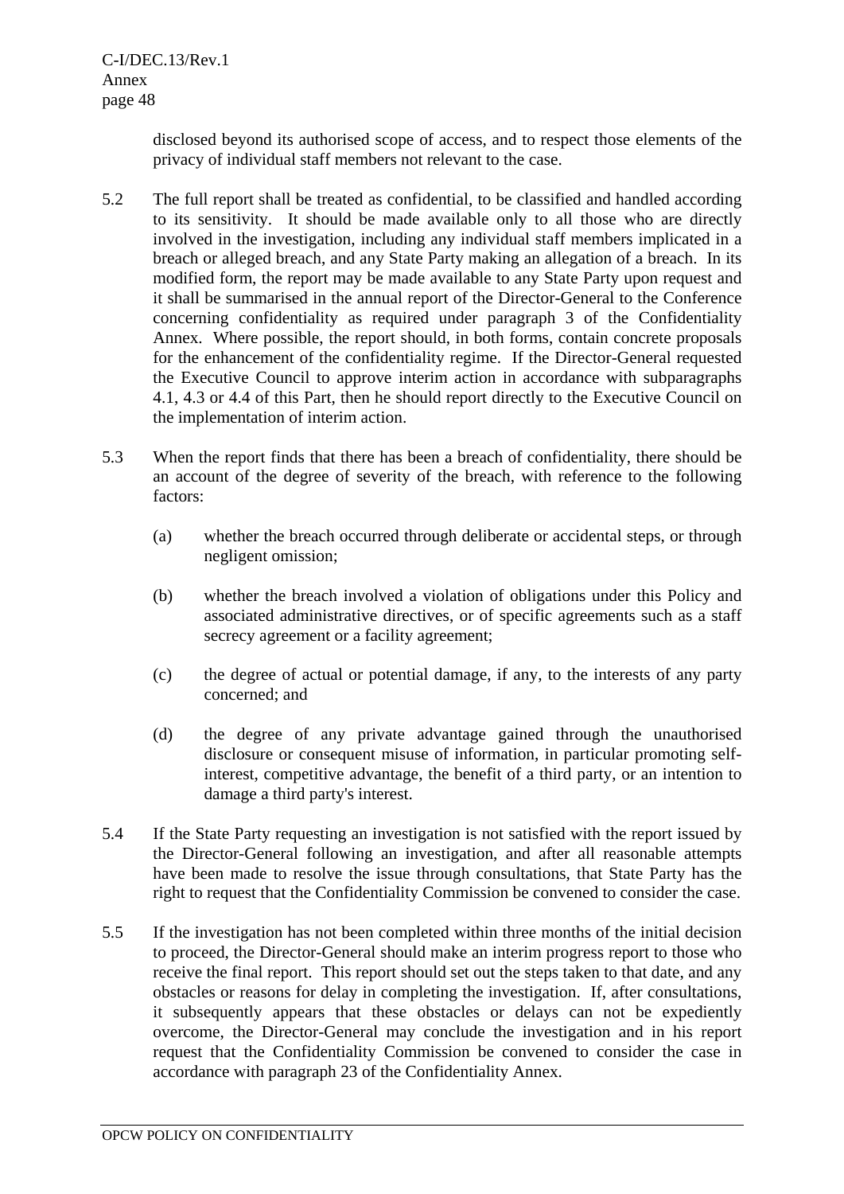disclosed beyond its authorised scope of access, and to respect those elements of the privacy of individual staff members not relevant to the case.

5.2 The full report shall be treated as confidential, to be classified and handled according to its sensitivity. It should be made available only to all those who are directly involved in the investigation, including any individual staff members implicated in a breach or alleged breach, and any State Party making an allegation of a breach. In its modified form, the report may be made available to any State Party upon request and it shall be summarised in the annual report of the Director-General to the Conference concerning confidentiality as required under paragraph 3 of the Confidentiality Annex. Where possible, the report should, in both forms, contain concrete proposals for the enhancement of the confidentiality regime. If the Director-General requested the Executive Council to approve interim action in accordance with subparagraphs 4.1, 4.3 or 4.4 of this Part, then he should report directly to the Executive Council on the implementation of interim action.

5.3 When the report finds that there has been a breach of confidentiality, there should be an account of the degree of severity of the breach, with reference to the following factors:

(a) whether the breach occurred through deliberate or accidental steps, or through negligent omission;

(b) whether the breach involved a violation of obligations under this Policy and associated administrative directives, or of specific agreements such as a staff secrecy agreement or a facility agreement;

(c) the degree of actual or potential damage, if any, to the interests of any party concerned; and

(d) the degree of any private advantage gained through the unauthorised disclosure or consequent misuse of information, in particular promoting self-interest, competitive advantage, the benefit of a third party, or an intention to damage a third party's interest.

5.4 If the State Party requesting an investigation is not satisfied with the report issued by the Director-General following an investigation, and after all reasonable attempts have been made to resolve the issue through consultations, that State Party has the right to request that the Confidentiality Commission be convened to consider the case.

5.5 If the investigation has not been completed within three months of the initial decision to proceed, the Director-General should make an interim progress report to those who receive the final report. This report should set out the steps taken to that date, and any obstacles or reasons for delay in completing the investigation. If, after consultations, it subsequently appears that these obstacles or delays can not be expediently overcome, the Director-General may conclude the investigation and in his report request that the Confidentiality Commission be convened to consider the case in accordance with paragraph 23 of the Confidentiality Annex.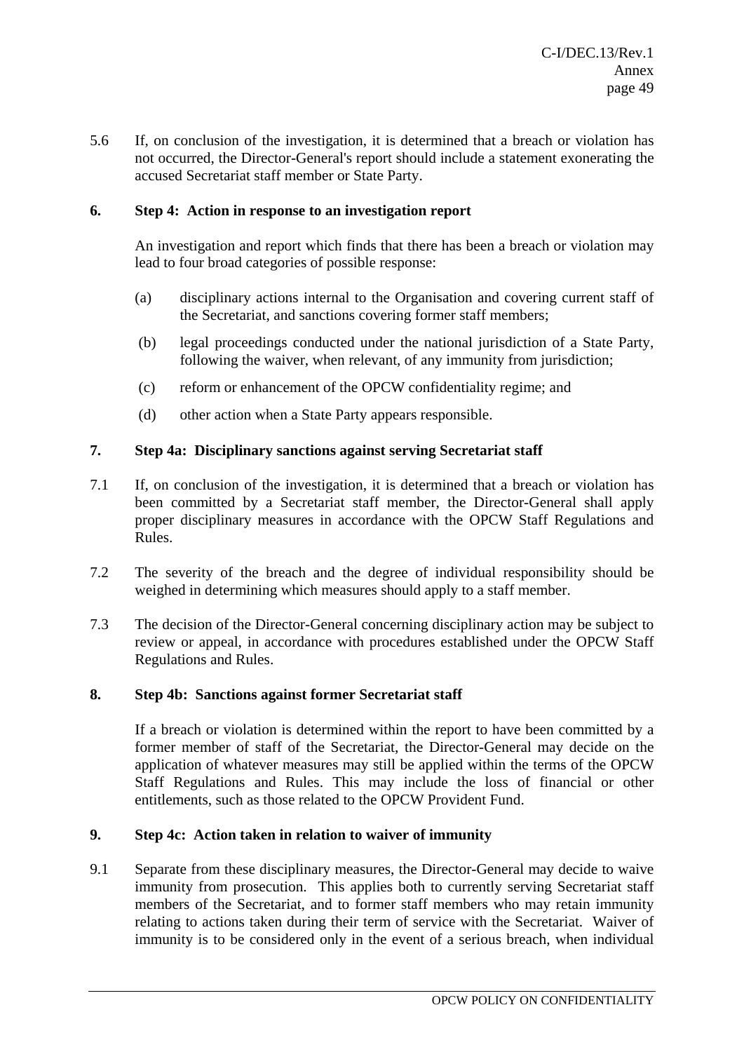5.6 If, on conclusion of the investigation, it is determined that a breach or violation has not occurred, the Director-General's report should include a statement exonerating the accused Secretariat staff member or State Party.

**6. Step 4: Action in response to an investigation report**

An investigation and report which finds that there has been a breach or violation may lead to four broad categories of possible response:

(a) disciplinary actions internal to the Organisation and covering current staff of the Secretariat, and sanctions covering former staff members;

(b) legal proceedings conducted under the national jurisdiction of a State Party, following the waiver, when relevant, of any immunity from jurisdiction;

(c) reform or enhancement of the OPCW confidentiality regime; and

(d) other action when a State Party appears responsible.

**7. Step 4a: Disciplinary sanctions against serving Secretariat staff**

7.1 If, on conclusion of the investigation, it is determined that a breach or violation has been committed by a Secretariat staff member, the Director-General shall apply proper disciplinary measures in accordance with the OPCW Staff Regulations and Rules.

7.2 The severity of the breach and the degree of individual responsibility should be weighed in determining which measures should apply to a staff member.

7.3 The decision of the Director-General concerning disciplinary action may be subject to review or appeal, in accordance with procedures established under the OPCW Staff Regulations and Rules.

**8. Step 4b: Sanctions against former Secretariat staff**

If a breach or violation is determined within the report to have been committed by a former member of staff of the Secretariat, the Director-General may decide on the application of whatever measures may still be applied within the terms of the OPCW Staff Regulations and Rules. This may include the loss of financial or other entitlements, such as those related to the OPCW Provident Fund.

**9. Step 4c: Action taken in relation to waiver of immunity**

9.1 Separate from these disciplinary measures, the Director-General may decide to waive immunity from prosecution. This applies both to currently serving Secretariat staff members of the Secretariat, and to former staff members who may retain immunity relating to actions taken during their term of service with the Secretariat. Waiver of immunity is to be considered only in the event of a serious breach, when individual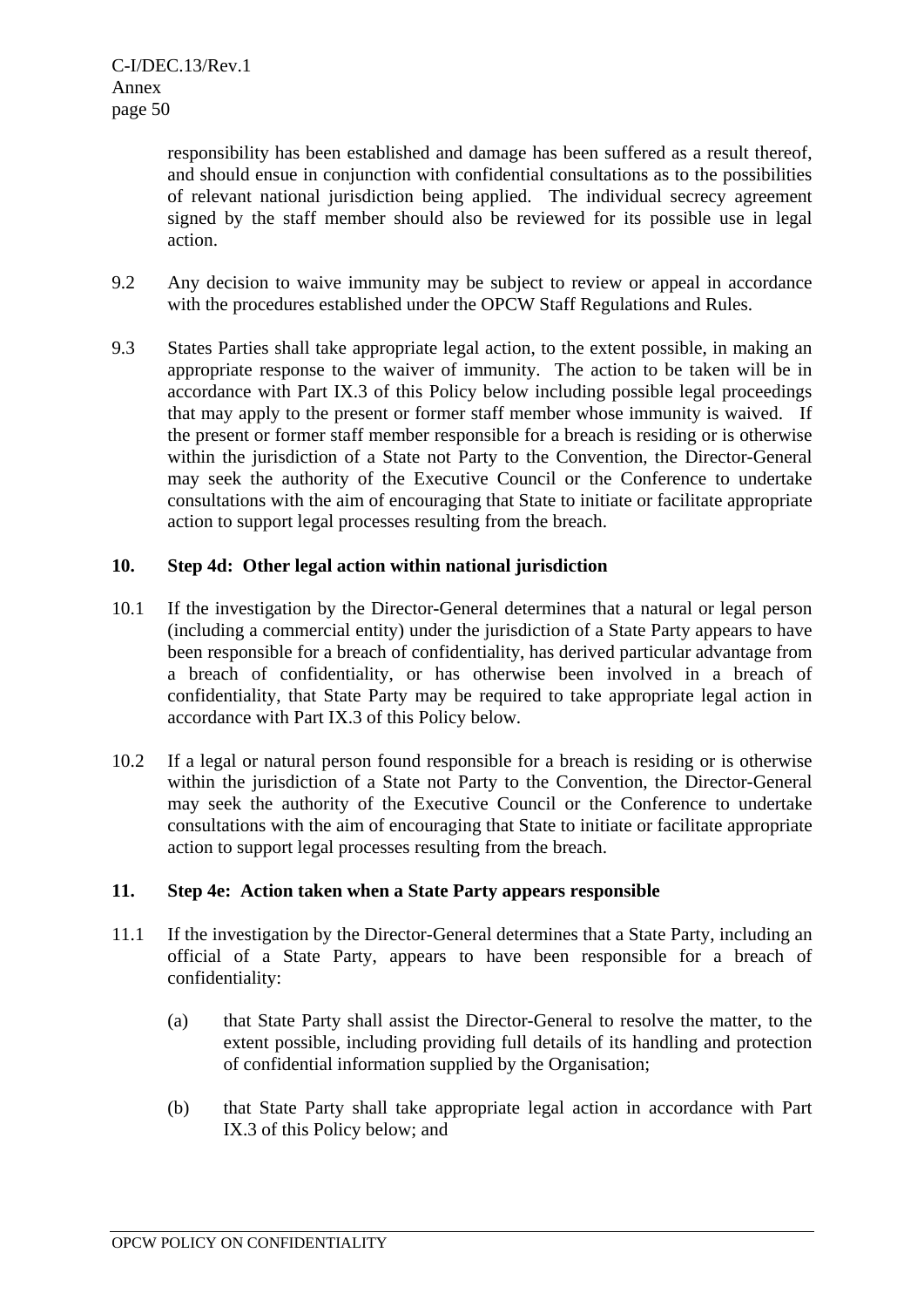responsibility has been established and damage has been suffered as a result thereof, and should ensue in conjunction with confidential consultations as to the possibilities of relevant national jurisdiction being applied. The individual secrecy agreement signed by the staff member should also be reviewed for its possible use in legal action.

9.2 Any decision to waive immunity may be subject to review or appeal in accordance with the procedures established under the OPCW Staff Regulations and Rules.

9.3 States Parties shall take appropriate legal action, to the extent possible, in making an appropriate response to the waiver of immunity. The action to be taken will be in accordance with Part IX.3 of this Policy below including possible legal proceedings that may apply to the present or former staff member whose immunity is waived. If the present or former staff member responsible for a breach is residing or is otherwise within the jurisdiction of a State not Party to the Convention, the Director-General may seek the authority of the Executive Council or the Conference to undertake consultations with the aim of encouraging that State to initiate or facilitate appropriate action to support legal processes resulting from the breach.

**10. Step 4d: Other legal action within national jurisdiction**

10.1 If the investigation by the Director-General determines that a natural or legal person (including a commercial entity) under the jurisdiction of a State Party appears to have been responsible for a breach of confidentiality, has derived particular advantage from a breach of confidentiality, or has otherwise been involved in a breach of confidentiality, that State Party may be required to take appropriate legal action in accordance with Part IX.3 of this Policy below.

10.2 If a legal or natural person found responsible for a breach is residing or is otherwise within the jurisdiction of a State not Party to the Convention, the Director-General may seek the authority of the Executive Council or the Conference to undertake consultations with the aim of encouraging that State to initiate or facilitate appropriate action to support legal processes resulting from the breach.

**11. Step 4e: Action taken when a State Party appears responsible**

11.1 If the investigation by the Director-General determines that a State Party, including an official of a State Party, appears to have been responsible for a breach of confidentiality:

(a) that State Party shall assist the Director-General to resolve the matter, to the extent possible, including providing full details of its handling and protection of confidential information supplied by the Organisation;

(b) that State Party shall take appropriate legal action in accordance with Part IX.3 of this Policy below; and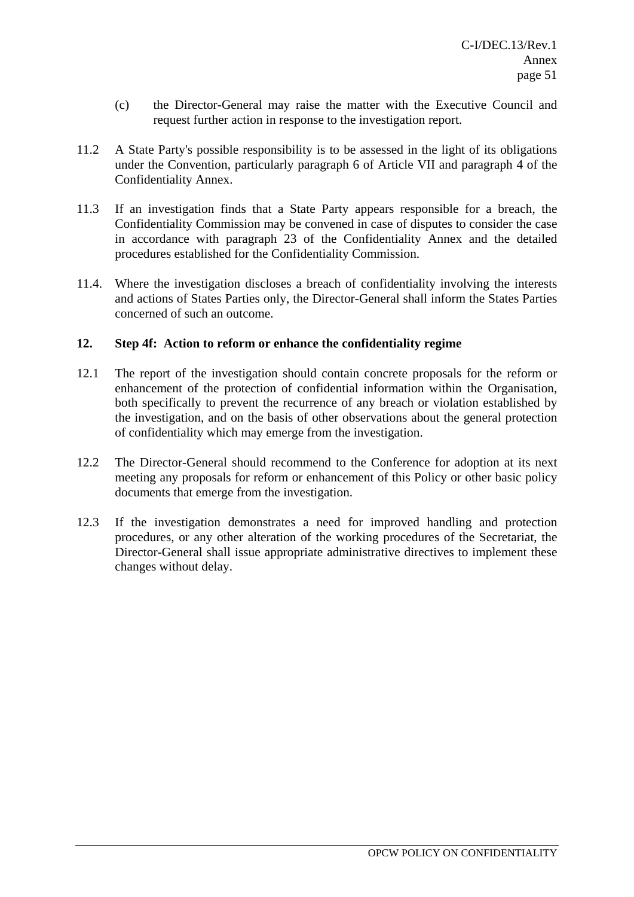(c) the Director-General may raise the matter with the Executive Council and request further action in response to the investigation report.

11.2 A State Party's possible responsibility is to be assessed in the light of its obligations under the Convention, particularly paragraph 6 of Article VII and paragraph 4 of the Confidentiality Annex.

11.3 If an investigation finds that a State Party appears responsible for a breach, the Confidentiality Commission may be convened in case of disputes to consider the case in accordance with paragraph 23 of the Confidentiality Annex and the detailed procedures established for the Confidentiality Commission.

11.4. Where the investigation discloses a breach of confidentiality involving the interests and actions of States Parties only, the Director-General shall inform the States Parties concerned of such an outcome.

**12. Step 4f: Action to reform or enhance the confidentiality regime**

12.1 The report of the investigation should contain concrete proposals for the reform or enhancement of the protection of confidential information within the Organisation, both specifically to prevent the recurrence of any breach or violation established by the investigation, and on the basis of other observations about the general protection of confidentiality which may emerge from the investigation.

12.2 The Director-General should recommend to the Conference for adoption at its next meeting any proposals for reform or enhancement of this Policy or other basic policy documents that emerge from the investigation.

12.3 If the investigation demonstrates a need for improved handling and protection procedures, or any other alteration of the working procedures of the Secretariat, the Director-General shall issue appropriate administrative directives to implement these changes without delay.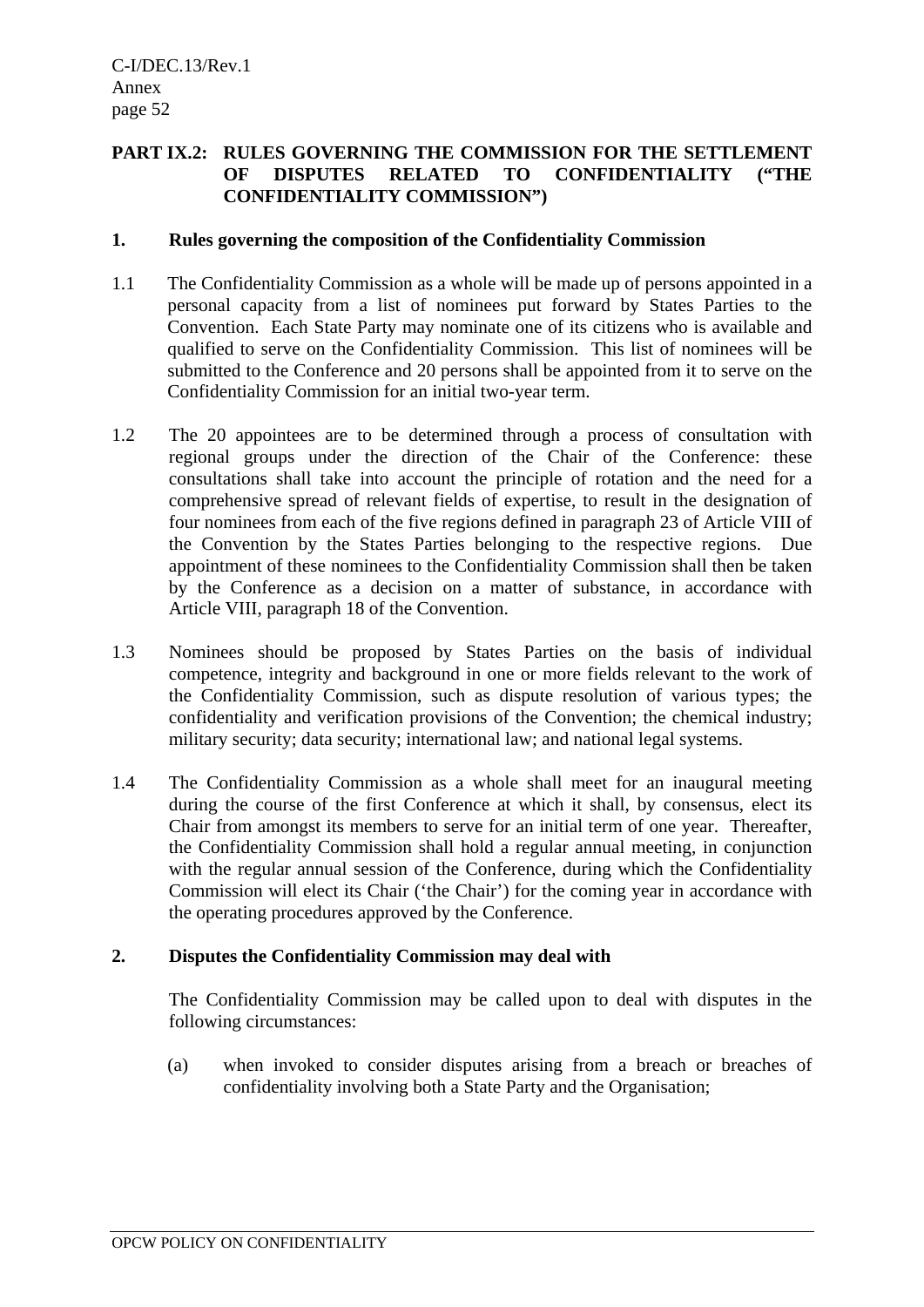## PART IX.2: RULES GOVERNING THE COMMISSION FOR THE SETTLEMENT OF DISPUTES RELATED TO CONFIDENTIALITY ("THE CONFIDENTIALITY COMMISSION")

### 1. Rules governing the composition of the Confidentiality Commission

1.1 The Confidentiality Commission as a whole will be made up of persons appointed in a personal capacity from a list of nominees put forward by States Parties to the Convention. Each State Party may nominate one of its citizens who is available and qualified to serve on the Confidentiality Commission. This list of nominees will be submitted to the Conference and 20 persons shall be appointed from it to serve on the Confidentiality Commission for an initial two-year term.

1.2 The 20 appointees are to be determined through a process of consultation with regional groups under the direction of the Chair of the Conference: these consultations shall take into account the principle of rotation and the need for a comprehensive spread of relevant fields of expertise, to result in the designation of four nominees from each of the five regions defined in paragraph 23 of Article VIII of the Convention by the States Parties belonging to the respective regions. Due appointment of these nominees to the Confidentiality Commission shall then be taken by the Conference as a decision on a matter of substance, in accordance with Article VIII, paragraph 18 of the Convention.

1.3 Nominees should be proposed by States Parties on the basis of individual competence, integrity and background in one or more fields relevant to the work of the Confidentiality Commission, such as dispute resolution of various types; the confidentiality and verification provisions of the Convention; the chemical industry; military security; data security; international law; and national legal systems.

1.4 The Confidentiality Commission as a whole shall meet for an inaugural meeting during the course of the first Conference at which it shall, by consensus, elect its Chair from amongst its members to serve for an initial term of one year. Thereafter, the Confidentiality Commission shall hold a regular annual meeting, in conjunction with the regular annual session of the Conference, during which the Confidentiality Commission will elect its Chair ('the Chair') for the coming year in accordance with the operating procedures approved by the Conference.

### 2. Disputes the Confidentiality Commission may deal with

The Confidentiality Commission may be called upon to deal with disputes in the following circumstances:

(a) when invoked to consider disputes arising from a breach or breaches of confidentiality involving both a State Party and the Organisation;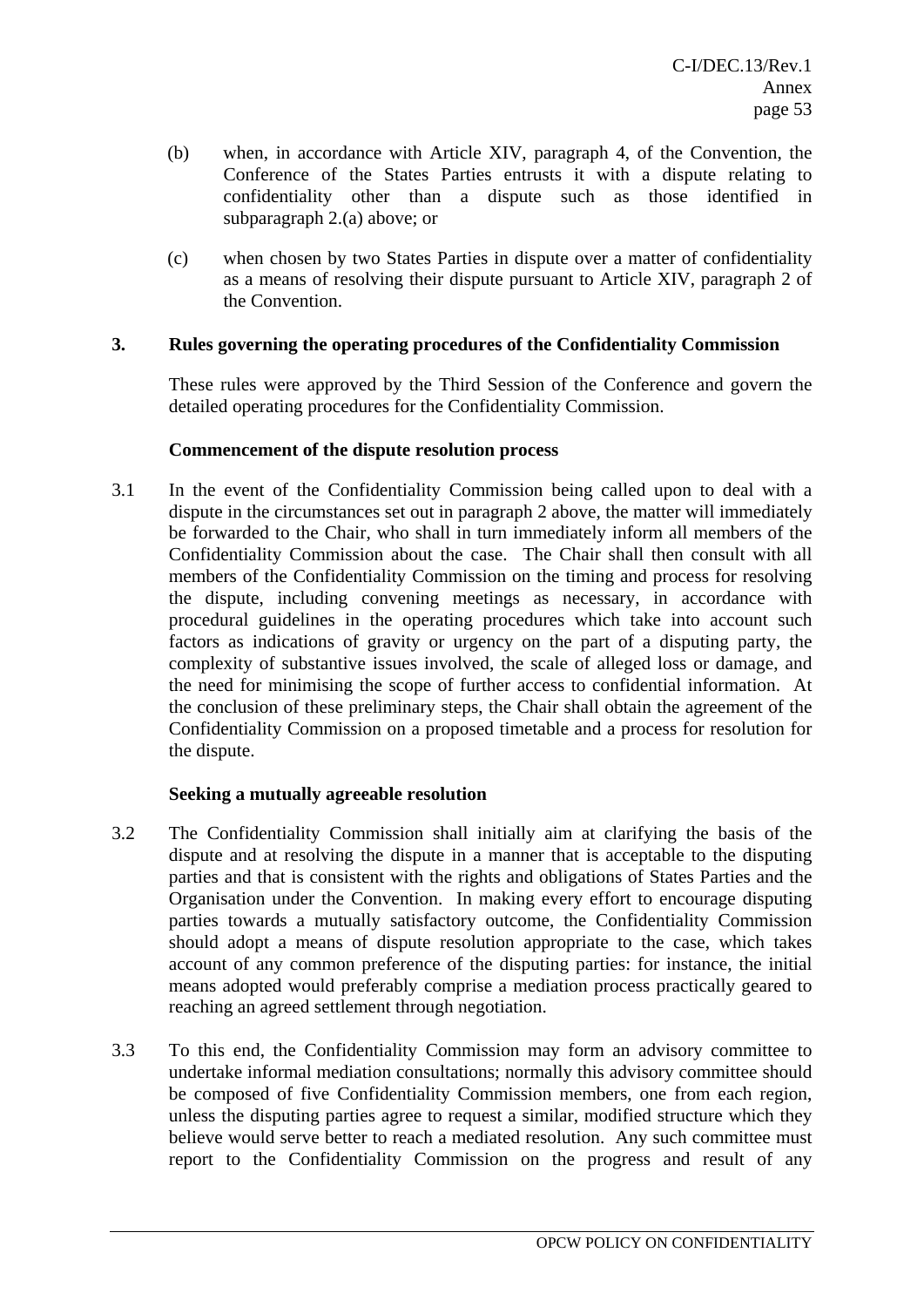(b) when, in accordance with Article XIV, paragraph 4, of the Convention, the Conference of the States Parties entrusts it with a dispute relating to confidentiality other than a dispute such as those identified in subparagraph 2.(a) above; or

(c) when chosen by two States Parties in dispute over a matter of confidentiality as a means of resolving their dispute pursuant to Article XIV, paragraph 2 of the Convention.

## 3. Rules governing the operating procedures of the Confidentiality Commission

These rules were approved by the Third Session of the Conference and govern the detailed operating procedures for the Confidentiality Commission.

### Commencement of the dispute resolution process

3.1 In the event of the Confidentiality Commission being called upon to deal with a dispute in the circumstances set out in paragraph 2 above, the matter will immediately be forwarded to the Chair, who shall in turn immediately inform all members of the Confidentiality Commission about the case. The Chair shall then consult with all members of the Confidentiality Commission on the timing and process for resolving the dispute, including convening meetings as necessary, in accordance with procedural guidelines in the operating procedures which take into account such factors as indications of gravity or urgency on the part of a disputing party, the complexity of substantive issues involved, the scale of alleged loss or damage, and the need for minimising the scope of further access to confidential information. At the conclusion of these preliminary steps, the Chair shall obtain the agreement of the Confidentiality Commission on a proposed timetable and a process for resolution for the dispute.

### Seeking a mutually agreeable resolution

3.2 The Confidentiality Commission shall initially aim at clarifying the basis of the dispute and at resolving the dispute in a manner that is acceptable to the disputing parties and that is consistent with the rights and obligations of States Parties and the Organisation under the Convention. In making every effort to encourage disputing parties towards a mutually satisfactory outcome, the Confidentiality Commission should adopt a means of dispute resolution appropriate to the case, which takes account of any common preference of the disputing parties: for instance, the initial means adopted would preferably comprise a mediation process practically geared to reaching an agreed settlement through negotiation.

3.3 To this end, the Confidentiality Commission may form an advisory committee to undertake informal mediation consultations; normally this advisory committee should be composed of five Confidentiality Commission members, one from each region, unless the disputing parties agree to request a similar, modified structure which they believe would serve better to reach a mediated resolution. Any such committee must report to the Confidentiality Commission on the progress and result of any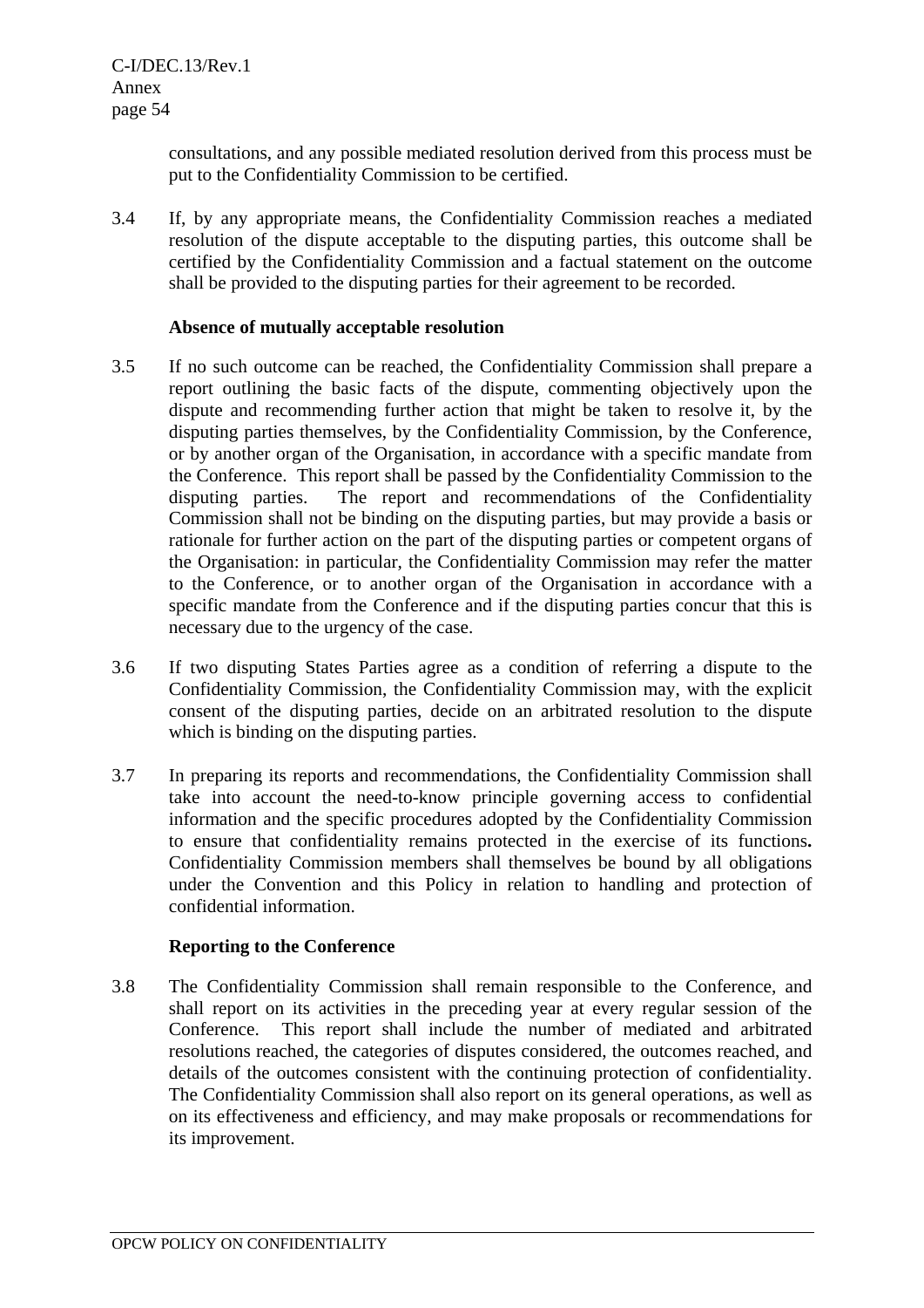consultations, and any possible mediated resolution derived from this process must be put to the Confidentiality Commission to be certified.

3.4 If, by any appropriate means, the Confidentiality Commission reaches a mediated resolution of the dispute acceptable to the disputing parties, this outcome shall be certified by the Confidentiality Commission and a factual statement on the outcome shall be provided to the disputing parties for their agreement to be recorded.

**Absence of mutually acceptable resolution**

3.5 If no such outcome can be reached, the Confidentiality Commission shall prepare a report outlining the basic facts of the dispute, commenting objectively upon the dispute and recommending further action that might be taken to resolve it, by the disputing parties themselves, by the Confidentiality Commission, by the Conference, or by another organ of the Organisation, in accordance with a specific mandate from the Conference. This report shall be passed by the Confidentiality Commission to the disputing parties. The report and recommendations of the Confidentiality Commission shall not be binding on the disputing parties, but may provide a basis or rationale for further action on the part of the disputing parties or competent organs of the Organisation: in particular, the Confidentiality Commission may refer the matter to the Conference, or to another organ of the Organisation in accordance with a specific mandate from the Conference and if the disputing parties concur that this is necessary due to the urgency of the case.

3.6 If two disputing States Parties agree as a condition of referring a dispute to the Confidentiality Commission, the Confidentiality Commission may, with the explicit consent of the disputing parties, decide on an arbitrated resolution to the dispute which is binding on the disputing parties.

3.7 In preparing its reports and recommendations, the Confidentiality Commission shall take into account the need-to-know principle governing access to confidential information and the specific procedures adopted by the Confidentiality Commission to ensure that confidentiality remains protected in the exercise of its functions**.** Confidentiality Commission members shall themselves be bound by all obligations under the Convention and this Policy in relation to handling and protection of confidential information.

**Reporting to the Conference**

3.8 The Confidentiality Commission shall remain responsible to the Conference, and shall report on its activities in the preceding year at every regular session of the Conference. This report shall include the number of mediated and arbitrated resolutions reached, the categories of disputes considered, the outcomes reached, and details of the outcomes consistent with the continuing protection of confidentiality. The Confidentiality Commission shall also report on its general operations, as well as on its effectiveness and efficiency, and may make proposals or recommendations for its improvement.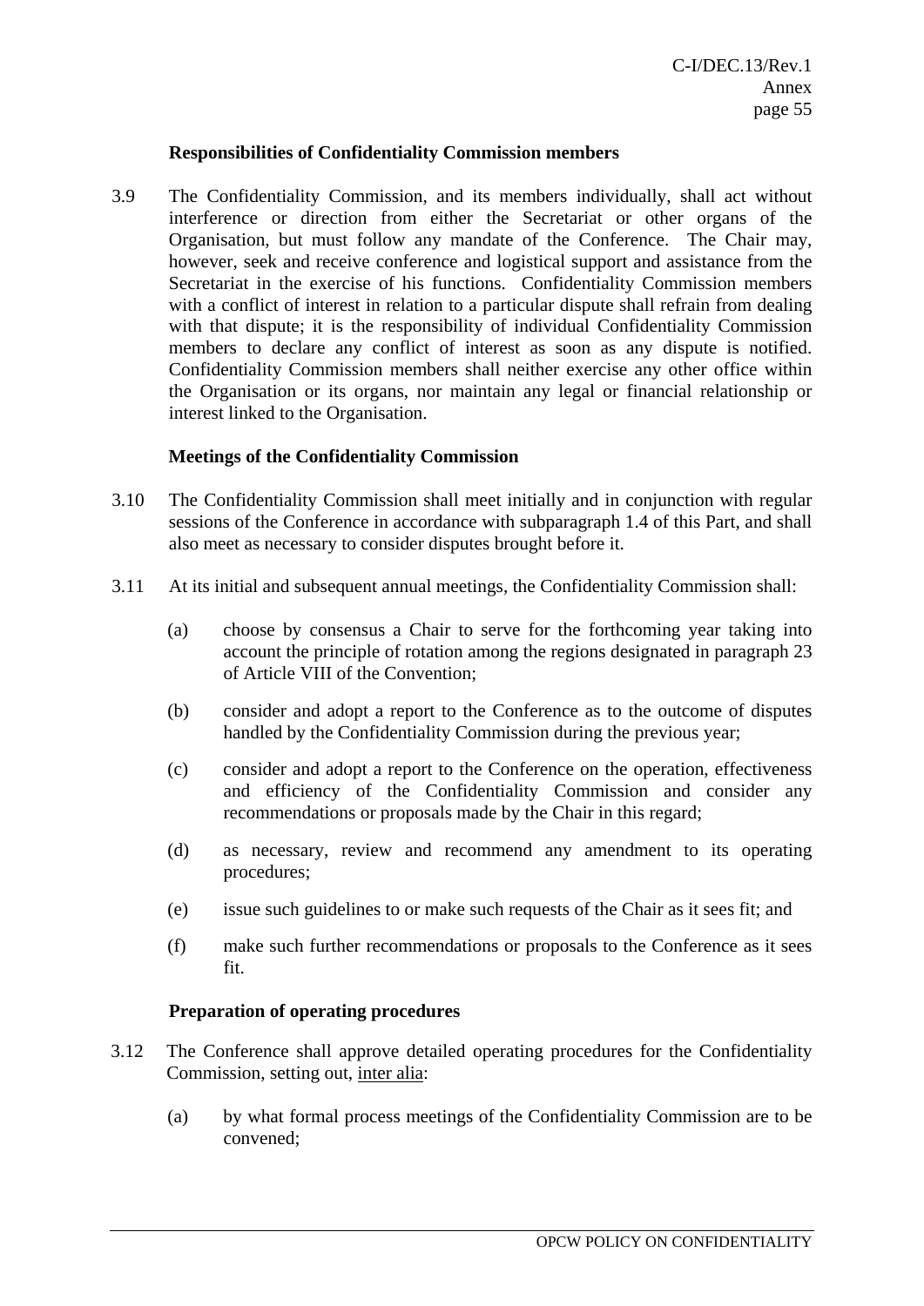**Responsibilities of Confidentiality Commission members**

3.9 The Confidentiality Commission, and its members individually, shall act without interference or direction from either the Secretariat or other organs of the Organisation, but must follow any mandate of the Conference. The Chair may, however, seek and receive conference and logistical support and assistance from the Secretariat in the exercise of his functions. Confidentiality Commission members with a conflict of interest in relation to a particular dispute shall refrain from dealing with that dispute; it is the responsibility of individual Confidentiality Commission members to declare any conflict of interest as soon as any dispute is notified. Confidentiality Commission members shall neither exercise any other office within the Organisation or its organs, nor maintain any legal or financial relationship or interest linked to the Organisation.

**Meetings of the Confidentiality Commission**

3.10 The Confidentiality Commission shall meet initially and in conjunction with regular sessions of the Conference in accordance with subparagraph 1.4 of this Part, and shall also meet as necessary to consider disputes brought before it.

3.11 At its initial and subsequent annual meetings, the Confidentiality Commission shall:

(a) choose by consensus a Chair to serve for the forthcoming year taking into account the principle of rotation among the regions designated in paragraph 23 of Article VIII of the Convention;

(b) consider and adopt a report to the Conference as to the outcome of disputes handled by the Confidentiality Commission during the previous year;

(c) consider and adopt a report to the Conference on the operation, effectiveness and efficiency of the Confidentiality Commission and consider any recommendations or proposals made by the Chair in this regard;

(d) as necessary, review and recommend any amendment to its operating procedures;

(e) issue such guidelines to or make such requests of the Chair as it sees fit; and

(f) make such further recommendations or proposals to the Conference as it sees fit.

**Preparation of operating procedures**

3.12 The Conference shall approve detailed operating procedures for the Confidentiality Commission, setting out, inter alia:

(a) by what formal process meetings of the Confidentiality Commission are to be convened;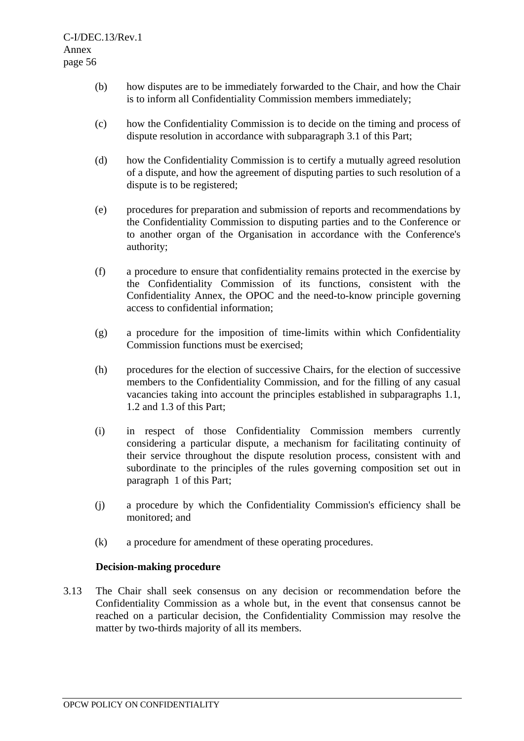(b) how disputes are to be immediately forwarded to the Chair, and how the Chair is to inform all Confidentiality Commission members immediately;

(c) how the Confidentiality Commission is to decide on the timing and process of dispute resolution in accordance with subparagraph 3.1 of this Part;

(d) how the Confidentiality Commission is to certify a mutually agreed resolution of a dispute, and how the agreement of disputing parties to such resolution of a dispute is to be registered;

(e) procedures for preparation and submission of reports and recommendations by the Confidentiality Commission to disputing parties and to the Conference or to another organ of the Organisation in accordance with the Conference's authority;

(f) a procedure to ensure that confidentiality remains protected in the exercise by the Confidentiality Commission of its functions, consistent with the Confidentiality Annex, the OPOC and the need-to-know principle governing access to confidential information;

(g) a procedure for the imposition of time-limits within which Confidentiality Commission functions must be exercised;

(h) procedures for the election of successive Chairs, for the election of successive members to the Confidentiality Commission, and for the filling of any casual vacancies taking into account the principles established in subparagraphs 1.1, 1.2 and 1.3 of this Part;

(i) in respect of those Confidentiality Commission members currently considering a particular dispute, a mechanism for facilitating continuity of their service throughout the dispute resolution process, consistent with and subordinate to the principles of the rules governing composition set out in paragraph 1 of this Part;

(j) a procedure by which the Confidentiality Commission's efficiency shall be monitored; and

(k) a procedure for amendment of these operating procedures.

**Decision-making procedure**

3.13 The Chair shall seek consensus on any decision or recommendation before the Confidentiality Commission as a whole but, in the event that consensus cannot be reached on a particular decision, the Confidentiality Commission may resolve the matter by two-thirds majority of all its members.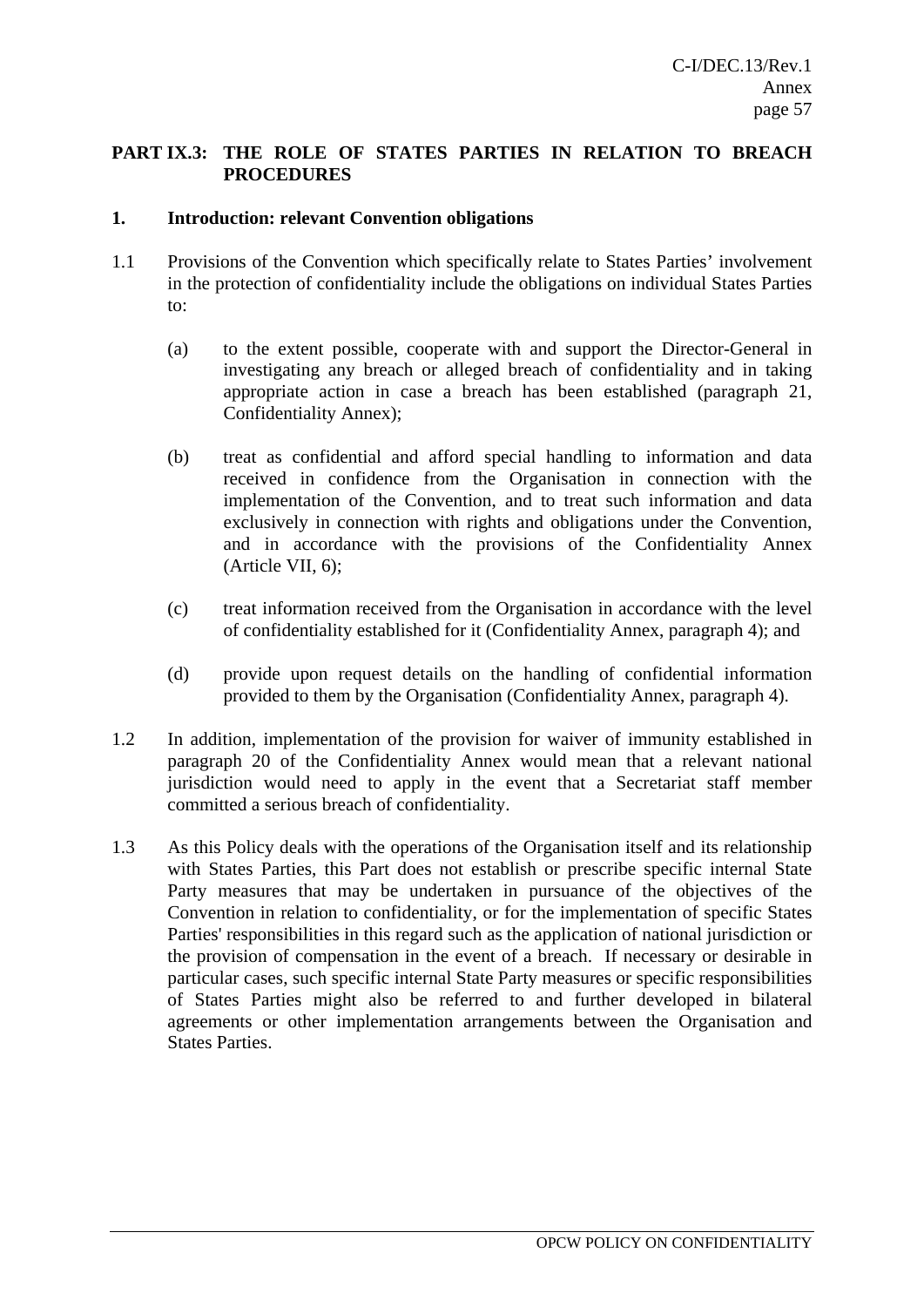## PART IX.3: THE ROLE OF STATES PARTIES IN RELATION TO BREACH PROCEDURES

### 1. Introduction: relevant Convention obligations

1.1 Provisions of the Convention which specifically relate to States Parties' involvement in the protection of confidentiality include the obligations on individual States Parties to:

(a) to the extent possible, cooperate with and support the Director-General in investigating any breach or alleged breach of confidentiality and in taking appropriate action in case a breach has been established (paragraph 21, Confidentiality Annex);

(b) treat as confidential and afford special handling to information and data received in confidence from the Organisation in connection with the implementation of the Convention, and to treat such information and data exclusively in connection with rights and obligations under the Convention, and in accordance with the provisions of the Confidentiality Annex (Article VII, 6);

(c) treat information received from the Organisation in accordance with the level of confidentiality established for it (Confidentiality Annex, paragraph 4); and

(d) provide upon request details on the handling of confidential information provided to them by the Organisation (Confidentiality Annex, paragraph 4).

1.2 In addition, implementation of the provision for waiver of immunity established in paragraph 20 of the Confidentiality Annex would mean that a relevant national jurisdiction would need to apply in the event that a Secretariat staff member committed a serious breach of confidentiality.

1.3 As this Policy deals with the operations of the Organisation itself and its relationship with States Parties, this Part does not establish or prescribe specific internal State Party measures that may be undertaken in pursuance of the objectives of the Convention in relation to confidentiality, or for the implementation of specific States Parties' responsibilities in this regard such as the application of national jurisdiction or the provision of compensation in the event of a breach. If necessary or desirable in particular cases, such specific internal State Party measures or specific responsibilities of States Parties might also be referred to and further developed in bilateral agreements or other implementation arrangements between the Organisation and States Parties.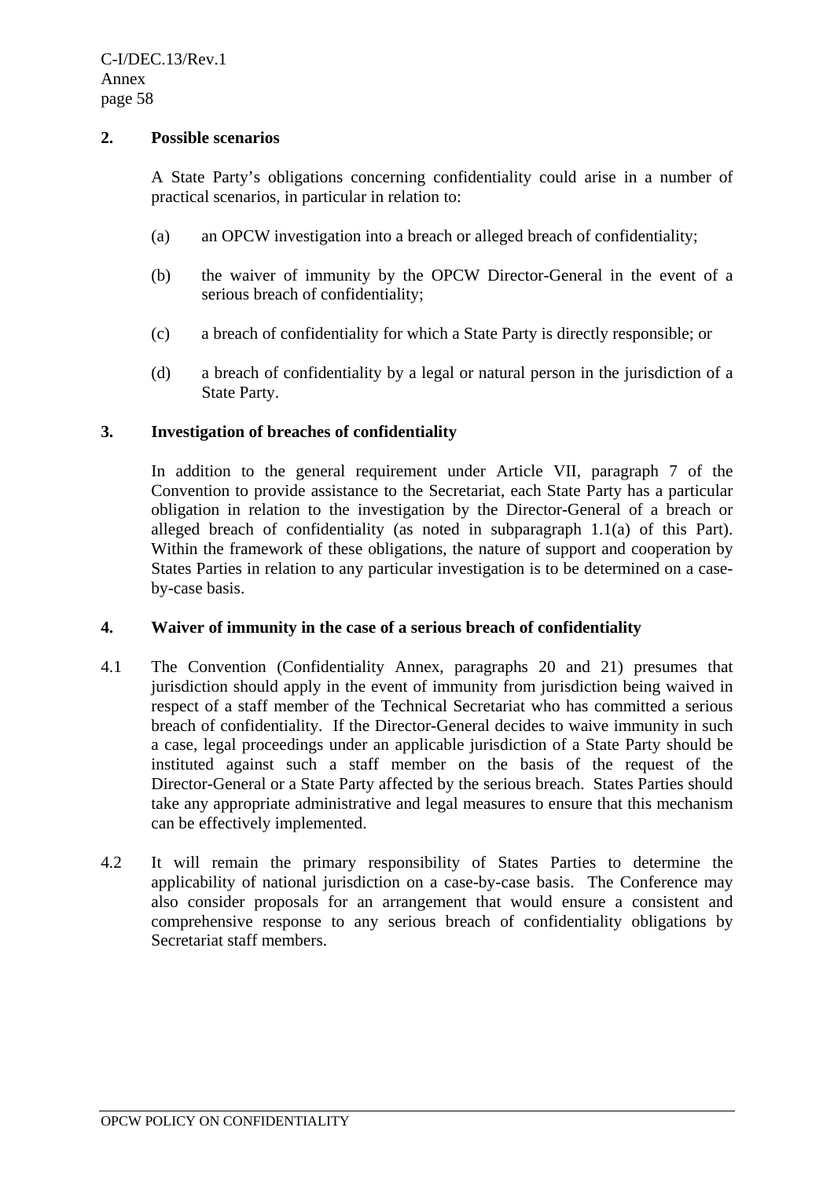## 2. Possible scenarios

A State Party's obligations concerning confidentiality could arise in a number of practical scenarios, in particular in relation to:

(a) an OPCW investigation into a breach or alleged breach of confidentiality;

(b) the waiver of immunity by the OPCW Director-General in the event of a serious breach of confidentiality;

(c) a breach of confidentiality for which a State Party is directly responsible; or

(d) a breach of confidentiality by a legal or natural person in the jurisdiction of a State Party.

## 3. Investigation of breaches of confidentiality

In addition to the general requirement under Article VII, paragraph 7 of the Convention to provide assistance to the Secretariat, each State Party has a particular obligation in relation to the investigation by the Director-General of a breach or alleged breach of confidentiality (as noted in subparagraph 1.1(a) of this Part). Within the framework of these obligations, the nature of support and cooperation by States Parties in relation to any particular investigation is to be determined on a case-by-case basis.

## 4. Waiver of immunity in the case of a serious breach of confidentiality

4.1 The Convention (Confidentiality Annex, paragraphs 20 and 21) presumes that jurisdiction should apply in the event of immunity from jurisdiction being waived in respect of a staff member of the Technical Secretariat who has committed a serious breach of confidentiality. If the Director-General decides to waive immunity in such a case, legal proceedings under an applicable jurisdiction of a State Party should be instituted against such a staff member on the basis of the request of the Director-General or a State Party affected by the serious breach. States Parties should take any appropriate administrative and legal measures to ensure that this mechanism can be effectively implemented.

4.2 It will remain the primary responsibility of States Parties to determine the applicability of national jurisdiction on a case-by-case basis. The Conference may also consider proposals for an arrangement that would ensure a consistent and comprehensive response to any serious breach of confidentiality obligations by Secretariat staff members.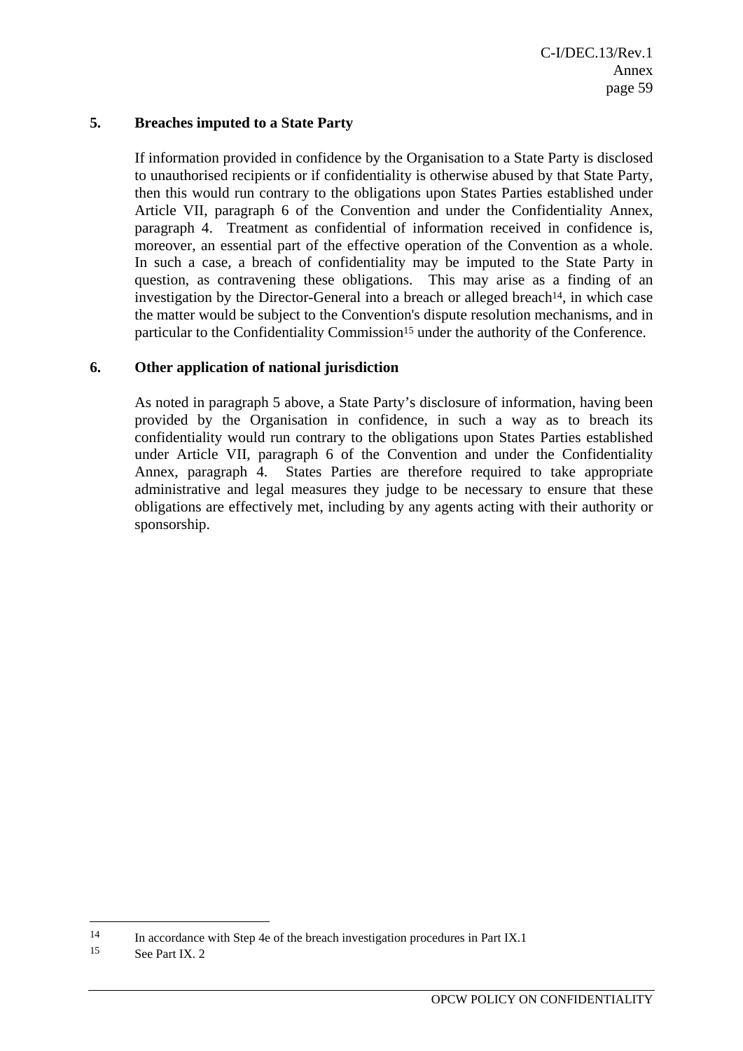## 5. Breaches imputed to a State Party

If information provided in confidence by the Organisation to a State Party is disclosed to unauthorised recipients or if confidentiality is otherwise abused by that State Party, then this would run contrary to the obligations upon States Parties established under Article VII, paragraph 6 of the Convention and under the Confidentiality Annex, paragraph 4. Treatment as confidential of information received in confidence is, moreover, an essential part of the effective operation of the Convention as a whole. In such a case, a breach of confidentiality may be imputed to the State Party in question, as contravening these obligations. This may arise as a finding of an investigation by the Director-General into a breach or alleged breach[14], in which case the matter would be subject to the Convention's dispute resolution mechanisms, and in particular to the Confidentiality Commission[15] under the authority of the Conference.

## 6. Other application of national jurisdiction

As noted in paragraph 5 above, a State Party's disclosure of information, having been provided by the Organisation in confidence, in such a way as to breach its confidentiality would run contrary to the obligations upon States Parties established under Article VII, paragraph 6 of the Convention and under the Confidentiality Annex, paragraph 4. States Parties are therefore required to take appropriate administrative and legal measures they judge to be necessary to ensure that these obligations are effectively met, including by any agents acting with their authority or sponsorship.

---

[14] In accordance with Step 4e of the breach investigation procedures in Part IX.1

[15] See Part IX. 2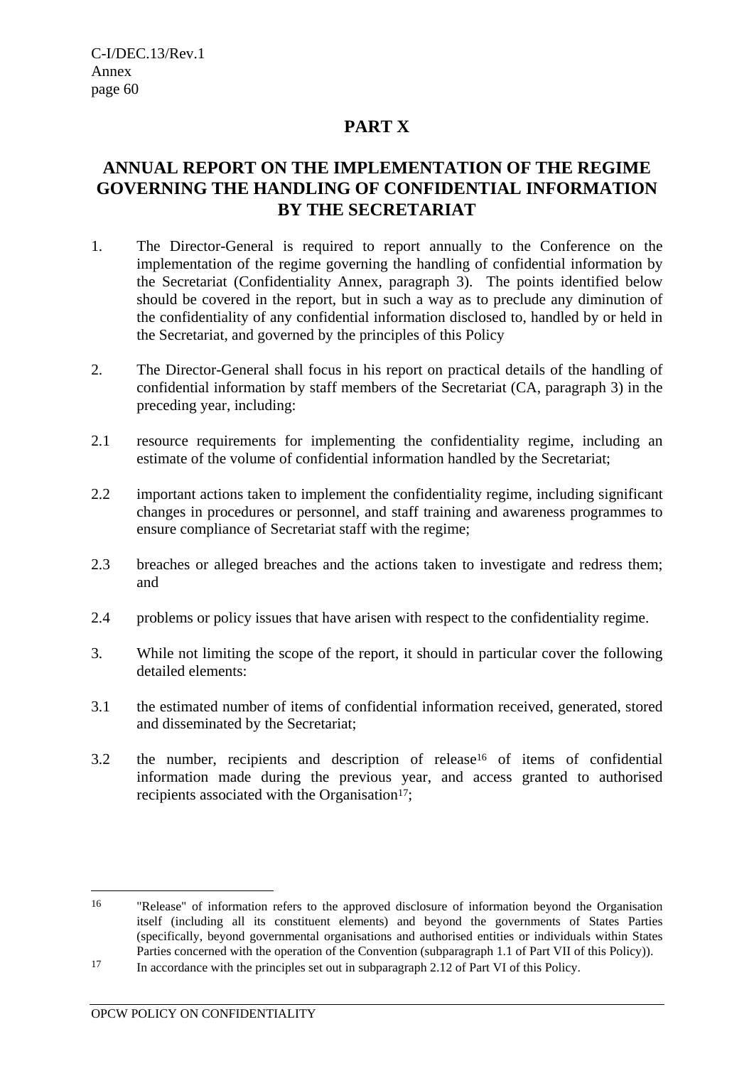# PART X

## ANNUAL REPORT ON THE IMPLEMENTATION OF THE REGIME GOVERNING THE HANDLING OF CONFIDENTIAL INFORMATION BY THE SECRETARIAT

1. The Director-General is required to report annually to the Conference on the implementation of the regime governing the handling of confidential information by the Secretariat (Confidentiality Annex, paragraph 3). The points identified below should be covered in the report, but in such a way as to preclude any diminution of the confidentiality of any confidential information disclosed to, handled by or held in the Secretariat, and governed by the principles of this Policy

2. The Director-General shall focus in his report on practical details of the handling of confidential information by staff members of the Secretariat (CA, paragraph 3) in the preceding year, including:

2.1 resource requirements for implementing the confidentiality regime, including an estimate of the volume of confidential information handled by the Secretariat;

2.2 important actions taken to implement the confidentiality regime, including significant changes in procedures or personnel, and staff training and awareness programmes to ensure compliance of Secretariat staff with the regime;

2.3 breaches or alleged breaches and the actions taken to investigate and redress them; and

2.4 problems or policy issues that have arisen with respect to the confidentiality regime.

3. While not limiting the scope of the report, it should in particular cover the following detailed elements:

3.1 the estimated number of items of confidential information received, generated, stored and disseminated by the Secretariat;

3.2 the number, recipients and description of release[16] of items of confidential information made during the previous year, and access granted to authorised recipients associated with the Organisation[17];

---

[16] "Release" of information refers to the approved disclosure of information beyond the Organisation itself (including all its constituent elements) and beyond the governments of States Parties (specifically, beyond governmental organisations and authorised entities or individuals within States Parties concerned with the operation of the Convention (subparagraph 1.1 of Part VII of this Policy)).

[17] In accordance with the principles set out in subparagraph 2.12 of Part VI of this Policy.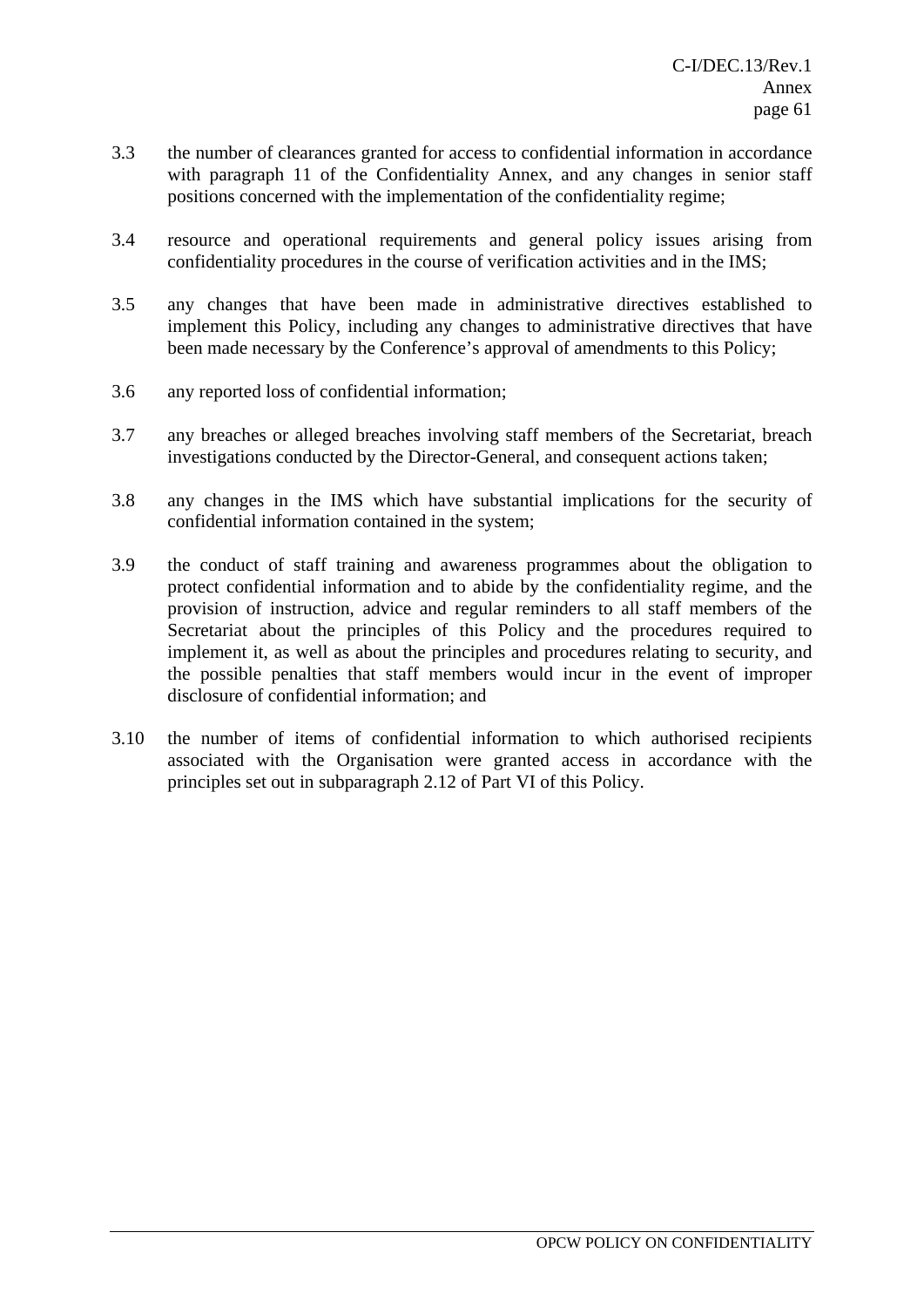3.3 the number of clearances granted for access to confidential information in accordance with paragraph 11 of the Confidentiality Annex, and any changes in senior staff positions concerned with the implementation of the confidentiality regime;

3.4 resource and operational requirements and general policy issues arising from confidentiality procedures in the course of verification activities and in the IMS;

3.5 any changes that have been made in administrative directives established to implement this Policy, including any changes to administrative directives that have been made necessary by the Conference's approval of amendments to this Policy;

3.6 any reported loss of confidential information;

3.7 any breaches or alleged breaches involving staff members of the Secretariat, breach investigations conducted by the Director-General, and consequent actions taken;

3.8 any changes in the IMS which have substantial implications for the security of confidential information contained in the system;

3.9 the conduct of staff training and awareness programmes about the obligation to protect confidential information and to abide by the confidentiality regime, and the provision of instruction, advice and regular reminders to all staff members of the Secretariat about the principles of this Policy and the procedures required to implement it, as well as about the principles and procedures relating to security, and the possible penalties that staff members would incur in the event of improper disclosure of confidential information; and

3.10 the number of items of confidential information to which authorised recipients associated with the Organisation were granted access in accordance with the principles set out in subparagraph 2.12 of Part VI of this Policy.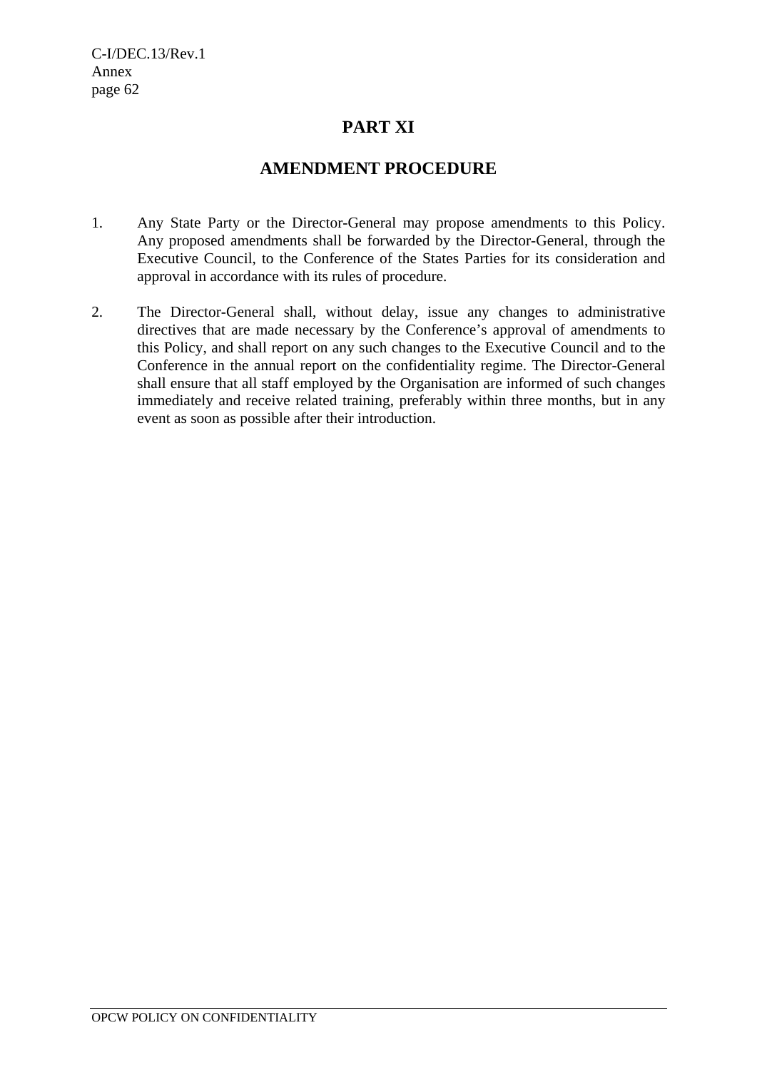# PART XI

## AMENDMENT PROCEDURE

1. Any State Party or the Director-General may propose amendments to this Policy. Any proposed amendments shall be forwarded by the Director-General, through the Executive Council, to the Conference of the States Parties for its consideration and approval in accordance with its rules of procedure.

2. The Director-General shall, without delay, issue any changes to administrative directives that are made necessary by the Conference's approval of amendments to this Policy, and shall report on any such changes to the Executive Council and to the Conference in the annual report on the confidentiality regime. The Director-General shall ensure that all staff employed by the Organisation are informed of such changes immediately and receive related training, preferably within three months, but in any event as soon as possible after their introduction.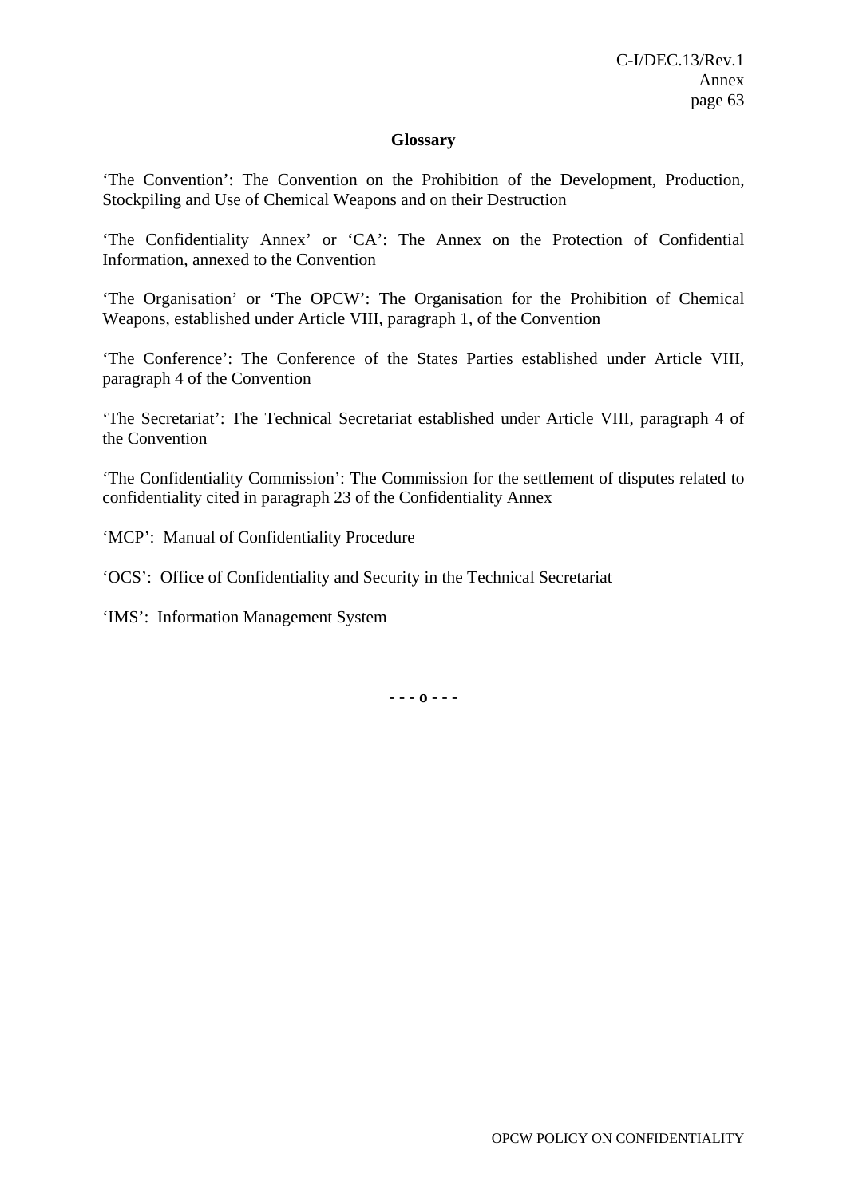## Glossary

'The Convention': The Convention on the Prohibition of the Development, Production, Stockpiling and Use of Chemical Weapons and on their Destruction

'The Confidentiality Annex' or 'CA': The Annex on the Protection of Confidential Information, annexed to the Convention

'The Organisation' or 'The OPCW': The Organisation for the Prohibition of Chemical Weapons, established under Article VIII, paragraph 1, of the Convention

'The Conference': The Conference of the States Parties established under Article VIII, paragraph 4 of the Convention

'The Secretariat': The Technical Secretariat established under Article VIII, paragraph 4 of the Convention

'The Confidentiality Commission': The Commission for the settlement of disputes related to confidentiality cited in paragraph 23 of the Confidentiality Annex

'MCP': Manual of Confidentiality Procedure

'OCS': Office of Confidentiality and Security in the Technical Secretariat

'IMS': Information Management System

**- - - o - - -**